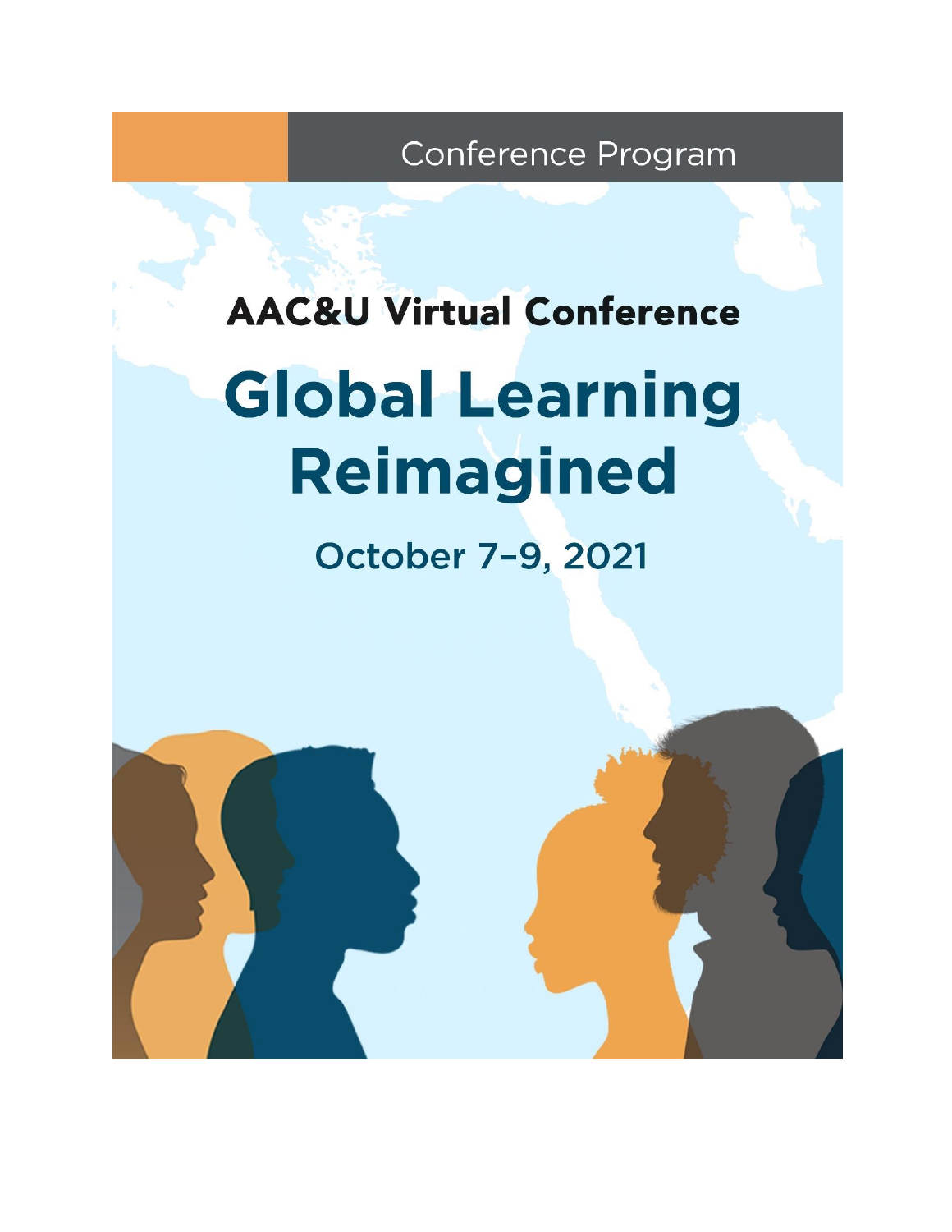Conference Program

## AAC&U Virtual Conference

# Global Learning Reimagined

October 7–9, 2021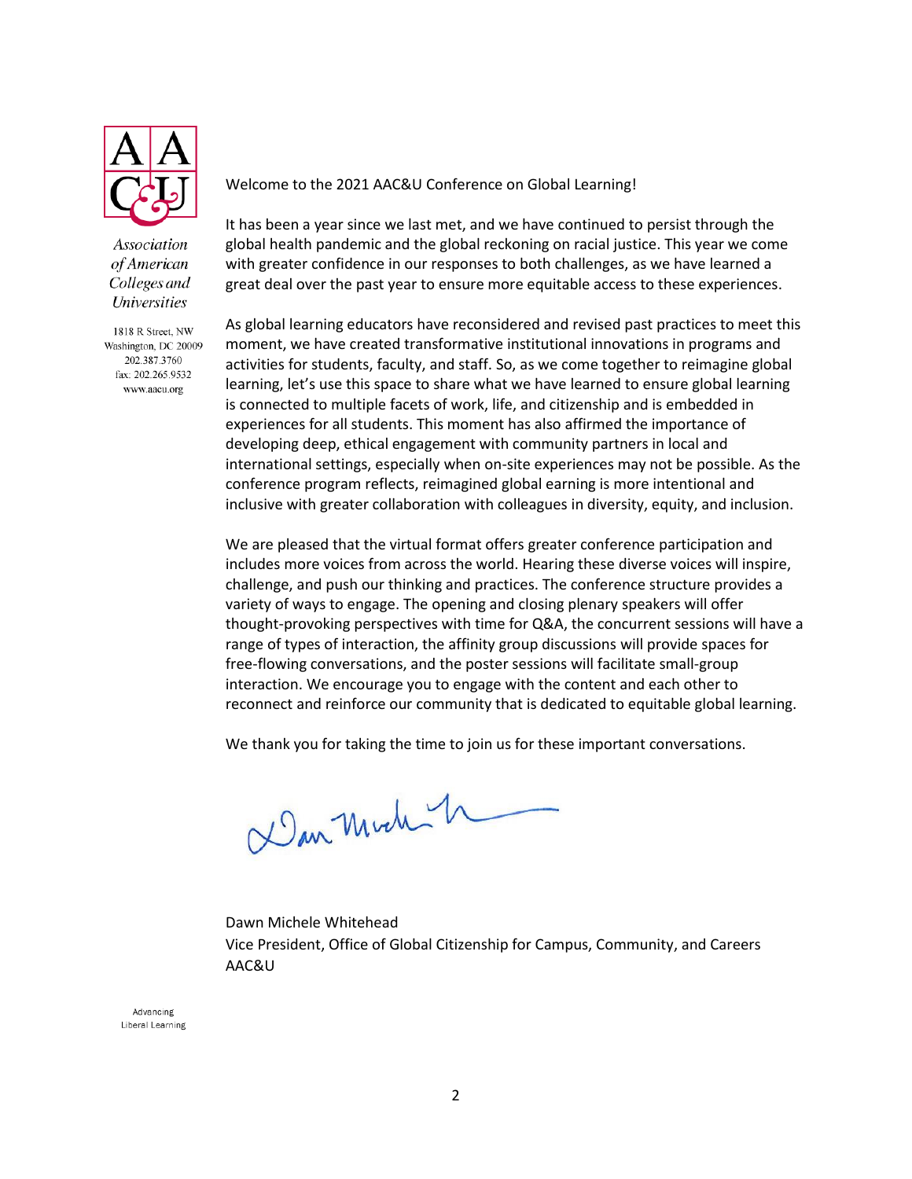Association of American Colleges and Universities

1818 R Street, NW
Washington, DC 20009
202.387.3760
fax: 202.265.9532
www.aacu.org

Welcome to the 2021 AAC&U Conference on Global Learning!

It has been a year since we last met, and we have continued to persist through the global health pandemic and the global reckoning on racial justice. This year we come with greater confidence in our responses to both challenges, as we have learned a great deal over the past year to ensure more equitable access to these experiences.

As global learning educators have reconsidered and revised past practices to meet this moment, we have created transformative institutional innovations in programs and activities for students, faculty, and staff. So, as we come together to reimagine global learning, let's use this space to share what we have learned to ensure global learning is connected to multiple facets of work, life, and citizenship and is embedded in experiences for all students. This moment has also affirmed the importance of developing deep, ethical engagement with community partners in local and international settings, especially when on-site experiences may not be possible. As the conference program reflects, reimagined global earning is more intentional and inclusive with greater collaboration with colleagues in diversity, equity, and inclusion.

We are pleased that the virtual format offers greater conference participation and includes more voices from across the world. Hearing these diverse voices will inspire, challenge, and push our thinking and practices. The conference structure provides a variety of ways to engage. The opening and closing plenary speakers will offer thought-provoking perspectives with time for Q&A, the concurrent sessions will have a range of types of interaction, the affinity group discussions will provide spaces for free-flowing conversations, and the poster sessions will facilitate small-group interaction. We encourage you to engage with the content and each other to reconnect and reinforce our community that is dedicated to equitable global learning.

We thank you for taking the time to join us for these important conversations.

Dawn Michele Whitehead
Vice President, Office of Global Citizenship for Campus, Community, and Careers
AAC&U

Advancing Liberal Learning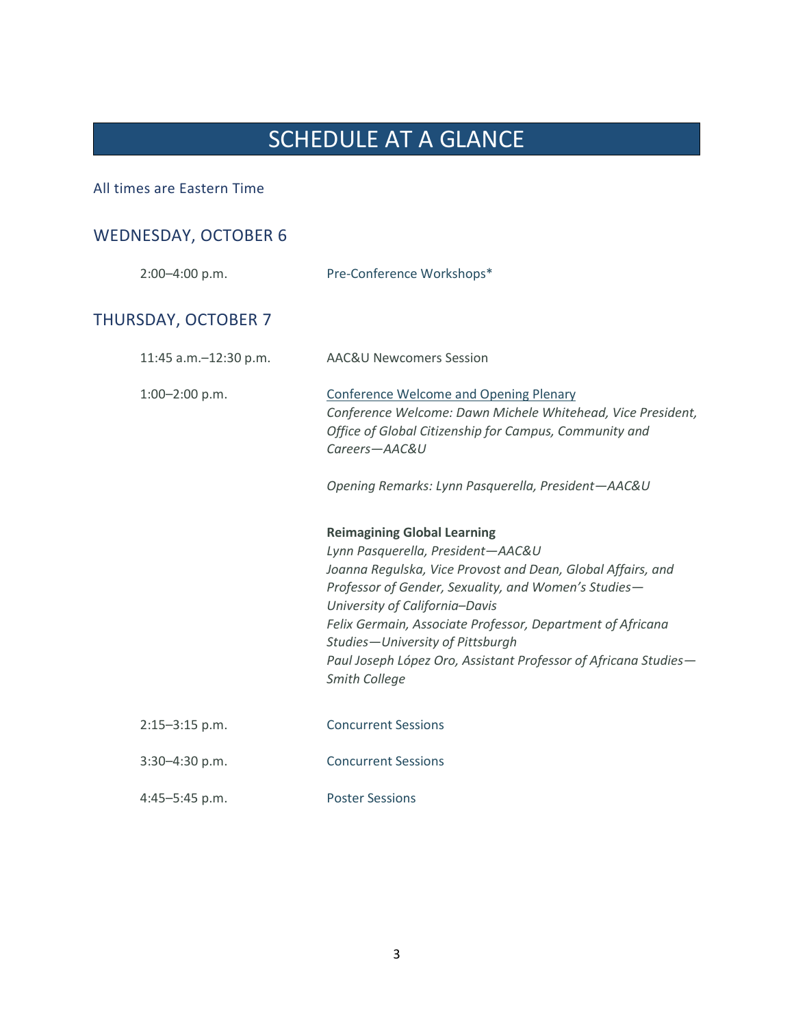# SCHEDULE AT A GLANCE

All times are Eastern Time

## WEDNESDAY, OCTOBER 6

2:00–4:00 p.m. Pre-Conference Workshops*

## THURSDAY, OCTOBER 7

11:45 a.m.–12:30 p.m. AAC&U Newcomers Session

1:00–2:00 p.m. Conference Welcome and Opening Plenary

*Conference Welcome: Dawn Michele Whitehead, Vice President, Office of Global Citizenship for Campus, Community and Careers—AAC&U*

*Opening Remarks: Lynn Pasquerella, President—AAC&U*

**Reimagining Global Learning**
*Lynn Pasquerella, President—AAC&U*
*Joanna Regulska, Vice Provost and Dean, Global Affairs, and Professor of Gender, Sexuality, and Women's Studies—University of California–Davis*
*Felix Germain, Associate Professor, Department of Africana Studies—University of Pittsburgh*
*Paul Joseph López Oro, Assistant Professor of Africana Studies—Smith College*

2:15–3:15 p.m. Concurrent Sessions

3:30–4:30 p.m. Concurrent Sessions

4:45–5:45 p.m. Poster Sessions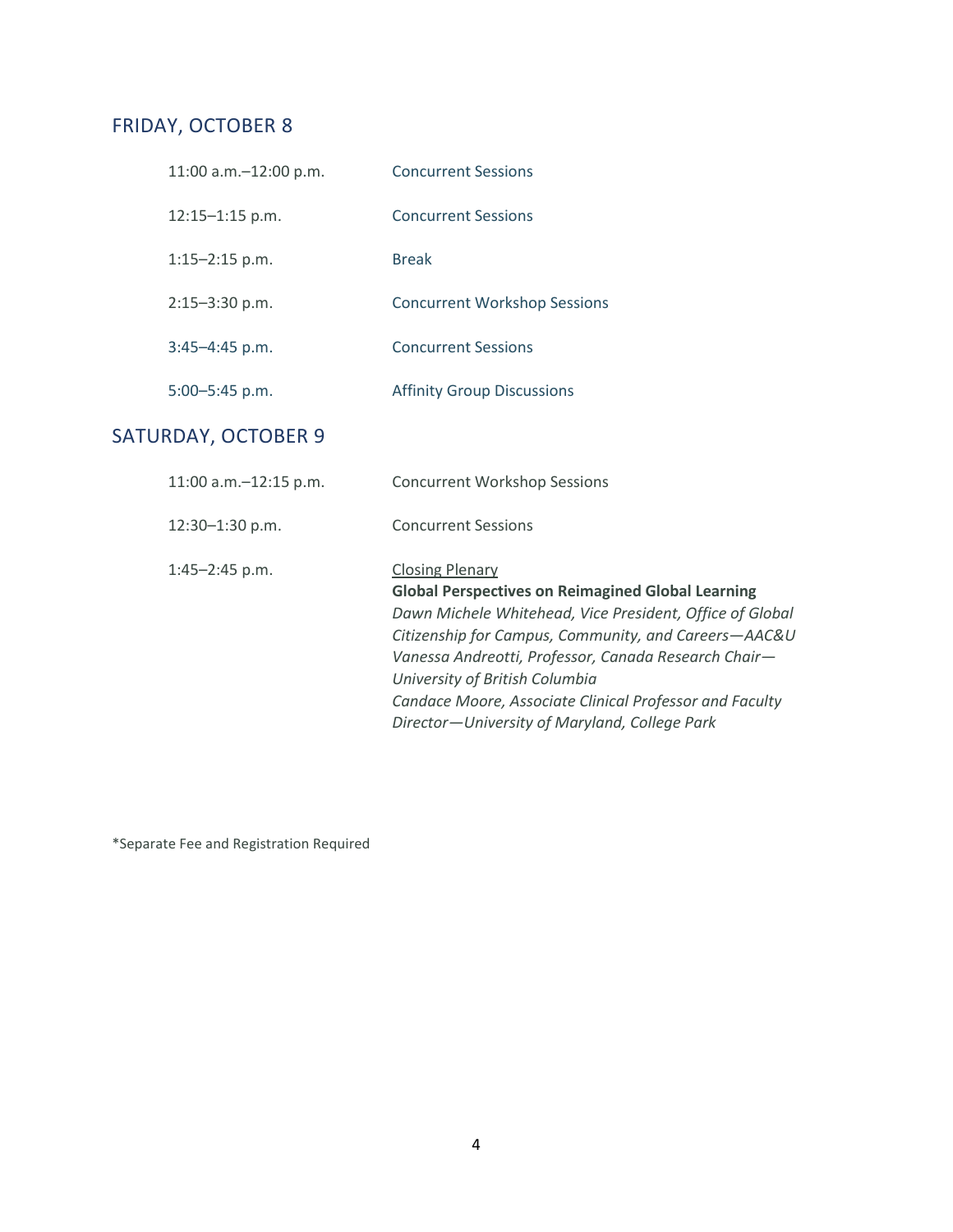## FRIDAY, OCTOBER 8

| | |
|---|---|
| 11:00 a.m.–12:00 p.m. | Concurrent Sessions |
| 12:15–1:15 p.m. | Concurrent Sessions |
| 1:15–2:15 p.m. | Break |
| 2:15–3:30 p.m. | Concurrent Workshop Sessions |
| 3:45–4:45 p.m. | Concurrent Sessions |
| 5:00–5:45 p.m. | Affinity Group Discussions |

## SATURDAY, OCTOBER 9

| | |
|---|---|
| 11:00 a.m.–12:15 p.m. | Concurrent Workshop Sessions |
| 12:30–1:30 p.m. | Concurrent Sessions |
| 1:45–2:45 p.m. | Closing Plenary<br>**Global Perspectives on Reimagined Global Learning**<br>*Dawn Michele Whitehead, Vice President, Office of Global Citizenship for Campus, Community, and Careers—AAC&U*<br>*Vanessa Andreotti, Professor, Canada Research Chair—University of British Columbia*<br>*Candace Moore, Associate Clinical Professor and Faculty Director—University of Maryland, College Park* |

*Separate Fee and Registration Required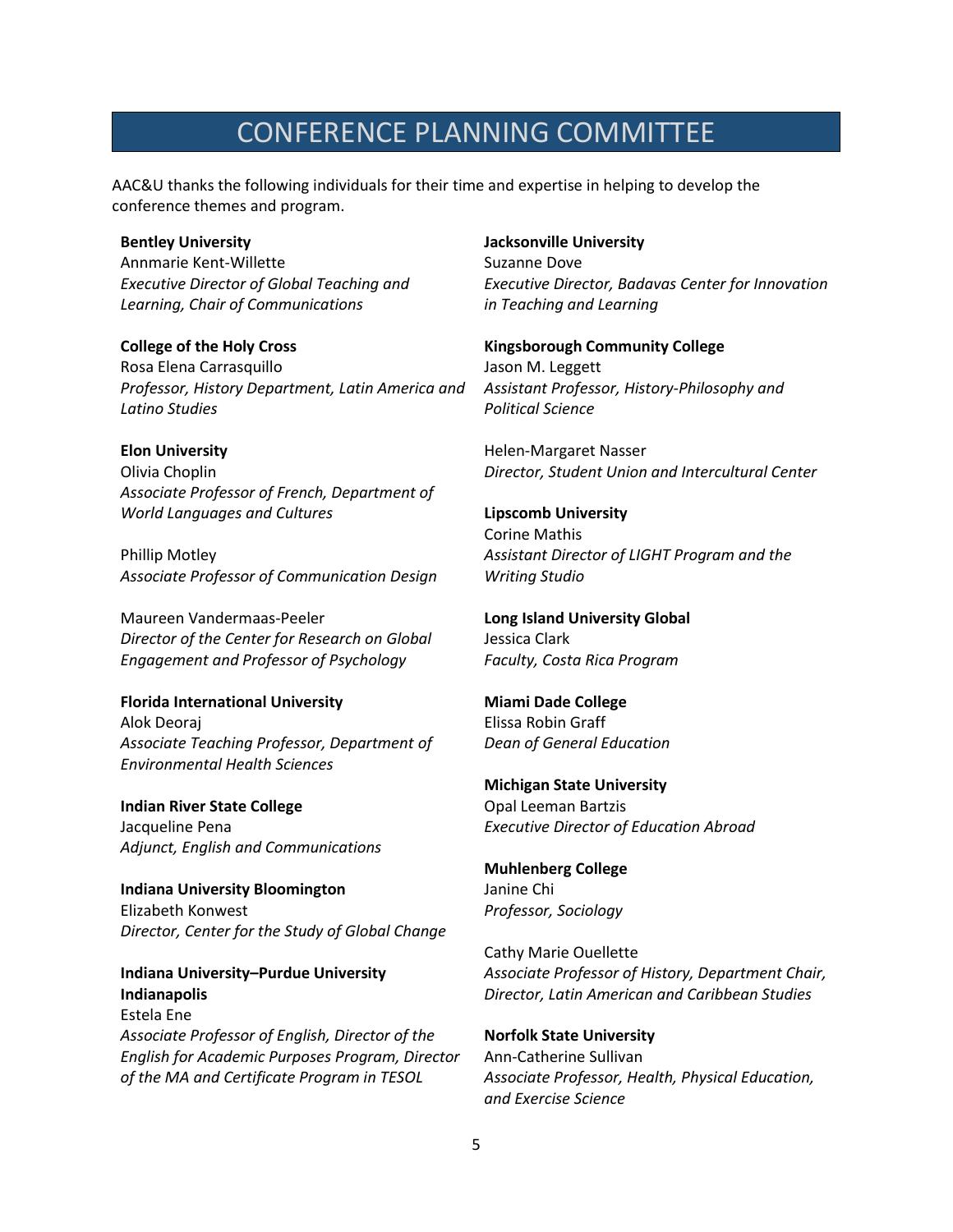# CONFERENCE PLANNING COMMITTEE

AAC&U thanks the following individuals for their time and expertise in helping to develop the conference themes and program.

**Bentley University**
Annmarie Kent-Willette
*Executive Director of Global Teaching and Learning, Chair of Communications*

**College of the Holy Cross**
Rosa Elena Carrasquillo
*Professor, History Department, Latin America and Latino Studies*

**Elon University**
Olivia Choplin
*Associate Professor of French, Department of World Languages and Cultures*

Phillip Motley
*Associate Professor of Communication Design*

Maureen Vandermaas-Peeler
*Director of the Center for Research on Global Engagement and Professor of Psychology*

**Florida International University**
Alok Deoraj
*Associate Teaching Professor, Department of Environmental Health Sciences*

**Indian River State College**
Jacqueline Pena
*Adjunct, English and Communications*

**Indiana University Bloomington**
Elizabeth Konwest
*Director, Center for the Study of Global Change*

**Indiana University–Purdue University Indianapolis**
Estela Ene
*Associate Professor of English, Director of the English for Academic Purposes Program, Director of the MA and Certificate Program in TESOL*

**Jacksonville University**
Suzanne Dove
*Executive Director, Badavas Center for Innovation in Teaching and Learning*

**Kingsborough Community College**
Jason M. Leggett
*Assistant Professor, History-Philosophy and Political Science*

Helen-Margaret Nasser
*Director, Student Union and Intercultural Center*

**Lipscomb University**
Corine Mathis
*Assistant Director of LIGHT Program and the Writing Studio*

**Long Island University Global**
Jessica Clark
*Faculty, Costa Rica Program*

**Miami Dade College**
Elissa Robin Graff
*Dean of General Education*

**Michigan State University**
Opal Leeman Bartzis
*Executive Director of Education Abroad*

**Muhlenberg College**
Janine Chi
*Professor, Sociology*

Cathy Marie Ouellette
*Associate Professor of History, Department Chair, Director, Latin American and Caribbean Studies*

**Norfolk State University**
Ann-Catherine Sullivan
*Associate Professor, Health, Physical Education, and Exercise Science*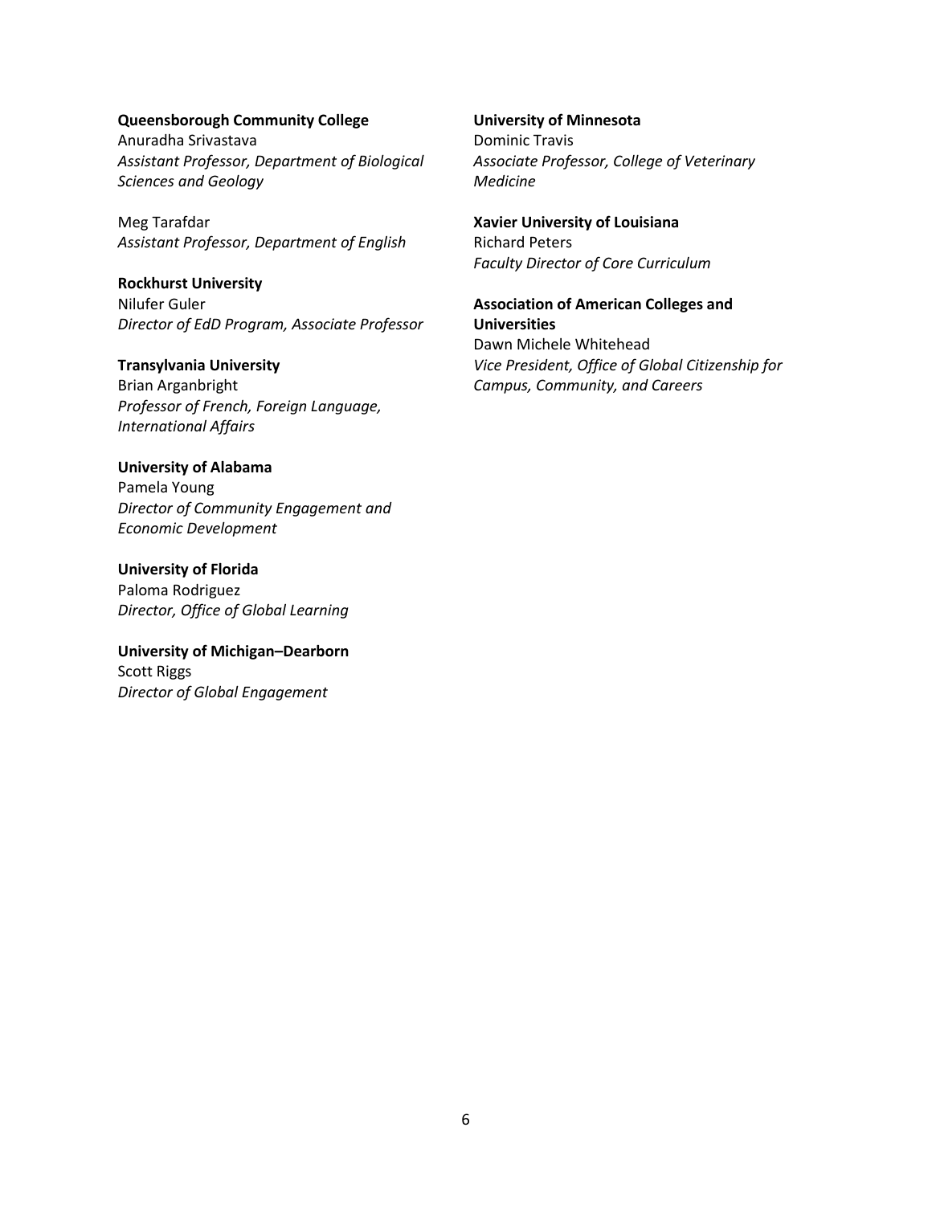**Queensborough Community College**
Anuradha Srivastava
*Assistant Professor, Department of Biological Sciences and Geology*

Meg Tarafdar
*Assistant Professor, Department of English*

**Rockhurst University**
Nilufer Guler
*Director of EdD Program, Associate Professor*

**Transylvania University**
Brian Arganbright
*Professor of French, Foreign Language, International Affairs*

**University of Alabama**
Pamela Young
*Director of Community Engagement and Economic Development*

**University of Florida**
Paloma Rodriguez
*Director, Office of Global Learning*

**University of Michigan–Dearborn**
Scott Riggs
*Director of Global Engagement*

**University of Minnesota**
Dominic Travis
*Associate Professor, College of Veterinary Medicine*

**Xavier University of Louisiana**
Richard Peters
*Faculty Director of Core Curriculum*

**Association of American Colleges and Universities**
Dawn Michele Whitehead
*Vice President, Office of Global Citizenship for Campus, Community, and Careers*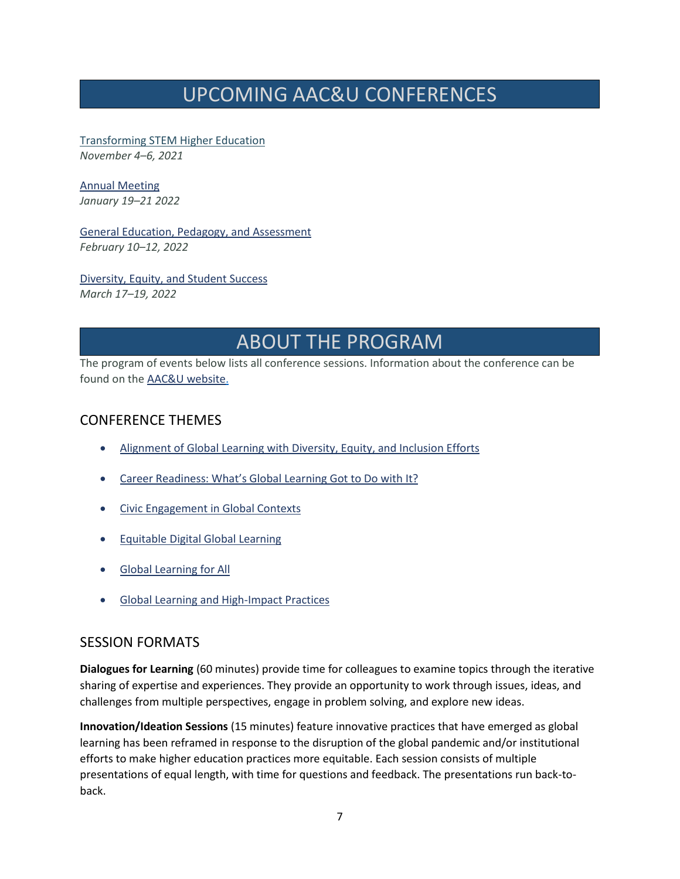# UPCOMING AAC&U CONFERENCES

Transforming STEM Higher Education
*November 4–6, 2021*

Annual Meeting
*January 19–21 2022*

General Education, Pedagogy, and Assessment
*February 10–12, 2022*

Diversity, Equity, and Student Success
*March 17–19, 2022*

# ABOUT THE PROGRAM

The program of events below lists all conference sessions. Information about the conference can be found on the AAC&U website.

## CONFERENCE THEMES

- Alignment of Global Learning with Diversity, Equity, and Inclusion Efforts
- Career Readiness: What's Global Learning Got to Do with It?
- Civic Engagement in Global Contexts
- Equitable Digital Global Learning
- Global Learning for All
- Global Learning and High-Impact Practices

## SESSION FORMATS

**Dialogues for Learning** (60 minutes) provide time for colleagues to examine topics through the iterative sharing of expertise and experiences. They provide an opportunity to work through issues, ideas, and challenges from multiple perspectives, engage in problem solving, and explore new ideas.

**Innovation/Ideation Sessions** (15 minutes) feature innovative practices that have emerged as global learning has been reframed in response to the disruption of the global pandemic and/or institutional efforts to make higher education practices more equitable. Each session consists of multiple presentations of equal length, with time for questions and feedback. The presentations run back-to-back.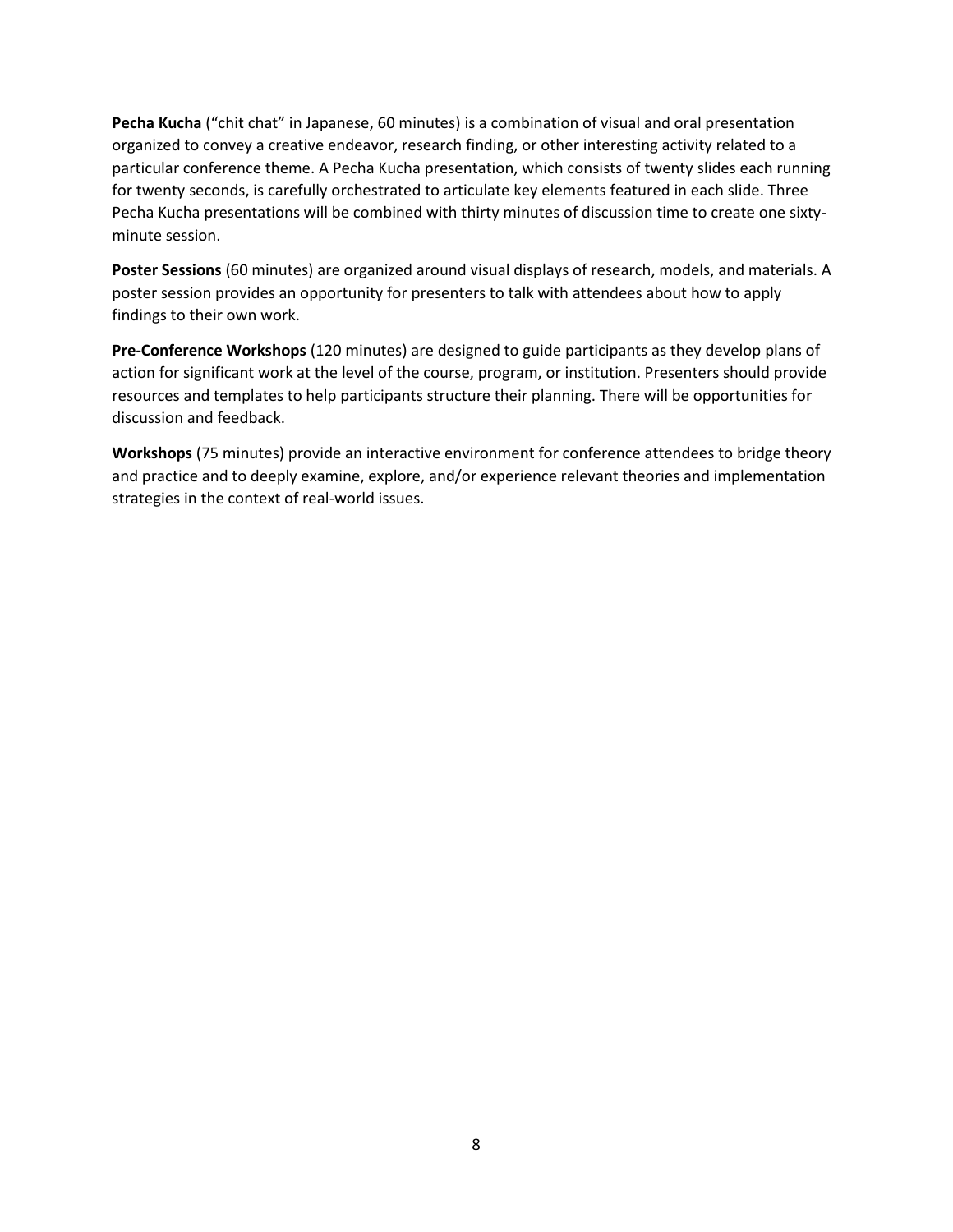**Pecha Kucha** ("chit chat" in Japanese, 60 minutes) is a combination of visual and oral presentation organized to convey a creative endeavor, research finding, or other interesting activity related to a particular conference theme. A Pecha Kucha presentation, which consists of twenty slides each running for twenty seconds, is carefully orchestrated to articulate key elements featured in each slide. Three Pecha Kucha presentations will be combined with thirty minutes of discussion time to create one sixty-minute session.

**Poster Sessions** (60 minutes) are organized around visual displays of research, models, and materials. A poster session provides an opportunity for presenters to talk with attendees about how to apply findings to their own work.

**Pre-Conference Workshops** (120 minutes) are designed to guide participants as they develop plans of action for significant work at the level of the course, program, or institution. Presenters should provide resources and templates to help participants structure their planning. There will be opportunities for discussion and feedback.

**Workshops** (75 minutes) provide an interactive environment for conference attendees to bridge theory and practice and to deeply examine, explore, and/or experience relevant theories and implementation strategies in the context of real-world issues.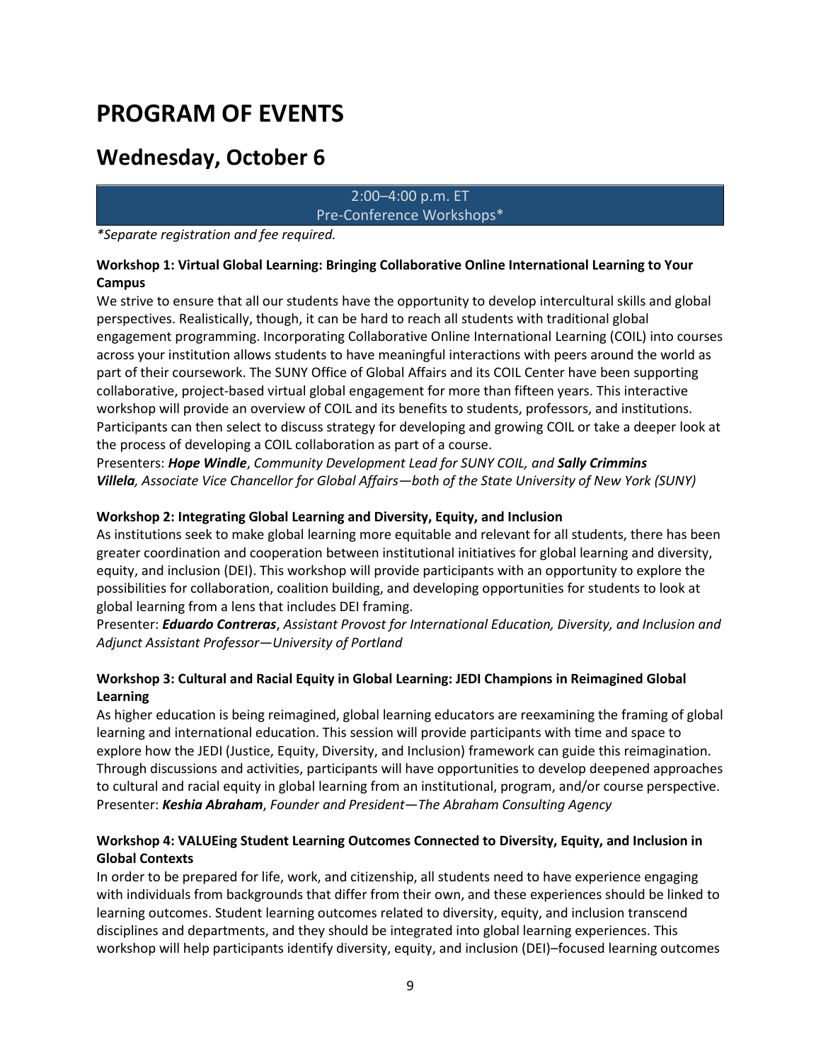# PROGRAM OF EVENTS

## Wednesday, October 6

**2:00–4:00 p.m. ET**
**Pre-Conference Workshops***

*\*Separate registration and fee required.*

**Workshop 1: Virtual Global Learning: Bringing Collaborative Online International Learning to Your Campus**

We strive to ensure that all our students have the opportunity to develop intercultural skills and global perspectives. Realistically, though, it can be hard to reach all students with traditional global engagement programming. Incorporating Collaborative Online International Learning (COIL) into courses across your institution allows students to have meaningful interactions with peers around the world as part of their coursework. The SUNY Office of Global Affairs and its COIL Center have been supporting collaborative, project-based virtual global engagement for more than fifteen years. This interactive workshop will provide an overview of COIL and its benefits to students, professors, and institutions. Participants can then select to discuss strategy for developing and growing COIL or take a deeper look at the process of developing a COIL collaboration as part of a course.

Presenters: ***Hope Windle***, *Community Development Lead for SUNY COIL, and* ***Sally Crimmins Villela****, Associate Vice Chancellor for Global Affairs—both of the State University of New York (SUNY)*

**Workshop 2: Integrating Global Learning and Diversity, Equity, and Inclusion**

As institutions seek to make global learning more equitable and relevant for all students, there has been greater coordination and cooperation between institutional initiatives for global learning and diversity, equity, and inclusion (DEI). This workshop will provide participants with an opportunity to explore the possibilities for collaboration, coalition building, and developing opportunities for students to look at global learning from a lens that includes DEI framing.

Presenter: ***Eduardo Contreras***, *Assistant Provost for International Education, Diversity, and Inclusion and Adjunct Assistant Professor—University of Portland*

**Workshop 3: Cultural and Racial Equity in Global Learning: JEDI Champions in Reimagined Global Learning**

As higher education is being reimagined, global learning educators are reexamining the framing of global learning and international education. This session will provide participants with time and space to explore how the JEDI (Justice, Equity, Diversity, and Inclusion) framework can guide this reimagination. Through discussions and activities, participants will have opportunities to develop deepened approaches to cultural and racial equity in global learning from an institutional, program, and/or course perspective.

Presenter: ***Keshia Abraham***, *Founder and President—The Abraham Consulting Agency*

**Workshop 4: VALUEing Student Learning Outcomes Connected to Diversity, Equity, and Inclusion in Global Contexts**

In order to be prepared for life, work, and citizenship, all students need to have experience engaging with individuals from backgrounds that differ from their own, and these experiences should be linked to learning outcomes. Student learning outcomes related to diversity, equity, and inclusion transcend disciplines and departments, and they should be integrated into global learning experiences. This workshop will help participants identify diversity, equity, and inclusion (DEI)–focused learning outcomes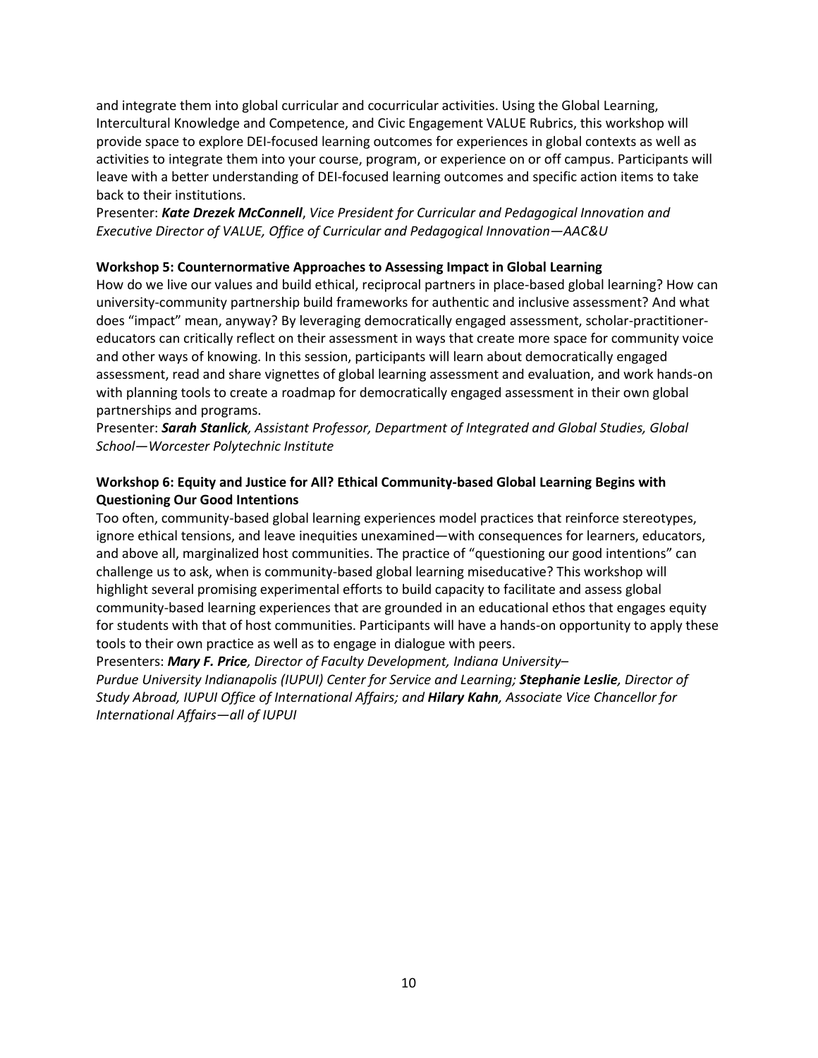and integrate them into global curricular and cocurricular activities. Using the Global Learning, Intercultural Knowledge and Competence, and Civic Engagement VALUE Rubrics, this workshop will provide space to explore DEI-focused learning outcomes for experiences in global contexts as well as activities to integrate them into your course, program, or experience on or off campus. Participants will leave with a better understanding of DEI-focused learning outcomes and specific action items to take back to their institutions.

Presenter: ***Kate Drezek McConnell***, *Vice President for Curricular and Pedagogical Innovation and Executive Director of VALUE, Office of Curricular and Pedagogical Innovation—AAC&U*

**Workshop 5: Counternormative Approaches to Assessing Impact in Global Learning**

How do we live our values and build ethical, reciprocal partners in place-based global learning? How can university-community partnership build frameworks for authentic and inclusive assessment? And what does "impact" mean, anyway? By leveraging democratically engaged assessment, scholar-practitioner-educators can critically reflect on their assessment in ways that create more space for community voice and other ways of knowing. In this session, participants will learn about democratically engaged assessment, read and share vignettes of global learning assessment and evaluation, and work hands-on with planning tools to create a roadmap for democratically engaged assessment in their own global partnerships and programs.

Presenter: ***Sarah Stanlick****, Assistant Professor, Department of Integrated and Global Studies, Global School—Worcester Polytechnic Institute*

**Workshop 6: Equity and Justice for All? Ethical Community-based Global Learning Begins with Questioning Our Good Intentions**

Too often, community-based global learning experiences model practices that reinforce stereotypes, ignore ethical tensions, and leave inequities unexamined—with consequences for learners, educators, and above all, marginalized host communities. The practice of "questioning our good intentions" can challenge us to ask, when is community-based global learning miseducative? This workshop will highlight several promising experimental efforts to build capacity to facilitate and assess global community-based learning experiences that are grounded in an educational ethos that engages equity for students with that of host communities. Participants will have a hands-on opportunity to apply these tools to their own practice as well as to engage in dialogue with peers.

Presenters: ***Mary F. Price****, Director of Faculty Development, Indiana University–Purdue University Indianapolis (IUPUI) Center for Service and Learning;* ***Stephanie Leslie****, Director of Study Abroad, IUPUI Office of International Affairs; and* ***Hilary Kahn****, Associate Vice Chancellor for International Affairs—all of IUPUI*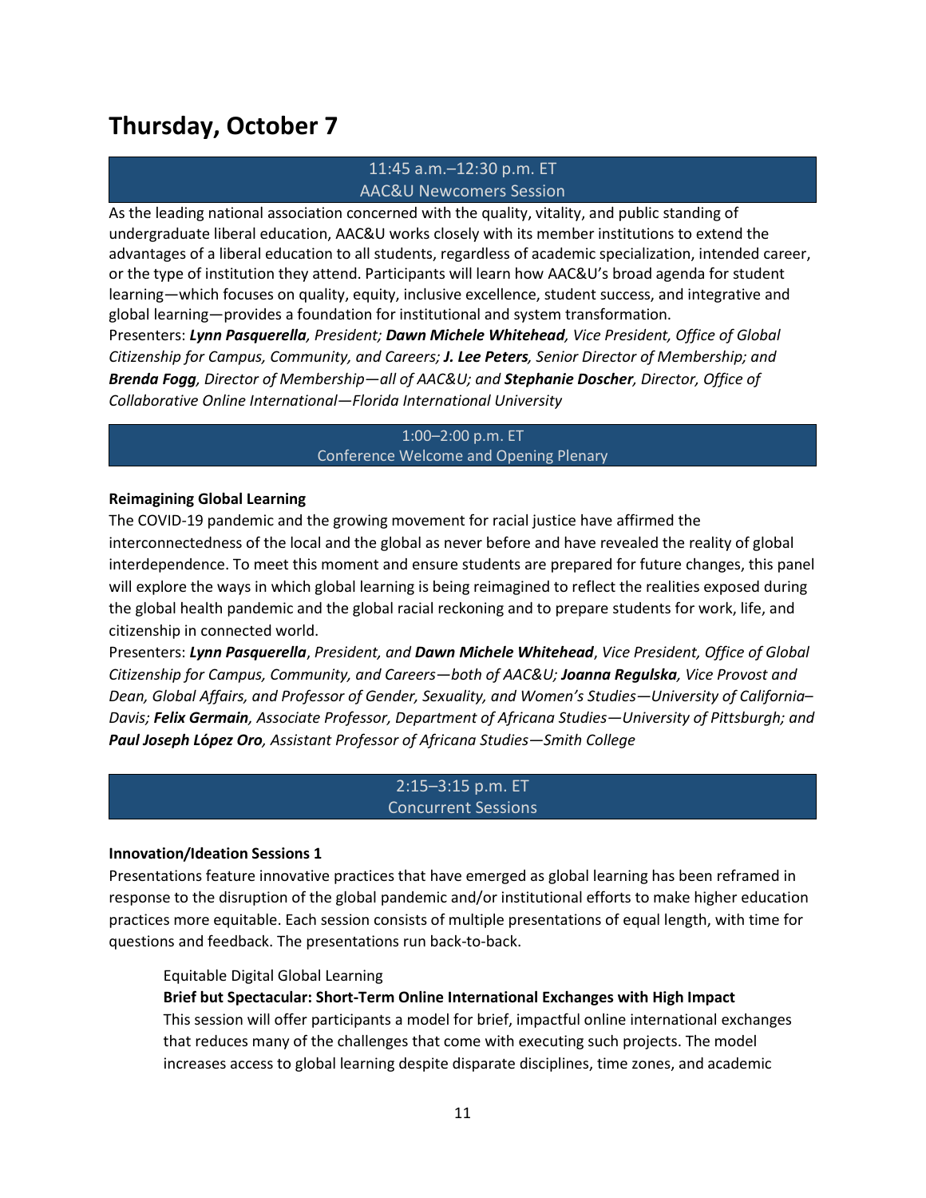# Thursday, October 7

**11:45 a.m.–12:30 p.m. ET**
**AAC&U Newcomers Session**

As the leading national association concerned with the quality, vitality, and public standing of undergraduate liberal education, AAC&U works closely with its member institutions to extend the advantages of a liberal education to all students, regardless of academic specialization, intended career, or the type of institution they attend. Participants will learn how AAC&U's broad agenda for student learning—which focuses on quality, equity, inclusive excellence, student success, and integrative and global learning—provides a foundation for institutional and system transformation.
Presenters: ***Lynn Pasquerella****, President;* ***Dawn Michele Whitehead****, Vice President, Office of Global Citizenship for Campus, Community, and Careers;* ***J. Lee Peters****, Senior Director of Membership; and* ***Brenda Fogg****, Director of Membership—all of AAC&U; and* ***Stephanie Doscher****, Director, Office of Collaborative Online International—Florida International University*

**1:00–2:00 p.m. ET**
**Conference Welcome and Opening Plenary**

**Reimagining Global Learning**

The COVID-19 pandemic and the growing movement for racial justice have affirmed the interconnectedness of the local and the global as never before and have revealed the reality of global interdependence. To meet this moment and ensure students are prepared for future changes, this panel will explore the ways in which global learning is being reimagined to reflect the realities exposed during the global health pandemic and the global racial reckoning and to prepare students for work, life, and citizenship in connected world.
Presenters: ***Lynn Pasquerella****, President, and* ***Dawn Michele Whitehead****, Vice President, Office of Global Citizenship for Campus, Community, and Careers—both of AAC&U;* ***Joanna Regulska****, Vice Provost and Dean, Global Affairs, and Professor of Gender, Sexuality, and Women's Studies—University of California–Davis;* ***Felix Germain****, Associate Professor, Department of Africana Studies—University of Pittsburgh; and* ***Paul Joseph López Oro****, Assistant Professor of Africana Studies—Smith College*

**2:15–3:15 p.m. ET**
**Concurrent Sessions**

**Innovation/Ideation Sessions 1**

Presentations feature innovative practices that have emerged as global learning has been reframed in response to the disruption of the global pandemic and/or institutional efforts to make higher education practices more equitable. Each session consists of multiple presentations of equal length, with time for questions and feedback. The presentations run back-to-back.

Equitable Digital Global Learning

**Brief but Spectacular: Short-Term Online International Exchanges with High Impact**

This session will offer participants a model for brief, impactful online international exchanges that reduces many of the challenges that come with executing such projects. The model increases access to global learning despite disparate disciplines, time zones, and academic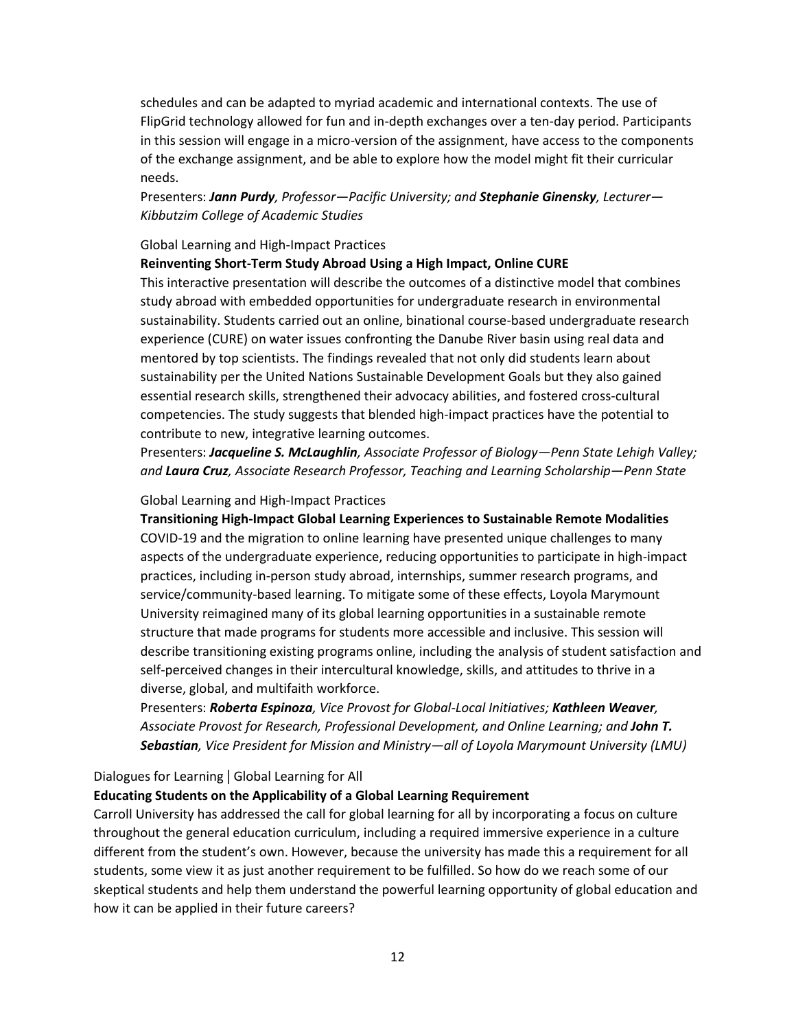schedules and can be adapted to myriad academic and international contexts. The use of FlipGrid technology allowed for fun and in-depth exchanges over a ten-day period. Participants in this session will engage in a micro-version of the assignment, have access to the components of the exchange assignment, and be able to explore how the model might fit their curricular needs.

Presenters: ***Jann Purdy**, Professor—Pacific University; and **Stephanie Ginensky**, Lecturer—Kibbutzim College of Academic Studies*

Global Learning and High-Impact Practices

**Reinventing Short-Term Study Abroad Using a High Impact, Online CURE**

This interactive presentation will describe the outcomes of a distinctive model that combines study abroad with embedded opportunities for undergraduate research in environmental sustainability. Students carried out an online, binational course-based undergraduate research experience (CURE) on water issues confronting the Danube River basin using real data and mentored by top scientists. The findings revealed that not only did students learn about sustainability per the United Nations Sustainable Development Goals but they also gained essential research skills, strengthened their advocacy abilities, and fostered cross-cultural competencies. The study suggests that blended high-impact practices have the potential to contribute to new, integrative learning outcomes.

Presenters: ***Jacqueline S. McLaughlin**, Associate Professor of Biology—Penn State Lehigh Valley; and **Laura Cruz**, Associate Research Professor, Teaching and Learning Scholarship—Penn State*

Global Learning and High-Impact Practices

**Transitioning High-Impact Global Learning Experiences to Sustainable Remote Modalities**

COVID-19 and the migration to online learning have presented unique challenges to many aspects of the undergraduate experience, reducing opportunities to participate in high-impact practices, including in-person study abroad, internships, summer research programs, and service/community-based learning. To mitigate some of these effects, Loyola Marymount University reimagined many of its global learning opportunities in a sustainable remote structure that made programs for students more accessible and inclusive. This session will describe transitioning existing programs online, including the analysis of student satisfaction and self-perceived changes in their intercultural knowledge, skills, and attitudes to thrive in a diverse, global, and multifaith workforce.

Presenters: ***Roberta Espinoza**, Vice Provost for Global-Local Initiatives; **Kathleen Weaver**, Associate Provost for Research, Professional Development, and Online Learning; and **John T. Sebastian**, Vice President for Mission and Ministry—all of Loyola Marymount University (LMU)*

Dialogues for Learning | Global Learning for All

**Educating Students on the Applicability of a Global Learning Requirement**

Carroll University has addressed the call for global learning for all by incorporating a focus on culture throughout the general education curriculum, including a required immersive experience in a culture different from the student's own. However, because the university has made this a requirement for all students, some view it as just another requirement to be fulfilled. So how do we reach some of our skeptical students and help them understand the powerful learning opportunity of global education and how it can be applied in their future careers?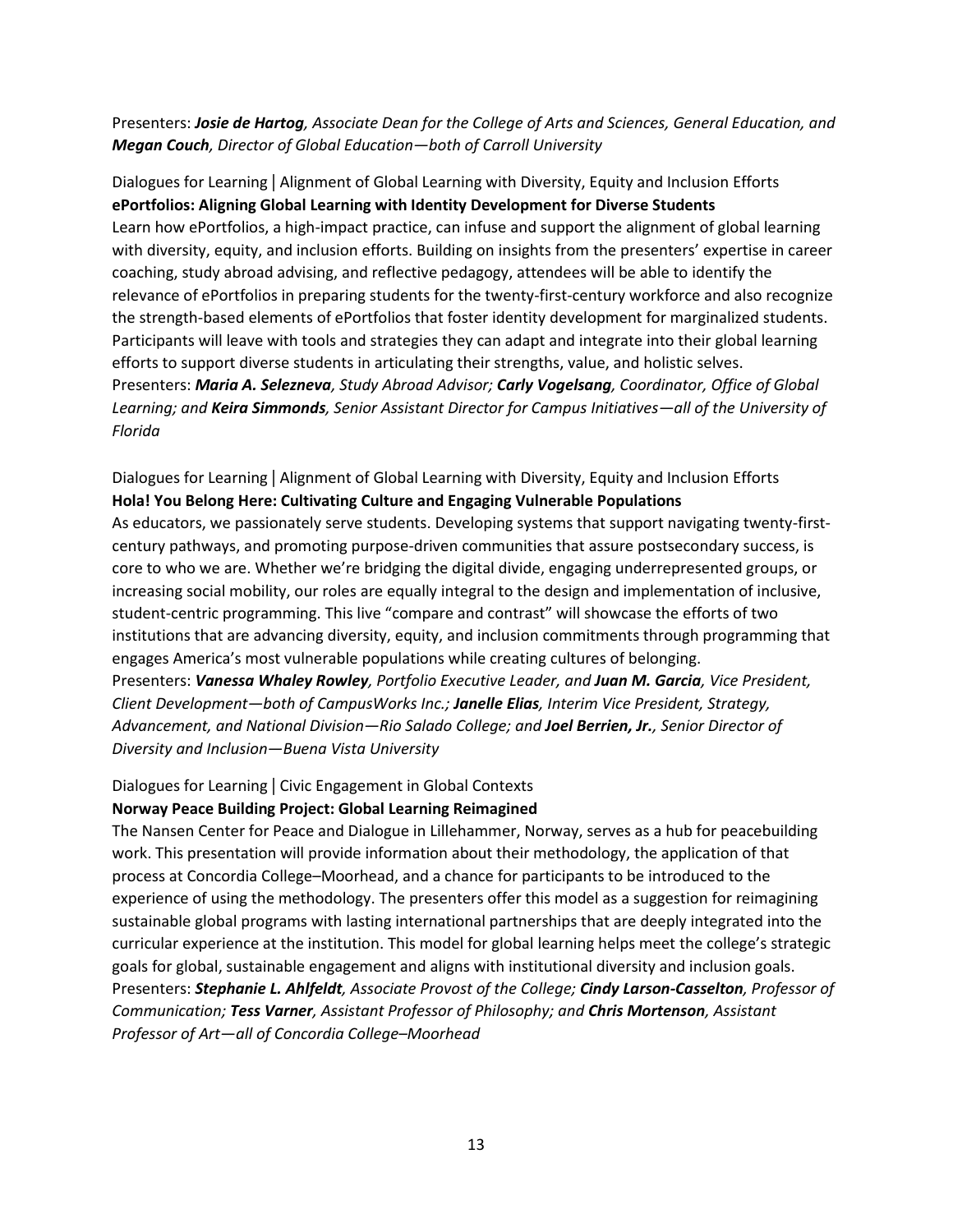Presenters: ***Josie de Hartog****, Associate Dean for the College of Arts and Sciences, General Education, and* ***Megan Couch****, Director of Global Education—both of Carroll University*

Dialogues for Learning | Alignment of Global Learning with Diversity, Equity and Inclusion Efforts
**ePortfolios: Aligning Global Learning with Identity Development for Diverse Students**
Learn how ePortfolios, a high-impact practice, can infuse and support the alignment of global learning with diversity, equity, and inclusion efforts. Building on insights from the presenters' expertise in career coaching, study abroad advising, and reflective pedagogy, attendees will be able to identify the relevance of ePortfolios in preparing students for the twenty-first-century workforce and also recognize the strength-based elements of ePortfolios that foster identity development for marginalized students. Participants will leave with tools and strategies they can adapt and integrate into their global learning efforts to support diverse students in articulating their strengths, value, and holistic selves.
Presenters: ***Maria A. Selezneva****, Study Abroad Advisor;* ***Carly Vogelsang****, Coordinator, Office of Global Learning; and* ***Keira Simmonds****, Senior Assistant Director for Campus Initiatives—all of the University of Florida*

Dialogues for Learning | Alignment of Global Learning with Diversity, Equity and Inclusion Efforts
**Hola! You Belong Here: Cultivating Culture and Engaging Vulnerable Populations**
As educators, we passionately serve students. Developing systems that support navigating twenty-first-century pathways, and promoting purpose-driven communities that assure postsecondary success, is core to who we are. Whether we're bridging the digital divide, engaging underrepresented groups, or increasing social mobility, our roles are equally integral to the design and implementation of inclusive, student-centric programming. This live "compare and contrast" will showcase the efforts of two institutions that are advancing diversity, equity, and inclusion commitments through programming that engages America's most vulnerable populations while creating cultures of belonging.
Presenters: ***Vanessa Whaley Rowley****, Portfolio Executive Leader, and* ***Juan M. Garcia****, Vice President, Client Development—both of CampusWorks Inc.;* ***Janelle Elias****, Interim Vice President, Strategy, Advancement, and National Division—Rio Salado College; and* ***Joel Berrien, Jr.****, Senior Director of Diversity and Inclusion—Buena Vista University*

Dialogues for Learning | Civic Engagement in Global Contexts
**Norway Peace Building Project: Global Learning Reimagined**
The Nansen Center for Peace and Dialogue in Lillehammer, Norway, serves as a hub for peacebuilding work. This presentation will provide information about their methodology, the application of that process at Concordia College–Moorhead, and a chance for participants to be introduced to the experience of using the methodology. The presenters offer this model as a suggestion for reimagining sustainable global programs with lasting international partnerships that are deeply integrated into the curricular experience at the institution. This model for global learning helps meet the college's strategic goals for global, sustainable engagement and aligns with institutional diversity and inclusion goals.
Presenters: ***Stephanie L. Ahlfeldt****, Associate Provost of the College;* ***Cindy Larson-Casselton****, Professor of Communication;* ***Tess Varner****, Assistant Professor of Philosophy; and* ***Chris Mortenson****, Assistant Professor of Art—all of Concordia College–Moorhead*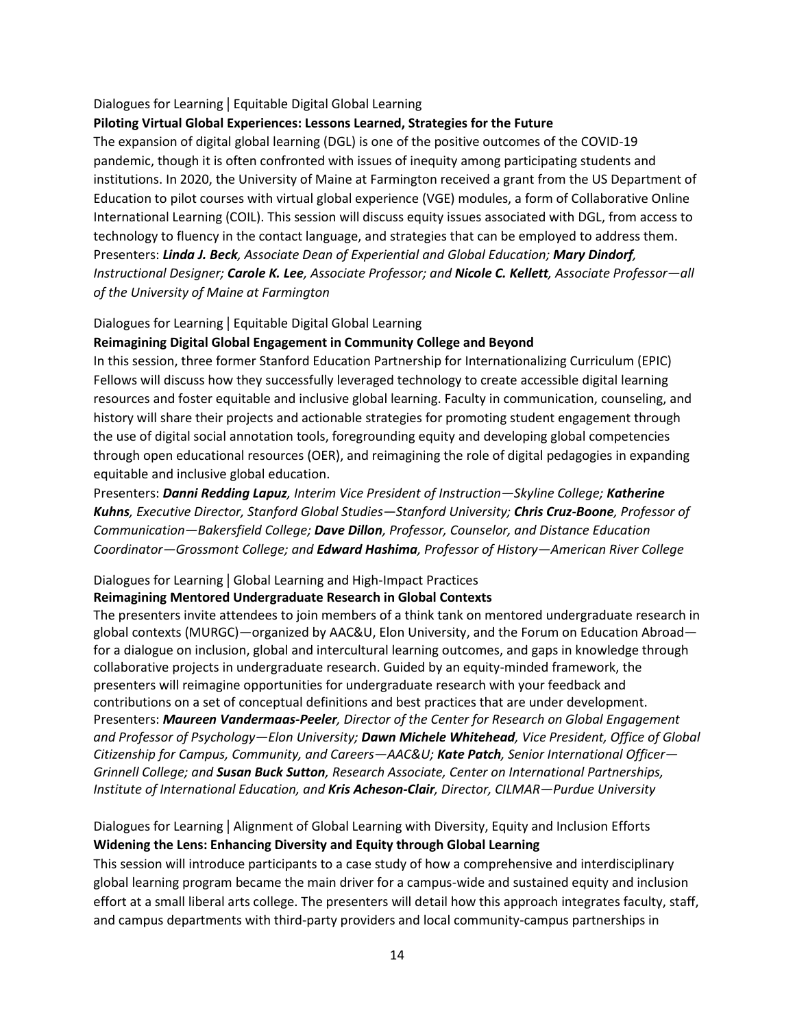Dialogues for Learning | Equitable Digital Global Learning

**Piloting Virtual Global Experiences: Lessons Learned, Strategies for the Future**

The expansion of digital global learning (DGL) is one of the positive outcomes of the COVID-19 pandemic, though it is often confronted with issues of inequity among participating students and institutions. In 2020, the University of Maine at Farmington received a grant from the US Department of Education to pilot courses with virtual global experience (VGE) modules, a form of Collaborative Online International Learning (COIL). This session will discuss equity issues associated with DGL, from access to technology to fluency in the contact language, and strategies that can be employed to address them.

Presenters: ***Linda J. Beck****, Associate Dean of Experiential and Global Education;* ***Mary Dindorf****, Instructional Designer;* ***Carole K. Lee****, Associate Professor; and* ***Nicole C. Kellett****, Associate Professor—all of the University of Maine at Farmington*

Dialogues for Learning | Equitable Digital Global Learning

**Reimagining Digital Global Engagement in Community College and Beyond**

In this session, three former Stanford Education Partnership for Internationalizing Curriculum (EPIC) Fellows will discuss how they successfully leveraged technology to create accessible digital learning resources and foster equitable and inclusive global learning. Faculty in communication, counseling, and history will share their projects and actionable strategies for promoting student engagement through the use of digital social annotation tools, foregrounding equity and developing global competencies through open educational resources (OER), and reimagining the role of digital pedagogies in expanding equitable and inclusive global education.

Presenters: ***Danni Redding Lapuz****, Interim Vice President of Instruction—Skyline College;* ***Katherine Kuhns****, Executive Director, Stanford Global Studies—Stanford University;* ***Chris Cruz-Boone****, Professor of Communication—Bakersfield College;* ***Dave Dillon****, Professor, Counselor, and Distance Education Coordinator—Grossmont College; and* ***Edward Hashima****, Professor of History—American River College*

Dialogues for Learning | Global Learning and High-Impact Practices

**Reimagining Mentored Undergraduate Research in Global Contexts**

The presenters invite attendees to join members of a think tank on mentored undergraduate research in global contexts (MURGC)—organized by AAC&U, Elon University, and the Forum on Education Abroad—for a dialogue on inclusion, global and intercultural learning outcomes, and gaps in knowledge through collaborative projects in undergraduate research. Guided by an equity-minded framework, the presenters will reimagine opportunities for undergraduate research with your feedback and contributions on a set of conceptual definitions and best practices that are under development.

Presenters: ***Maureen Vandermaas-Peeler****, Director of the Center for Research on Global Engagement and Professor of Psychology—Elon University;* ***Dawn Michele Whitehead****, Vice President, Office of Global Citizenship for Campus, Community, and Careers—AAC&U;* ***Kate Patch****, Senior International Officer—Grinnell College; and* ***Susan Buck Sutton****, Research Associate, Center on International Partnerships, Institute of International Education, and* ***Kris Acheson-Clair****, Director, CILMAR—Purdue University*

Dialogues for Learning | Alignment of Global Learning with Diversity, Equity and Inclusion Efforts

**Widening the Lens: Enhancing Diversity and Equity through Global Learning**

This session will introduce participants to a case study of how a comprehensive and interdisciplinary global learning program became the main driver for a campus-wide and sustained equity and inclusion effort at a small liberal arts college. The presenters will detail how this approach integrates faculty, staff, and campus departments with third-party providers and local community-campus partnerships in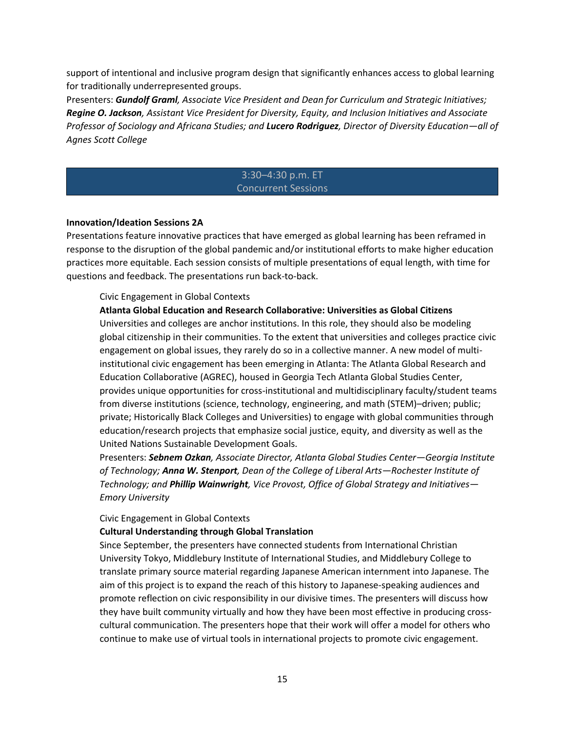support of intentional and inclusive program design that significantly enhances access to global learning for traditionally underrepresented groups.

Presenters: ***Gundolf Graml****, Associate Vice President and Dean for Curriculum and Strategic Initiatives;* ***Regine O. Jackson****, Assistant Vice President for Diversity, Equity, and Inclusion Initiatives and Associate Professor of Sociology and Africana Studies; and* ***Lucero Rodriguez****, Director of Diversity Education—all of Agnes Scott College*

## 3:30–4:30 p.m. ET
## Concurrent Sessions

**Innovation/Ideation Sessions 2A**

Presentations feature innovative practices that have emerged as global learning has been reframed in response to the disruption of the global pandemic and/or institutional efforts to make higher education practices more equitable. Each session consists of multiple presentations of equal length, with time for questions and feedback. The presentations run back-to-back.

Civic Engagement in Global Contexts

**Atlanta Global Education and Research Collaborative: Universities as Global Citizens**

Universities and colleges are anchor institutions. In this role, they should also be modeling global citizenship in their communities. To the extent that universities and colleges practice civic engagement on global issues, they rarely do so in a collective manner. A new model of multi-institutional civic engagement has been emerging in Atlanta: The Atlanta Global Research and Education Collaborative (AGREC), housed in Georgia Tech Atlanta Global Studies Center, provides unique opportunities for cross-institutional and multidisciplinary faculty/student teams from diverse institutions (science, technology, engineering, and math (STEM)–driven; public; private; Historically Black Colleges and Universities) to engage with global communities through education/research projects that emphasize social justice, equity, and diversity as well as the United Nations Sustainable Development Goals.

Presenters: ***Sebnem Ozkan****, Associate Director, Atlanta Global Studies Center—Georgia Institute of Technology;* ***Anna W. Stenport****, Dean of the College of Liberal Arts—Rochester Institute of Technology; and* ***Phillip Wainwright****, Vice Provost, Office of Global Strategy and Initiatives—Emory University*

Civic Engagement in Global Contexts

**Cultural Understanding through Global Translation**

Since September, the presenters have connected students from International Christian University Tokyo, Middlebury Institute of International Studies, and Middlebury College to translate primary source material regarding Japanese American internment into Japanese. The aim of this project is to expand the reach of this history to Japanese-speaking audiences and promote reflection on civic responsibility in our divisive times. The presenters will discuss how they have built community virtually and how they have been most effective in producing cross-cultural communication. The presenters hope that their work will offer a model for others who continue to make use of virtual tools in international projects to promote civic engagement.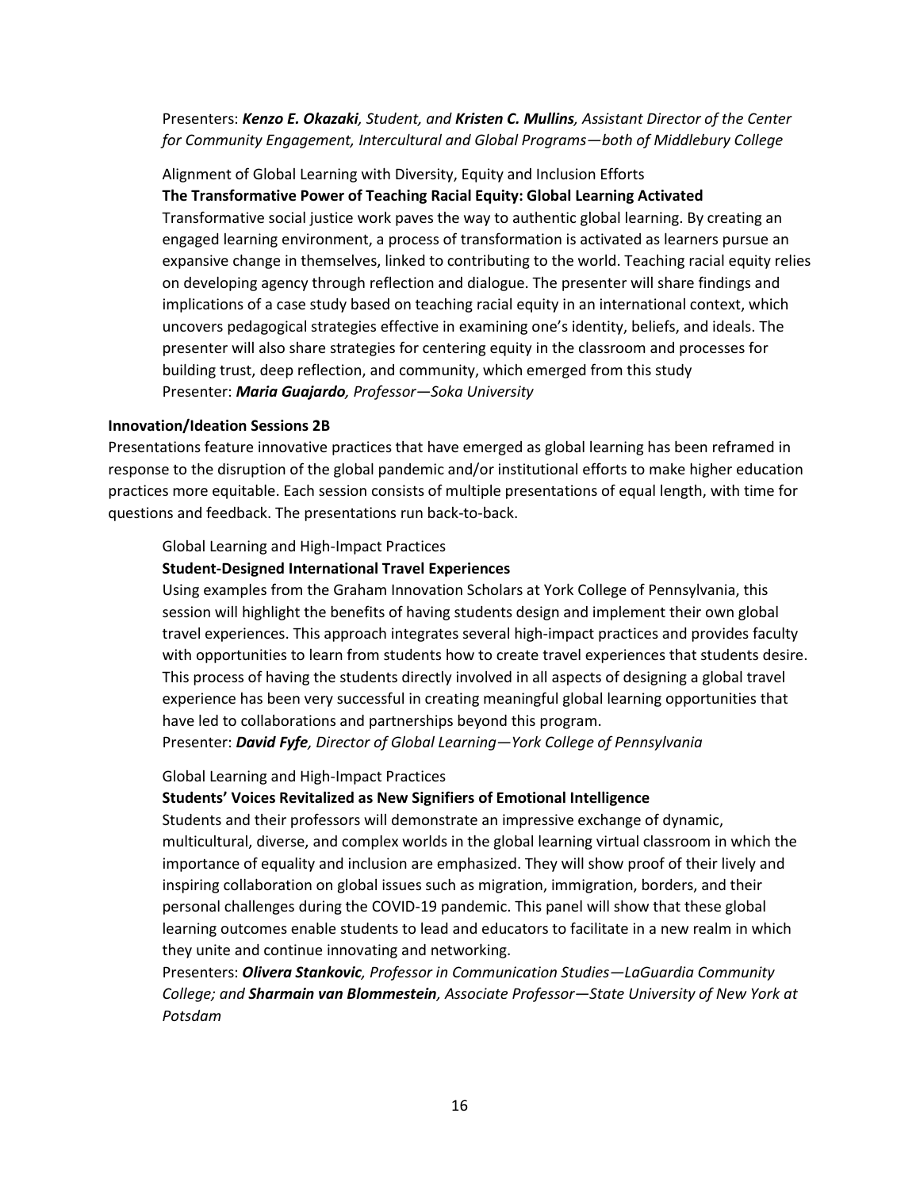Presenters: ***Kenzo E. Okazaki****, Student, and* ***Kristen C. Mullins****, Assistant Director of the Center for Community Engagement, Intercultural and Global Programs—both of Middlebury College*

Alignment of Global Learning with Diversity, Equity and Inclusion Efforts

**The Transformative Power of Teaching Racial Equity: Global Learning Activated**

Transformative social justice work paves the way to authentic global learning. By creating an engaged learning environment, a process of transformation is activated as learners pursue an expansive change in themselves, linked to contributing to the world. Teaching racial equity relies on developing agency through reflection and dialogue. The presenter will share findings and implications of a case study based on teaching racial equity in an international context, which uncovers pedagogical strategies effective in examining one's identity, beliefs, and ideals. The presenter will also share strategies for centering equity in the classroom and processes for building trust, deep reflection, and community, which emerged from this study

Presenter: ***Maria Guajardo****, Professor—Soka University*

**Innovation/Ideation Sessions 2B**

Presentations feature innovative practices that have emerged as global learning has been reframed in response to the disruption of the global pandemic and/or institutional efforts to make higher education practices more equitable. Each session consists of multiple presentations of equal length, with time for questions and feedback. The presentations run back-to-back.

Global Learning and High-Impact Practices

**Student-Designed International Travel Experiences**

Using examples from the Graham Innovation Scholars at York College of Pennsylvania, this session will highlight the benefits of having students design and implement their own global travel experiences. This approach integrates several high-impact practices and provides faculty with opportunities to learn from students how to create travel experiences that students desire. This process of having the students directly involved in all aspects of designing a global travel experience has been very successful in creating meaningful global learning opportunities that have led to collaborations and partnerships beyond this program.

Presenter: ***David Fyfe****, Director of Global Learning—York College of Pennsylvania*

Global Learning and High-Impact Practices

**Students' Voices Revitalized as New Signifiers of Emotional Intelligence**

Students and their professors will demonstrate an impressive exchange of dynamic, multicultural, diverse, and complex worlds in the global learning virtual classroom in which the importance of equality and inclusion are emphasized. They will show proof of their lively and inspiring collaboration on global issues such as migration, immigration, borders, and their personal challenges during the COVID-19 pandemic. This panel will show that these global learning outcomes enable students to lead and educators to facilitate in a new realm in which they unite and continue innovating and networking.

Presenters: ***Olivera Stankovic****, Professor in Communication Studies—LaGuardia Community College; and* ***Sharmain van Blommestein****, Associate Professor—State University of New York at Potsdam*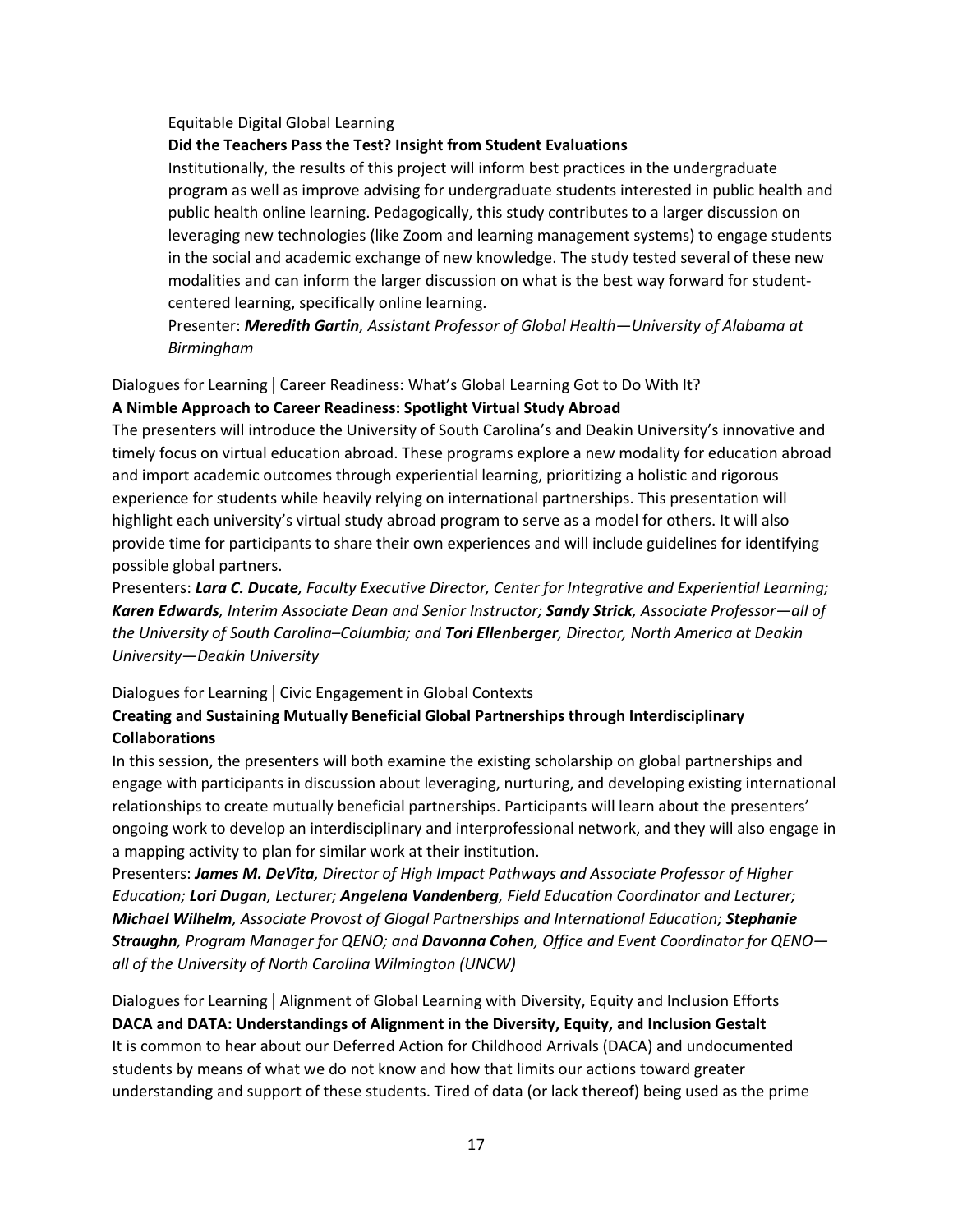Equitable Digital Global Learning

**Did the Teachers Pass the Test? Insight from Student Evaluations**

Institutionally, the results of this project will inform best practices in the undergraduate program as well as improve advising for undergraduate students interested in public health and public health online learning. Pedagogically, this study contributes to a larger discussion on leveraging new technologies (like Zoom and learning management systems) to engage students in the social and academic exchange of new knowledge. The study tested several of these new modalities and can inform the larger discussion on what is the best way forward for student-centered learning, specifically online learning.

Presenter: ***Meredith Gartin****, Assistant Professor of Global Health—University of Alabama at Birmingham*

Dialogues for Learning | Career Readiness: What's Global Learning Got to Do With It?

**A Nimble Approach to Career Readiness: Spotlight Virtual Study Abroad**

The presenters will introduce the University of South Carolina's and Deakin University's innovative and timely focus on virtual education abroad. These programs explore a new modality for education abroad and import academic outcomes through experiential learning, prioritizing a holistic and rigorous experience for students while heavily relying on international partnerships. This presentation will highlight each university's virtual study abroad program to serve as a model for others. It will also provide time for participants to share their own experiences and will include guidelines for identifying possible global partners.

Presenters: ***Lara C. Ducate****, Faculty Executive Director, Center for Integrative and Experiential Learning;* ***Karen Edwards****, Interim Associate Dean and Senior Instructor;* ***Sandy Strick****, Associate Professor—all of the University of South Carolina–Columbia; and* ***Tori Ellenberger****, Director, North America at Deakin University—Deakin University*

Dialogues for Learning | Civic Engagement in Global Contexts

**Creating and Sustaining Mutually Beneficial Global Partnerships through Interdisciplinary Collaborations**

In this session, the presenters will both examine the existing scholarship on global partnerships and engage with participants in discussion about leveraging, nurturing, and developing existing international relationships to create mutually beneficial partnerships. Participants will learn about the presenters' ongoing work to develop an interdisciplinary and interprofessional network, and they will also engage in a mapping activity to plan for similar work at their institution.

Presenters: ***James M. DeVita****, Director of High Impact Pathways and Associate Professor of Higher Education;* ***Lori Dugan****, Lecturer;* ***Angelena Vandenberg****, Field Education Coordinator and Lecturer;* ***Michael Wilhelm****, Associate Provost of Glogal Partnerships and International Education;* ***Stephanie Straughn****, Program Manager for QENO; and* ***Davonna Cohen****, Office and Event Coordinator for QENO—all of the University of North Carolina Wilmington (UNCW)*

Dialogues for Learning | Alignment of Global Learning with Diversity, Equity and Inclusion Efforts

**DACA and DATA: Understandings of Alignment in the Diversity, Equity, and Inclusion Gestalt**

It is common to hear about our Deferred Action for Childhood Arrivals (DACA) and undocumented students by means of what we do not know and how that limits our actions toward greater understanding and support of these students. Tired of data (or lack thereof) being used as the prime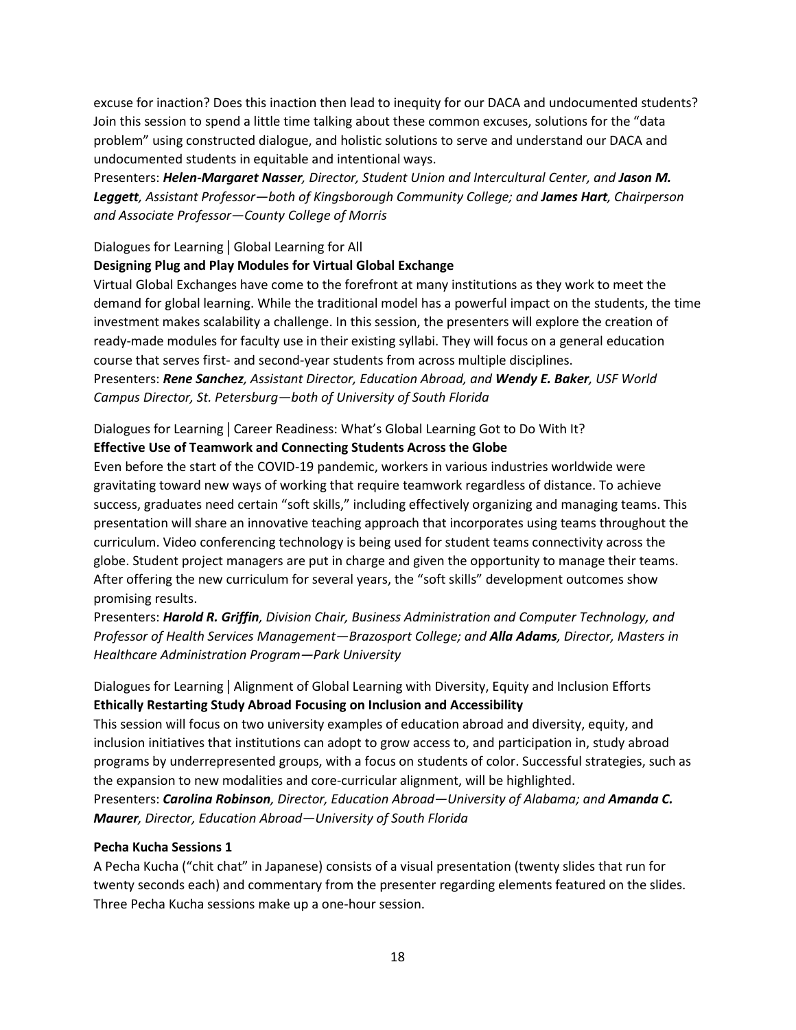excuse for inaction? Does this inaction then lead to inequity for our DACA and undocumented students? Join this session to spend a little time talking about these common excuses, solutions for the "data problem" using constructed dialogue, and holistic solutions to serve and understand our DACA and undocumented students in equitable and intentional ways.

Presenters: ***Helen-Margaret Nasser****, Director, Student Union and Intercultural Center, and* ***Jason M. Leggett****, Assistant Professor—both of Kingsborough Community College; and* ***James Hart****, Chairperson and Associate Professor—County College of Morris*

Dialogues for Learning | Global Learning for All

**Designing Plug and Play Modules for Virtual Global Exchange**

Virtual Global Exchanges have come to the forefront at many institutions as they work to meet the demand for global learning. While the traditional model has a powerful impact on the students, the time investment makes scalability a challenge. In this session, the presenters will explore the creation of ready-made modules for faculty use in their existing syllabi. They will focus on a general education course that serves first- and second-year students from across multiple disciplines.

Presenters: ***Rene Sanchez****, Assistant Director, Education Abroad, and* ***Wendy E. Baker****, USF World Campus Director, St. Petersburg—both of University of South Florida*

Dialogues for Learning | Career Readiness: What's Global Learning Got to Do With It?

**Effective Use of Teamwork and Connecting Students Across the Globe**

Even before the start of the COVID-19 pandemic, workers in various industries worldwide were gravitating toward new ways of working that require teamwork regardless of distance. To achieve success, graduates need certain "soft skills," including effectively organizing and managing teams. This presentation will share an innovative teaching approach that incorporates using teams throughout the curriculum. Video conferencing technology is being used for student teams connectivity across the globe. Student project managers are put in charge and given the opportunity to manage their teams. After offering the new curriculum for several years, the "soft skills" development outcomes show promising results.

Presenters: ***Harold R. Griffin****, Division Chair, Business Administration and Computer Technology, and Professor of Health Services Management—Brazosport College; and* ***Alla Adams****, Director, Masters in Healthcare Administration Program—Park University*

Dialogues for Learning | Alignment of Global Learning with Diversity, Equity and Inclusion Efforts

**Ethically Restarting Study Abroad Focusing on Inclusion and Accessibility**

This session will focus on two university examples of education abroad and diversity, equity, and inclusion initiatives that institutions can adopt to grow access to, and participation in, study abroad programs by underrepresented groups, with a focus on students of color. Successful strategies, such as the expansion to new modalities and core-curricular alignment, will be highlighted.

Presenters: ***Carolina Robinson****, Director, Education Abroad—University of Alabama; and* ***Amanda C. Maurer****, Director, Education Abroad—University of South Florida*

**Pecha Kucha Sessions 1**

A Pecha Kucha ("chit chat" in Japanese) consists of a visual presentation (twenty slides that run for twenty seconds each) and commentary from the presenter regarding elements featured on the slides. Three Pecha Kucha sessions make up a one-hour session.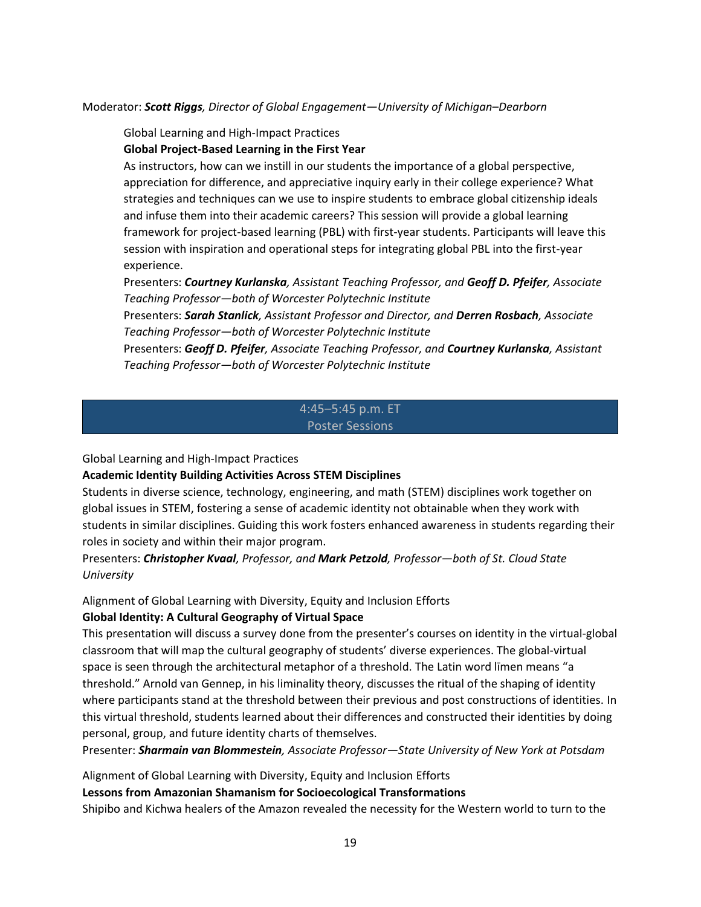Moderator: ***Scott Riggs****, Director of Global Engagement—University of Michigan–Dearborn*

Global Learning and High-Impact Practices

**Global Project-Based Learning in the First Year**

As instructors, how can we instill in our students the importance of a global perspective, appreciation for difference, and appreciative inquiry early in their college experience? What strategies and techniques can we use to inspire students to embrace global citizenship ideals and infuse them into their academic careers? This session will provide a global learning framework for project-based learning (PBL) with first-year students. Participants will leave this session with inspiration and operational steps for integrating global PBL into the first-year experience.

Presenters: ***Courtney Kurlanska****, Assistant Teaching Professor, and* ***Geoff D. Pfeifer****, Associate Teaching Professor—both of Worcester Polytechnic Institute*

Presenters: ***Sarah Stanlick****, Assistant Professor and Director, and* ***Derren Rosbach****, Associate Teaching Professor—both of Worcester Polytechnic Institute*

Presenters: ***Geoff D. Pfeifer****, Associate Teaching Professor, and* ***Courtney Kurlanska****, Assistant Teaching Professor—both of Worcester Polytechnic Institute*

## 4:45–5:45 p.m. ET
## Poster Sessions

Global Learning and High-Impact Practices

**Academic Identity Building Activities Across STEM Disciplines**

Students in diverse science, technology, engineering, and math (STEM) disciplines work together on global issues in STEM, fostering a sense of academic identity not obtainable when they work with students in similar disciplines. Guiding this work fosters enhanced awareness in students regarding their roles in society and within their major program.

Presenters: ***Christopher Kvaal****, Professor, and* ***Mark Petzold****, Professor—both of St. Cloud State University*

Alignment of Global Learning with Diversity, Equity and Inclusion Efforts

**Global Identity: A Cultural Geography of Virtual Space**

This presentation will discuss a survey done from the presenter's courses on identity in the virtual-global classroom that will map the cultural geography of students' diverse experiences. The global-virtual space is seen through the architectural metaphor of a threshold. The Latin word līmen means "a threshold." Arnold van Gennep, in his liminality theory, discusses the ritual of the shaping of identity where participants stand at the threshold between their previous and post constructions of identities. In this virtual threshold, students learned about their differences and constructed their identities by doing personal, group, and future identity charts of themselves.

Presenter: ***Sharmain van Blommestein****, Associate Professor—State University of New York at Potsdam*

Alignment of Global Learning with Diversity, Equity and Inclusion Efforts

**Lessons from Amazonian Shamanism for Socioecological Transformations**

Shipibo and Kichwa healers of the Amazon revealed the necessity for the Western world to turn to the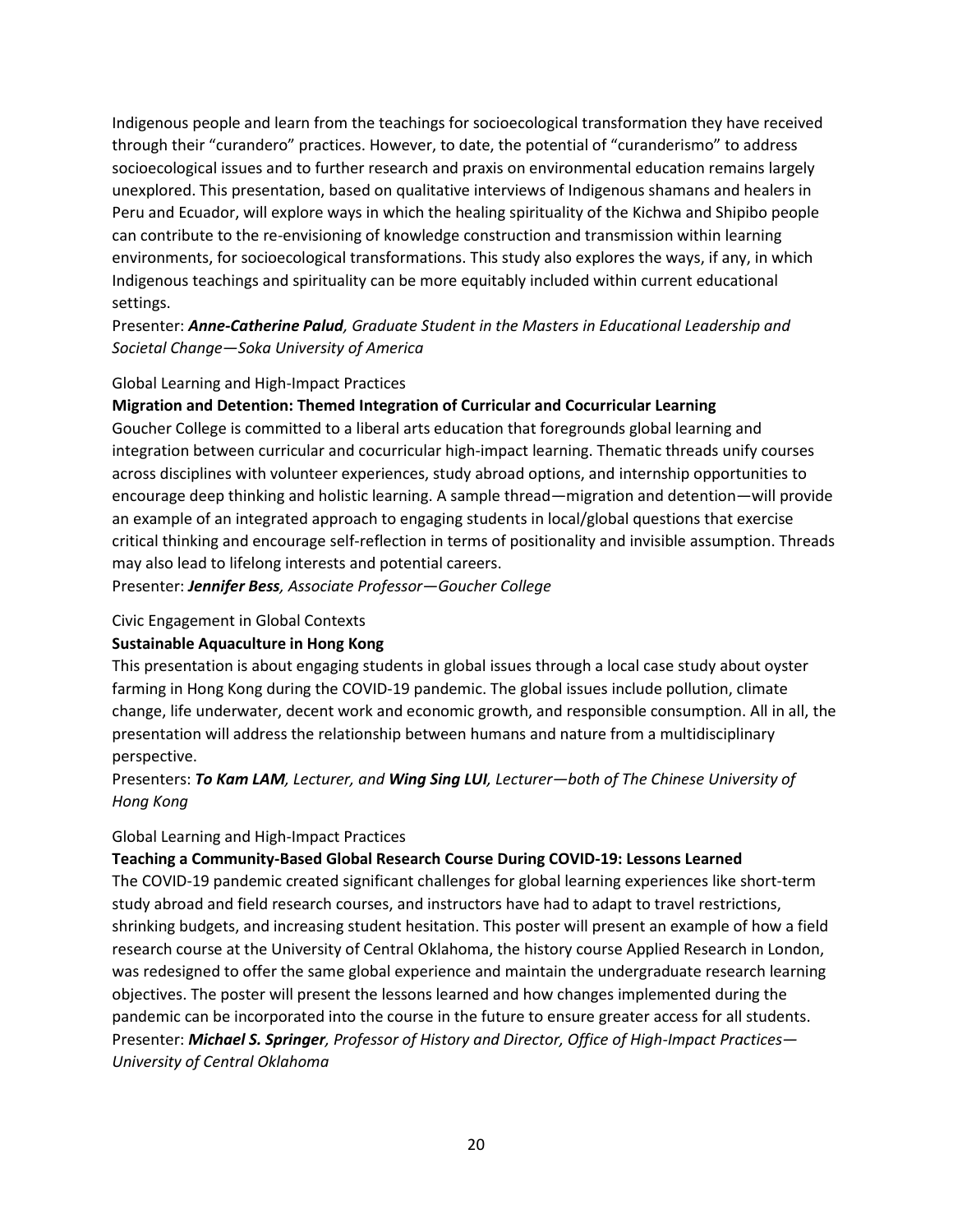Indigenous people and learn from the teachings for socioecological transformation they have received through their "curandero" practices. However, to date, the potential of "curanderismo" to address socioecological issues and to further research and praxis on environmental education remains largely unexplored. This presentation, based on qualitative interviews of Indigenous shamans and healers in Peru and Ecuador, will explore ways in which the healing spirituality of the Kichwa and Shipibo people can contribute to the re-envisioning of knowledge construction and transmission within learning environments, for socioecological transformations. This study also explores the ways, if any, in which Indigenous teachings and spirituality can be more equitably included within current educational settings.

Presenter: ***Anne-Catherine Palud**, Graduate Student in the Masters in Educational Leadership and Societal Change—Soka University of America*

Global Learning and High-Impact Practices

**Migration and Detention: Themed Integration of Curricular and Cocurricular Learning**

Goucher College is committed to a liberal arts education that foregrounds global learning and integration between curricular and cocurricular high-impact learning. Thematic threads unify courses across disciplines with volunteer experiences, study abroad options, and internship opportunities to encourage deep thinking and holistic learning. A sample thread—migration and detention—will provide an example of an integrated approach to engaging students in local/global questions that exercise critical thinking and encourage self-reflection in terms of positionality and invisible assumption. Threads may also lead to lifelong interests and potential careers.

Presenter: ***Jennifer Bess**, Associate Professor—Goucher College*

Civic Engagement in Global Contexts

**Sustainable Aquaculture in Hong Kong**

This presentation is about engaging students in global issues through a local case study about oyster farming in Hong Kong during the COVID-19 pandemic. The global issues include pollution, climate change, life underwater, decent work and economic growth, and responsible consumption. All in all, the presentation will address the relationship between humans and nature from a multidisciplinary perspective.

Presenters: ***To Kam LAM**, Lecturer, and **Wing Sing LUI**, Lecturer—both of The Chinese University of Hong Kong*

Global Learning and High-Impact Practices

**Teaching a Community-Based Global Research Course During COVID-19: Lessons Learned**

The COVID-19 pandemic created significant challenges for global learning experiences like short-term study abroad and field research courses, and instructors have had to adapt to travel restrictions, shrinking budgets, and increasing student hesitation. This poster will present an example of how a field research course at the University of Central Oklahoma, the history course Applied Research in London, was redesigned to offer the same global experience and maintain the undergraduate research learning objectives. The poster will present the lessons learned and how changes implemented during the pandemic can be incorporated into the course in the future to ensure greater access for all students.

Presenter: ***Michael S. Springer**, Professor of History and Director, Office of High-Impact Practices—University of Central Oklahoma*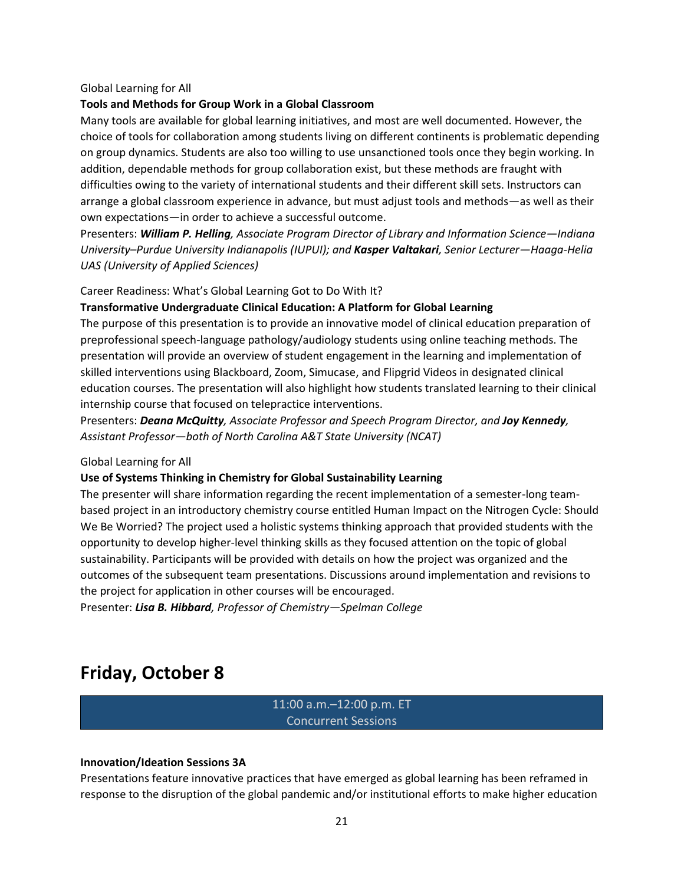Global Learning for All

**Tools and Methods for Group Work in a Global Classroom**

Many tools are available for global learning initiatives, and most are well documented. However, the choice of tools for collaboration among students living on different continents is problematic depending on group dynamics. Students are also too willing to use unsanctioned tools once they begin working. In addition, dependable methods for group collaboration exist, but these methods are fraught with difficulties owing to the variety of international students and their different skill sets. Instructors can arrange a global classroom experience in advance, but must adjust tools and methods—as well as their own expectations—in order to achieve a successful outcome.

Presenters: ***William P. Helling****, Associate Program Director of Library and Information Science—Indiana University–Purdue University Indianapolis (IUPUI); and* ***Kasper Valtakari****, Senior Lecturer—Haaga-Helia UAS (University of Applied Sciences)*

Career Readiness: What's Global Learning Got to Do With It?

**Transformative Undergraduate Clinical Education: A Platform for Global Learning**

The purpose of this presentation is to provide an innovative model of clinical education preparation of preprofessional speech-language pathology/audiology students using online teaching methods. The presentation will provide an overview of student engagement in the learning and implementation of skilled interventions using Blackboard, Zoom, Simucase, and Flipgrid Videos in designated clinical education courses. The presentation will also highlight how students translated learning to their clinical internship course that focused on telepractice interventions.

Presenters: ***Deana McQuitty****, Associate Professor and Speech Program Director, and* ***Joy Kennedy****, Assistant Professor—both of North Carolina A&T State University (NCAT)*

Global Learning for All

**Use of Systems Thinking in Chemistry for Global Sustainability Learning**

The presenter will share information regarding the recent implementation of a semester-long team-based project in an introductory chemistry course entitled Human Impact on the Nitrogen Cycle: Should We Be Worried? The project used a holistic systems thinking approach that provided students with the opportunity to develop higher-level thinking skills as they focused attention on the topic of global sustainability. Participants will be provided with details on how the project was organized and the outcomes of the subsequent team presentations. Discussions around implementation and revisions to the project for application in other courses will be encouraged.

Presenter: ***Lisa B. Hibbard****, Professor of Chemistry—Spelman College*

# Friday, October 8

11:00 a.m.–12:00 p.m. ET
Concurrent Sessions

**Innovation/Ideation Sessions 3A**

Presentations feature innovative practices that have emerged as global learning has been reframed in response to the disruption of the global pandemic and/or institutional efforts to make higher education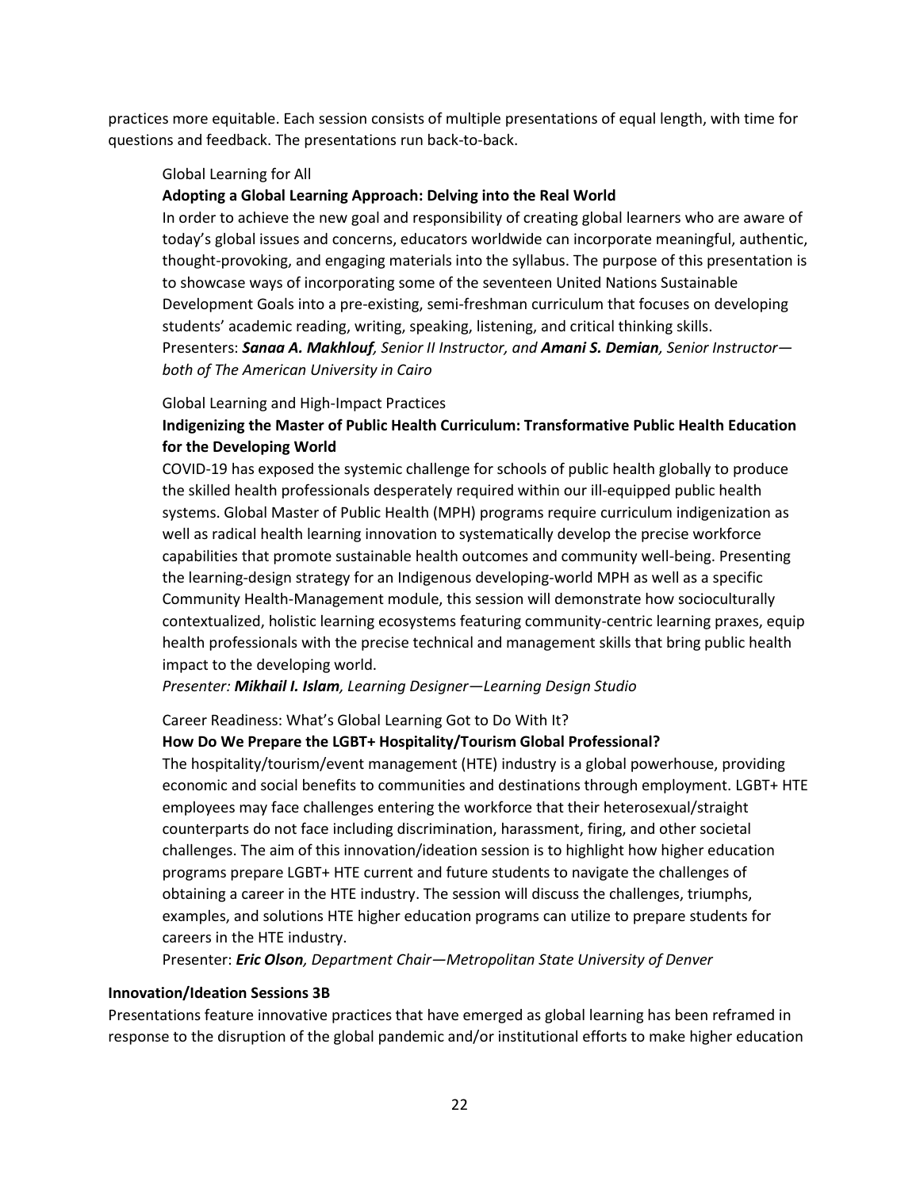practices more equitable. Each session consists of multiple presentations of equal length, with time for questions and feedback. The presentations run back-to-back.

Global Learning for All

**Adopting a Global Learning Approach: Delving into the Real World**

In order to achieve the new goal and responsibility of creating global learners who are aware of today's global issues and concerns, educators worldwide can incorporate meaningful, authentic, thought-provoking, and engaging materials into the syllabus. The purpose of this presentation is to showcase ways of incorporating some of the seventeen United Nations Sustainable Development Goals into a pre-existing, semi-freshman curriculum that focuses on developing students' academic reading, writing, speaking, listening, and critical thinking skills.

Presenters: ***Sanaa A. Makhlouf****, Senior II Instructor, and* ***Amani S. Demian****, Senior Instructor—both of The American University in Cairo*

Global Learning and High-Impact Practices

**Indigenizing the Master of Public Health Curriculum: Transformative Public Health Education for the Developing World**

COVID-19 has exposed the systemic challenge for schools of public health globally to produce the skilled health professionals desperately required within our ill-equipped public health systems. Global Master of Public Health (MPH) programs require curriculum indigenization as well as radical health learning innovation to systematically develop the precise workforce capabilities that promote sustainable health outcomes and community well-being. Presenting the learning-design strategy for an Indigenous developing-world MPH as well as a specific Community Health-Management module, this session will demonstrate how socioculturally contextualized, holistic learning ecosystems featuring community-centric learning praxes, equip health professionals with the precise technical and management skills that bring public health impact to the developing world.

*Presenter:* ***Mikhail I. Islam****, Learning Designer—Learning Design Studio*

Career Readiness: What's Global Learning Got to Do With It?

**How Do We Prepare the LGBT+ Hospitality/Tourism Global Professional?**

The hospitality/tourism/event management (HTE) industry is a global powerhouse, providing economic and social benefits to communities and destinations through employment. LGBT+ HTE employees may face challenges entering the workforce that their heterosexual/straight counterparts do not face including discrimination, harassment, firing, and other societal challenges. The aim of this innovation/ideation session is to highlight how higher education programs prepare LGBT+ HTE current and future students to navigate the challenges of obtaining a career in the HTE industry. The session will discuss the challenges, triumphs, examples, and solutions HTE higher education programs can utilize to prepare students for careers in the HTE industry.

Presenter: ***Eric Olson****, Department Chair—Metropolitan State University of Denver*

**Innovation/Ideation Sessions 3B**

Presentations feature innovative practices that have emerged as global learning has been reframed in response to the disruption of the global pandemic and/or institutional efforts to make higher education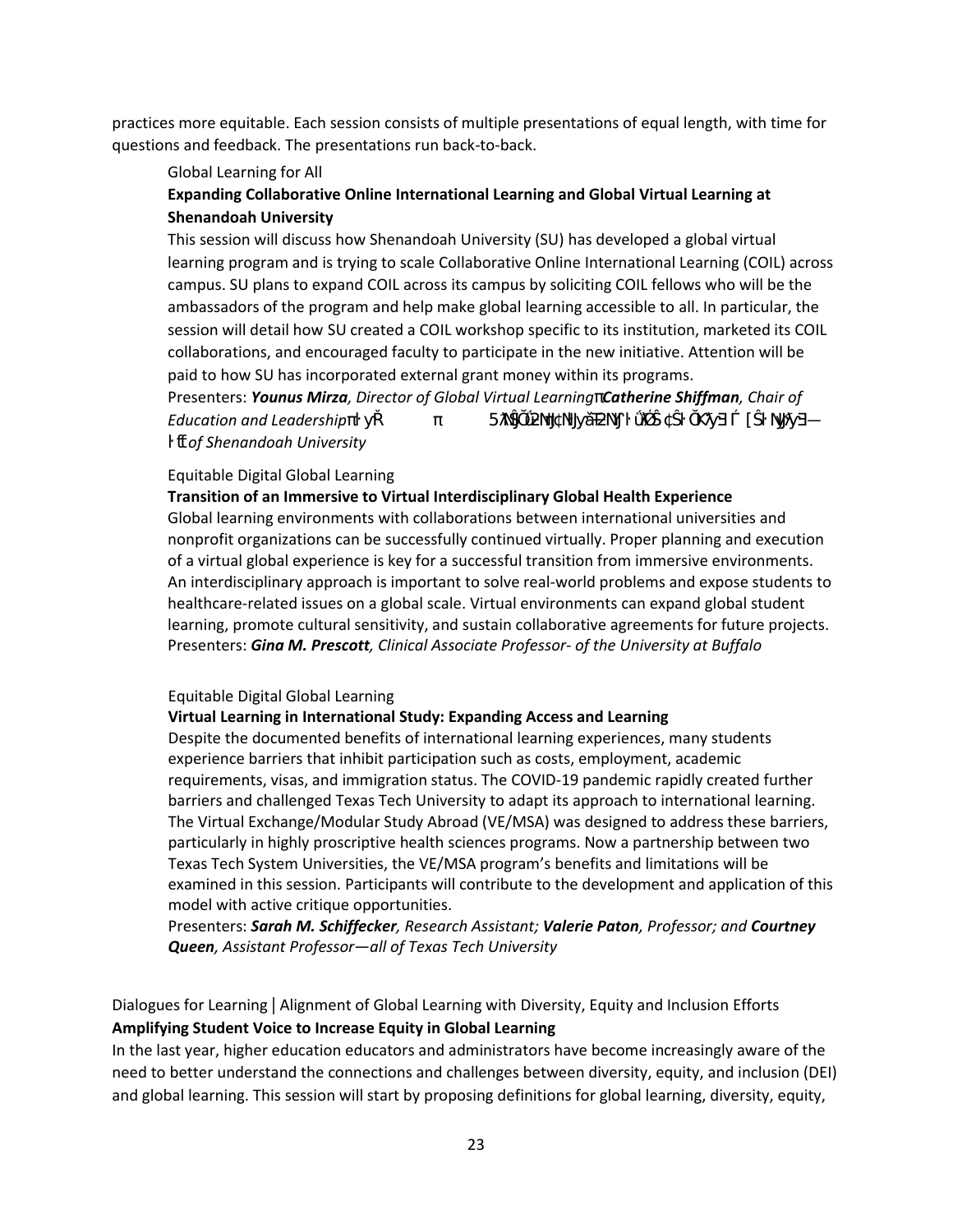practices more equitable. Each session consists of multiple presentations of equal length, with time for questions and feedback. The presentations run back-to-back.

Global Learning for All

**Expanding Collaborative Online International Learning and Global Virtual Learning at Shenandoah University**

This session will discuss how Shenandoah University (SU) has developed a global virtual learning program and is trying to scale Collaborative Online International Learning (COIL) across campus. SU plans to expand COIL across its campus by soliciting COIL fellows who will be the ambassadors of the program and help make global learning accessible to all. In particular, the session will detail how SU created a COIL workshop specific to its institution, marketed its COIL collaborations, and encouraged faculty to participate in the new initiative. Attention will be paid to how SU has incorporated external grant money within its programs.

Presenters: ***Younus Mirza****, Director of Global Virtual Learning*; ***Catherine Shiffman****, Chair of Education and Leadership*; ... *of Shenandoah University*

Equitable Digital Global Learning

**Transition of an Immersive to Virtual Interdisciplinary Global Health Experience**

Global learning environments with collaborations between international universities and nonprofit organizations can be successfully continued virtually. Proper planning and execution of a virtual global experience is key for a successful transition from immersive environments. An interdisciplinary approach is important to solve real-world problems and expose students to healthcare-related issues on a global scale. Virtual environments can expand global student learning, promote cultural sensitivity, and sustain collaborative agreements for future projects.

Presenters: ***Gina M. Prescott****, Clinical Associate Professor- of the University at Buffalo*

Equitable Digital Global Learning

**Virtual Learning in International Study: Expanding Access and Learning**

Despite the documented benefits of international learning experiences, many students experience barriers that inhibit participation such as costs, employment, academic requirements, visas, and immigration status. The COVID-19 pandemic rapidly created further barriers and challenged Texas Tech University to adapt its approach to international learning. The Virtual Exchange/Modular Study Abroad (VE/MSA) was designed to address these barriers, particularly in highly proscriptive health sciences programs. Now a partnership between two Texas Tech System Universities, the VE/MSA program's benefits and limitations will be examined in this session. Participants will contribute to the development and application of this model with active critique opportunities.

Presenters: ***Sarah M. Schiffecker****, Research Assistant;* ***Valerie Paton****, Professor; and* ***Courtney Queen****, Assistant Professor—all of Texas Tech University*

Dialogues for Learning | Alignment of Global Learning with Diversity, Equity and Inclusion Efforts

**Amplifying Student Voice to Increase Equity in Global Learning**

In the last year, higher education educators and administrators have become increasingly aware of the need to better understand the connections and challenges between diversity, equity, and inclusion (DEI) and global learning. This session will start by proposing definitions for global learning, diversity, equity,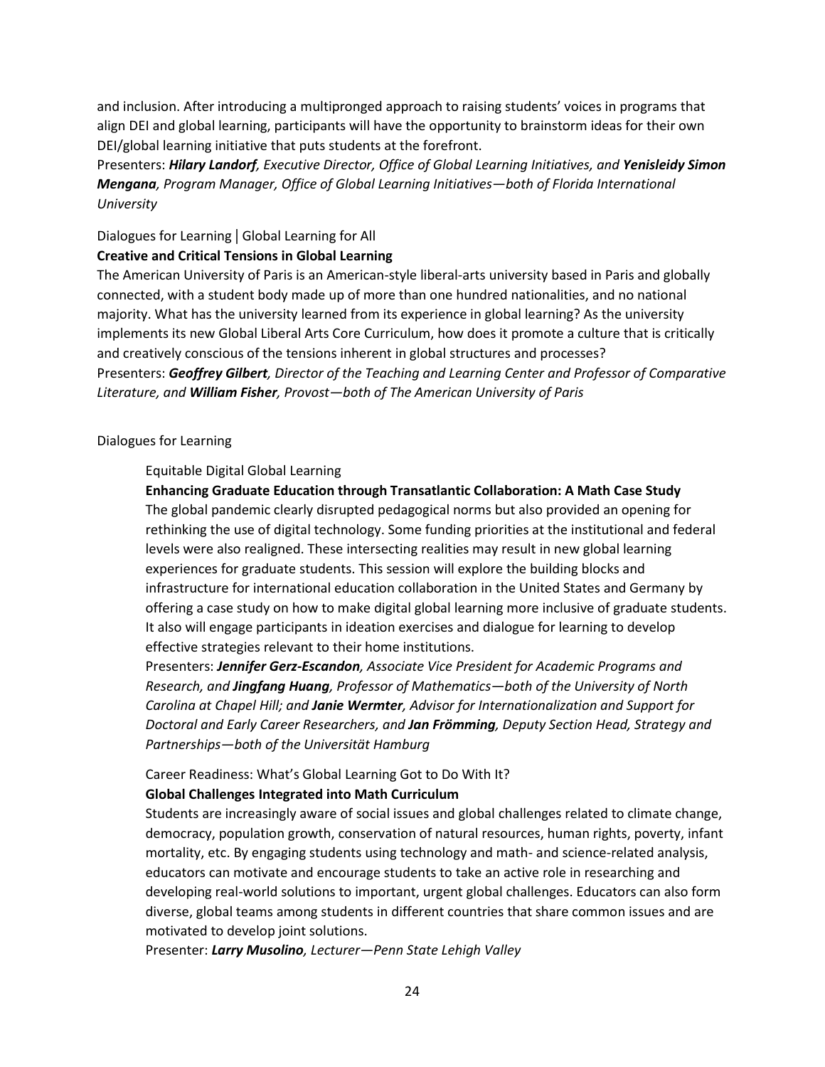and inclusion. After introducing a multipronged approach to raising students' voices in programs that align DEI and global learning, participants will have the opportunity to brainstorm ideas for their own DEI/global learning initiative that puts students at the forefront.

Presenters: ***Hilary Landorf****, Executive Director, Office of Global Learning Initiatives, and* ***Yenisleidy Simon Mengana****, Program Manager, Office of Global Learning Initiatives—both of Florida International University*

Dialogues for Learning | Global Learning for All

**Creative and Critical Tensions in Global Learning**

The American University of Paris is an American-style liberal-arts university based in Paris and globally connected, with a student body made up of more than one hundred nationalities, and no national majority. What has the university learned from its experience in global learning? As the university implements its new Global Liberal Arts Core Curriculum, how does it promote a culture that is critically and creatively conscious of the tensions inherent in global structures and processes?

Presenters: ***Geoffrey Gilbert****, Director of the Teaching and Learning Center and Professor of Comparative Literature, and* ***William Fisher****, Provost—both of The American University of Paris*

Dialogues for Learning

Equitable Digital Global Learning

**Enhancing Graduate Education through Transatlantic Collaboration: A Math Case Study**

The global pandemic clearly disrupted pedagogical norms but also provided an opening for rethinking the use of digital technology. Some funding priorities at the institutional and federal levels were also realigned. These intersecting realities may result in new global learning experiences for graduate students. This session will explore the building blocks and infrastructure for international education collaboration in the United States and Germany by offering a case study on how to make digital global learning more inclusive of graduate students. It also will engage participants in ideation exercises and dialogue for learning to develop effective strategies relevant to their home institutions.

Presenters: ***Jennifer Gerz-Escandon****, Associate Vice President for Academic Programs and Research, and* ***Jingfang Huang****, Professor of Mathematics—both of the University of North Carolina at Chapel Hill; and* ***Janie Wermter****, Advisor for Internationalization and Support for Doctoral and Early Career Researchers, and* ***Jan Frömming****, Deputy Section Head, Strategy and Partnerships—both of the Universität Hamburg*

Career Readiness: What's Global Learning Got to Do With It?

**Global Challenges Integrated into Math Curriculum**

Students are increasingly aware of social issues and global challenges related to climate change, democracy, population growth, conservation of natural resources, human rights, poverty, infant mortality, etc. By engaging students using technology and math- and science-related analysis, educators can motivate and encourage students to take an active role in researching and developing real-world solutions to important, urgent global challenges. Educators can also form diverse, global teams among students in different countries that share common issues and are motivated to develop joint solutions.

Presenter: ***Larry Musolino****, Lecturer—Penn State Lehigh Valley*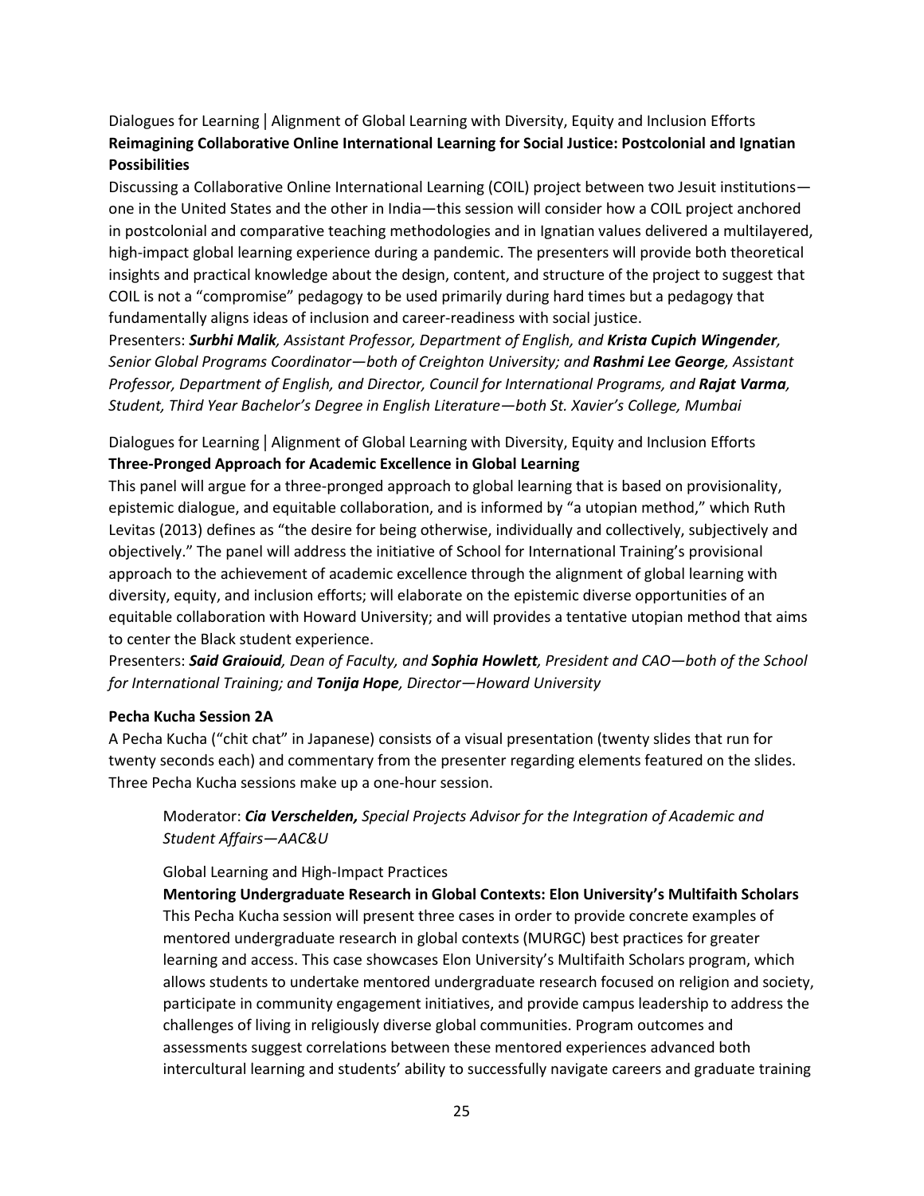Dialogues for Learning | Alignment of Global Learning with Diversity, Equity and Inclusion Efforts

**Reimagining Collaborative Online International Learning for Social Justice: Postcolonial and Ignatian Possibilities**

Discussing a Collaborative Online International Learning (COIL) project between two Jesuit institutions—one in the United States and the other in India—this session will consider how a COIL project anchored in postcolonial and comparative teaching methodologies and in Ignatian values delivered a multilayered, high-impact global learning experience during a pandemic. The presenters will provide both theoretical insights and practical knowledge about the design, content, and structure of the project to suggest that COIL is not a "compromise" pedagogy to be used primarily during hard times but a pedagogy that fundamentally aligns ideas of inclusion and career-readiness with social justice.

Presenters: ***Surbhi Malik**, Assistant Professor, Department of English, and **Krista Cupich Wingender**, Senior Global Programs Coordinator—both of Creighton University; and **Rashmi Lee George**, Assistant Professor, Department of English, and Director, Council for International Programs, and **Rajat Varma**, Student, Third Year Bachelor's Degree in English Literature—both St. Xavier's College, Mumbai*

Dialogues for Learning | Alignment of Global Learning with Diversity, Equity and Inclusion Efforts

**Three-Pronged Approach for Academic Excellence in Global Learning**

This panel will argue for a three-pronged approach to global learning that is based on provisionality, epistemic dialogue, and equitable collaboration, and is informed by "a utopian method," which Ruth Levitas (2013) defines as "the desire for being otherwise, individually and collectively, subjectively and objectively." The panel will address the initiative of School for International Training's provisional approach to the achievement of academic excellence through the alignment of global learning with diversity, equity, and inclusion efforts; will elaborate on the epistemic diverse opportunities of an equitable collaboration with Howard University; and will provides a tentative utopian method that aims to center the Black student experience.

Presenters: ***Said Graiouid**, Dean of Faculty, and **Sophia Howlett**, President and CAO—both of the School for International Training; and **Tonija Hope**, Director—Howard University*

**Pecha Kucha Session 2A**

A Pecha Kucha ("chit chat" in Japanese) consists of a visual presentation (twenty slides that run for twenty seconds each) and commentary from the presenter regarding elements featured on the slides. Three Pecha Kucha sessions make up a one-hour session.

> Moderator: ***Cia Verschelden,** Special Projects Advisor for the Integration of Academic and Student Affairs—AAC&U*
>
> Global Learning and High-Impact Practices
>
> **Mentoring Undergraduate Research in Global Contexts: Elon University's Multifaith Scholars**
>
> This Pecha Kucha session will present three cases in order to provide concrete examples of mentored undergraduate research in global contexts (MURGC) best practices for greater learning and access. This case showcases Elon University's Multifaith Scholars program, which allows students to undertake mentored undergraduate research focused on religion and society, participate in community engagement initiatives, and provide campus leadership to address the challenges of living in religiously diverse global communities. Program outcomes and assessments suggest correlations between these mentored experiences advanced both intercultural learning and students' ability to successfully navigate careers and graduate training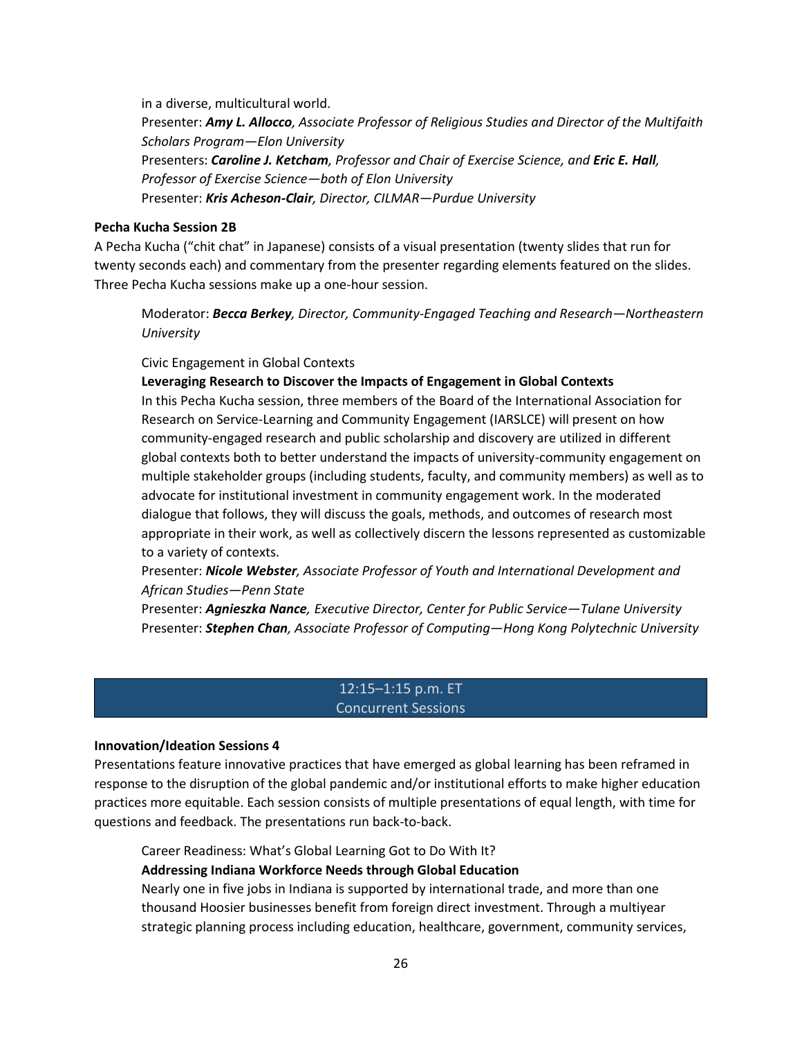in a diverse, multicultural world.

Presenter: ***Amy L. Allocco****, Associate Professor of Religious Studies and Director of the Multifaith Scholars Program—Elon University*

Presenters: ***Caroline J. Ketcham****, Professor and Chair of Exercise Science, and* ***Eric E. Hall****, Professor of Exercise Science—both of Elon University*

Presenter: ***Kris Acheson-Clair****, Director, CILMAR—Purdue University*

**Pecha Kucha Session 2B**

A Pecha Kucha ("chit chat" in Japanese) consists of a visual presentation (twenty slides that run for twenty seconds each) and commentary from the presenter regarding elements featured on the slides. Three Pecha Kucha sessions make up a one-hour session.

Moderator: ***Becca Berkey****, Director, Community-Engaged Teaching and Research—Northeastern University*

Civic Engagement in Global Contexts

**Leveraging Research to Discover the Impacts of Engagement in Global Contexts**

In this Pecha Kucha session, three members of the Board of the International Association for Research on Service-Learning and Community Engagement (IARSLCE) will present on how community-engaged research and public scholarship and discovery are utilized in different global contexts both to better understand the impacts of university-community engagement on multiple stakeholder groups (including students, faculty, and community members) as well as to advocate for institutional investment in community engagement work. In the moderated dialogue that follows, they will discuss the goals, methods, and outcomes of research most appropriate in their work, as well as collectively discern the lessons represented as customizable to a variety of contexts.

Presenter: ***Nicole Webster****, Associate Professor of Youth and International Development and African Studies—Penn State*

Presenter: ***Agnieszka Nance****, Executive Director, Center for Public Service—Tulane University*

Presenter: ***Stephen Chan****, Associate Professor of Computing—Hong Kong Polytechnic University*

## 12:15–1:15 p.m. ET
## Concurrent Sessions

**Innovation/Ideation Sessions 4**

Presentations feature innovative practices that have emerged as global learning has been reframed in response to the disruption of the global pandemic and/or institutional efforts to make higher education practices more equitable. Each session consists of multiple presentations of equal length, with time for questions and feedback. The presentations run back-to-back.

Career Readiness: What's Global Learning Got to Do With It?

**Addressing Indiana Workforce Needs through Global Education**

Nearly one in five jobs in Indiana is supported by international trade, and more than one thousand Hoosier businesses benefit from foreign direct investment. Through a multiyear strategic planning process including education, healthcare, government, community services,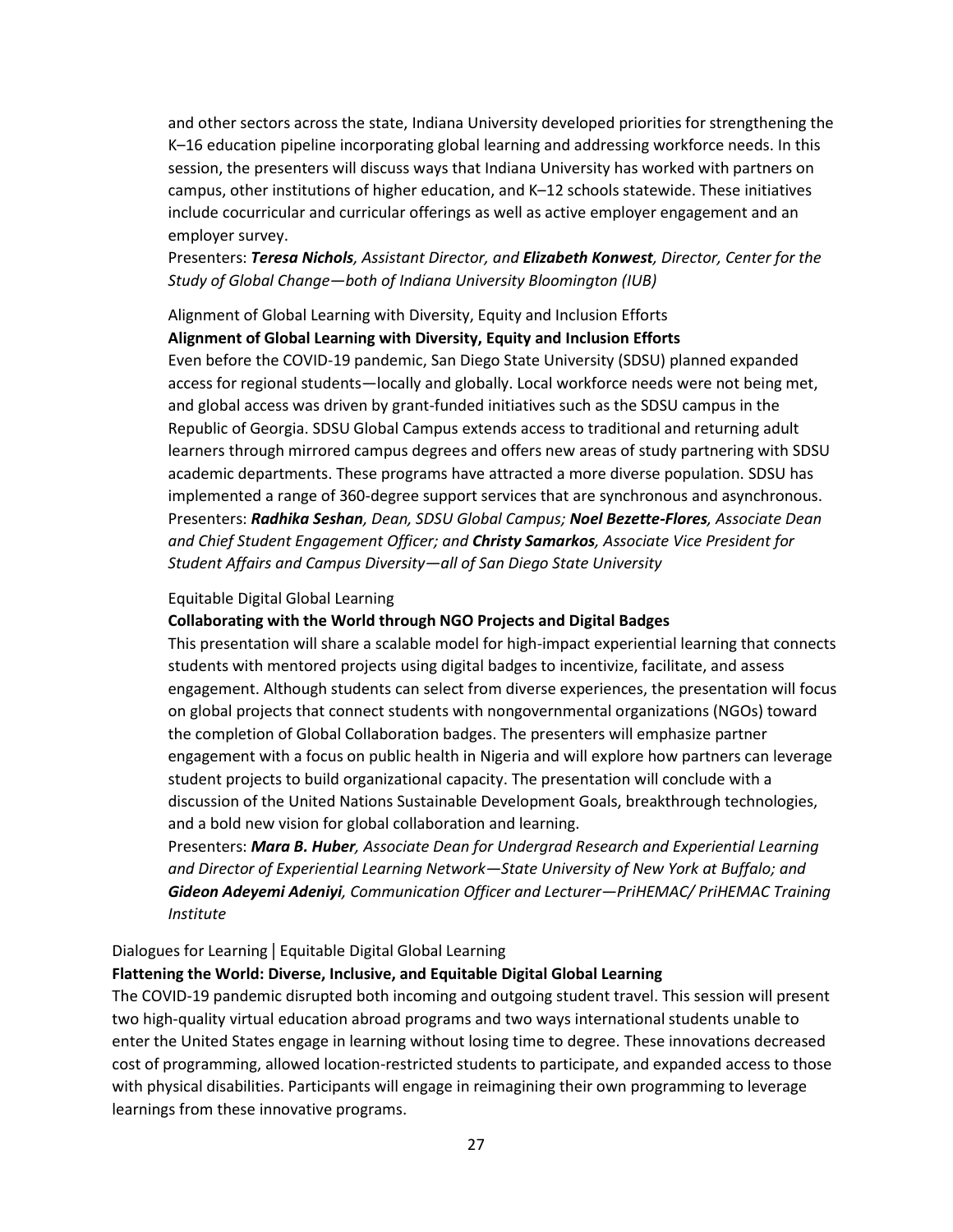and other sectors across the state, Indiana University developed priorities for strengthening the K–16 education pipeline incorporating global learning and addressing workforce needs. In this session, the presenters will discuss ways that Indiana University has worked with partners on campus, other institutions of higher education, and K–12 schools statewide. These initiatives include cocurricular and curricular offerings as well as active employer engagement and an employer survey.

Presenters: ***Teresa Nichols****, Assistant Director, and* ***Elizabeth Konwest****, Director, Center for the Study of Global Change—both of Indiana University Bloomington (IUB)*

Alignment of Global Learning with Diversity, Equity and Inclusion Efforts

**Alignment of Global Learning with Diversity, Equity and Inclusion Efforts**

Even before the COVID-19 pandemic, San Diego State University (SDSU) planned expanded access for regional students—locally and globally. Local workforce needs were not being met, and global access was driven by grant-funded initiatives such as the SDSU campus in the Republic of Georgia. SDSU Global Campus extends access to traditional and returning adult learners through mirrored campus degrees and offers new areas of study partnering with SDSU academic departments. These programs have attracted a more diverse population. SDSU has implemented a range of 360-degree support services that are synchronous and asynchronous.

Presenters: ***Radhika Seshan****, Dean, SDSU Global Campus;* ***Noel Bezette-Flores****, Associate Dean and Chief Student Engagement Officer; and* ***Christy Samarkos****, Associate Vice President for Student Affairs and Campus Diversity—all of San Diego State University*

Equitable Digital Global Learning

**Collaborating with the World through NGO Projects and Digital Badges**

This presentation will share a scalable model for high-impact experiential learning that connects students with mentored projects using digital badges to incentivize, facilitate, and assess engagement. Although students can select from diverse experiences, the presentation will focus on global projects that connect students with nongovernmental organizations (NGOs) toward the completion of Global Collaboration badges. The presenters will emphasize partner engagement with a focus on public health in Nigeria and will explore how partners can leverage student projects to build organizational capacity. The presentation will conclude with a discussion of the United Nations Sustainable Development Goals, breakthrough technologies, and a bold new vision for global collaboration and learning.

Presenters: ***Mara B. Huber****, Associate Dean for Undergrad Research and Experiential Learning and Director of Experiential Learning Network—State University of New York at Buffalo; and* ***Gideon Adeyemi Adeniyi****, Communication Officer and Lecturer—PriHEMAC/ PriHEMAC Training Institute*

Dialogues for Learning | Equitable Digital Global Learning

**Flattening the World: Diverse, Inclusive, and Equitable Digital Global Learning**

The COVID-19 pandemic disrupted both incoming and outgoing student travel. This session will present two high-quality virtual education abroad programs and two ways international students unable to enter the United States engage in learning without losing time to degree. These innovations decreased cost of programming, allowed location-restricted students to participate, and expanded access to those with physical disabilities. Participants will engage in reimagining their own programming to leverage learnings from these innovative programs.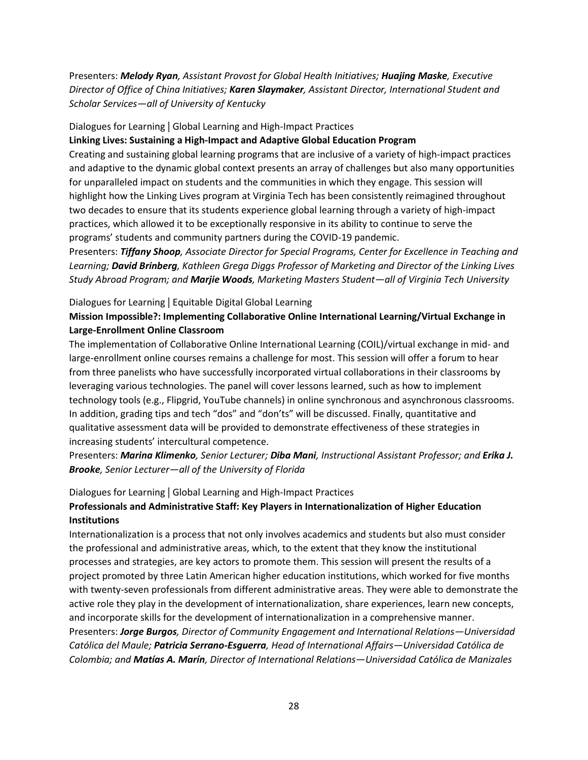Presenters: ***Melody Ryan****, Assistant Provost for Global Health Initiatives;* ***Huajing Maske****, Executive Director of Office of China Initiatives;* ***Karen Slaymaker****, Assistant Director, International Student and Scholar Services—all of University of Kentucky*

Dialogues for Learning | Global Learning and High-Impact Practices

**Linking Lives: Sustaining a High-Impact and Adaptive Global Education Program**

Creating and sustaining global learning programs that are inclusive of a variety of high-impact practices and adaptive to the dynamic global context presents an array of challenges but also many opportunities for unparalleled impact on students and the communities in which they engage. This session will highlight how the Linking Lives program at Virginia Tech has been consistently reimagined throughout two decades to ensure that its students experience global learning through a variety of high-impact practices, which allowed it to be exceptionally responsive in its ability to continue to serve the programs' students and community partners during the COVID-19 pandemic.

Presenters: ***Tiffany Shoop****, Associate Director for Special Programs, Center for Excellence in Teaching and Learning;* ***David Brinberg****, Kathleen Grega Diggs Professor of Marketing and Director of the Linking Lives Study Abroad Program; and* ***Marjie Woods****, Marketing Masters Student—all of Virginia Tech University*

Dialogues for Learning | Equitable Digital Global Learning

**Mission Impossible?: Implementing Collaborative Online International Learning/Virtual Exchange in Large-Enrollment Online Classroom**

The implementation of Collaborative Online International Learning (COIL)/virtual exchange in mid- and large-enrollment online courses remains a challenge for most. This session will offer a forum to hear from three panelists who have successfully incorporated virtual collaborations in their classrooms by leveraging various technologies. The panel will cover lessons learned, such as how to implement technology tools (e.g., Flipgrid, YouTube channels) in online synchronous and asynchronous classrooms. In addition, grading tips and tech "dos" and "don'ts" will be discussed. Finally, quantitative and qualitative assessment data will be provided to demonstrate effectiveness of these strategies in increasing students' intercultural competence.

Presenters: ***Marina Klimenko****, Senior Lecturer;* ***Diba Mani****, Instructional Assistant Professor; and* ***Erika J. Brooke****, Senior Lecturer—all of the University of Florida*

Dialogues for Learning | Global Learning and High-Impact Practices

**Professionals and Administrative Staff: Key Players in Internationalization of Higher Education Institutions**

Internationalization is a process that not only involves academics and students but also must consider the professional and administrative areas, which, to the extent that they know the institutional processes and strategies, are key actors to promote them. This session will present the results of a project promoted by three Latin American higher education institutions, which worked for five months with twenty-seven professionals from different administrative areas. They were able to demonstrate the active role they play in the development of internationalization, share experiences, learn new concepts, and incorporate skills for the development of internationalization in a comprehensive manner.

Presenters: ***Jorge Burgos****, Director of Community Engagement and International Relations—Universidad Católica del Maule;* ***Patricia Serrano-Esguerra****, Head of International Affairs—Universidad Católica de Colombia; and* ***Matías A. Marín****, Director of International Relations—Universidad Católica de Manizales*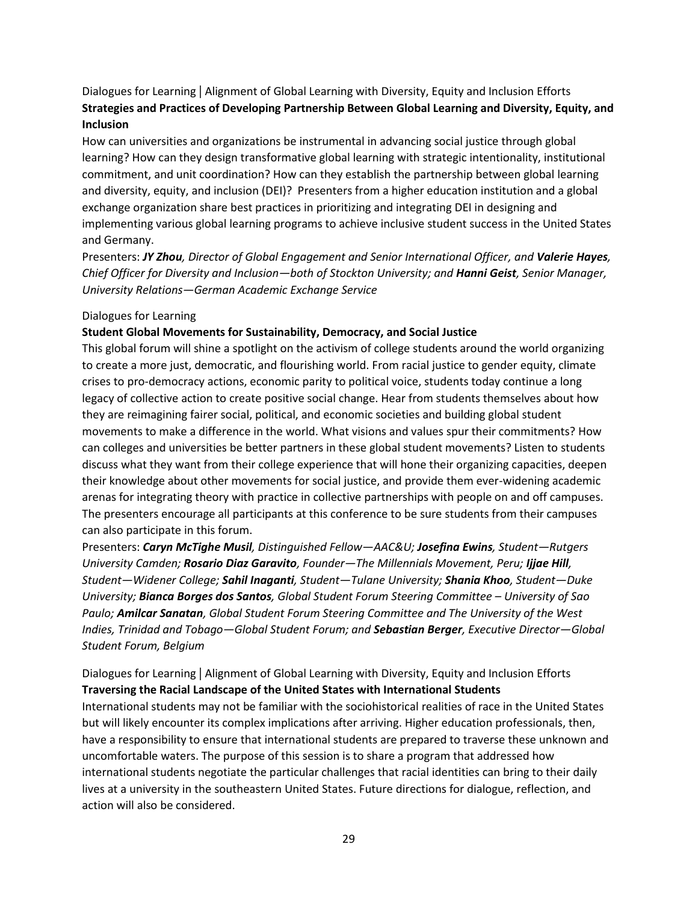Dialogues for Learning | Alignment of Global Learning with Diversity, Equity and Inclusion Efforts

**Strategies and Practices of Developing Partnership Between Global Learning and Diversity, Equity, and Inclusion**

How can universities and organizations be instrumental in advancing social justice through global learning? How can they design transformative global learning with strategic intentionality, institutional commitment, and unit coordination? How can they establish the partnership between global learning and diversity, equity, and inclusion (DEI)? Presenters from a higher education institution and a global exchange organization share best practices in prioritizing and integrating DEI in designing and implementing various global learning programs to achieve inclusive student success in the United States and Germany.

Presenters: ***JY Zhou****, Director of Global Engagement and Senior International Officer, and* ***Valerie Hayes****, Chief Officer for Diversity and Inclusion—both of Stockton University; and* ***Hanni Geist****, Senior Manager, University Relations—German Academic Exchange Service*

Dialogues for Learning

**Student Global Movements for Sustainability, Democracy, and Social Justice**

This global forum will shine a spotlight on the activism of college students around the world organizing to create a more just, democratic, and flourishing world. From racial justice to gender equity, climate crises to pro-democracy actions, economic parity to political voice, students today continue a long legacy of collective action to create positive social change. Hear from students themselves about how they are reimagining fairer social, political, and economic societies and building global student movements to make a difference in the world. What visions and values spur their commitments? How can colleges and universities be better partners in these global student movements? Listen to students discuss what they want from their college experience that will hone their organizing capacities, deepen their knowledge about other movements for social justice, and provide them ever-widening academic arenas for integrating theory with practice in collective partnerships with people on and off campuses. The presenters encourage all participants at this conference to be sure students from their campuses can also participate in this forum.

Presenters: ***Caryn McTighe Musil****, Distinguished Fellow—AAC&U;* ***Josefina Ewins****, Student—Rutgers University Camden;* ***Rosario Diaz Garavito****, Founder—The Millennials Movement, Peru;* ***Ijjae Hill****, Student—Widener College;* ***Sahil Inaganti****, Student—Tulane University;* ***Shania Khoo****, Student—Duke University;* ***Bianca Borges dos Santos****, Global Student Forum Steering Committee – University of Sao Paulo;* ***Amilcar Sanatan****, Global Student Forum Steering Committee and The University of the West Indies, Trinidad and Tobago—Global Student Forum; and* ***Sebastian Berger****, Executive Director—Global Student Forum, Belgium*

Dialogues for Learning | Alignment of Global Learning with Diversity, Equity and Inclusion Efforts

**Traversing the Racial Landscape of the United States with International Students**

International students may not be familiar with the sociohistorical realities of race in the United States but will likely encounter its complex implications after arriving. Higher education professionals, then, have a responsibility to ensure that international students are prepared to traverse these unknown and uncomfortable waters. The purpose of this session is to share a program that addressed how international students negotiate the particular challenges that racial identities can bring to their daily lives at a university in the southeastern United States. Future directions for dialogue, reflection, and action will also be considered.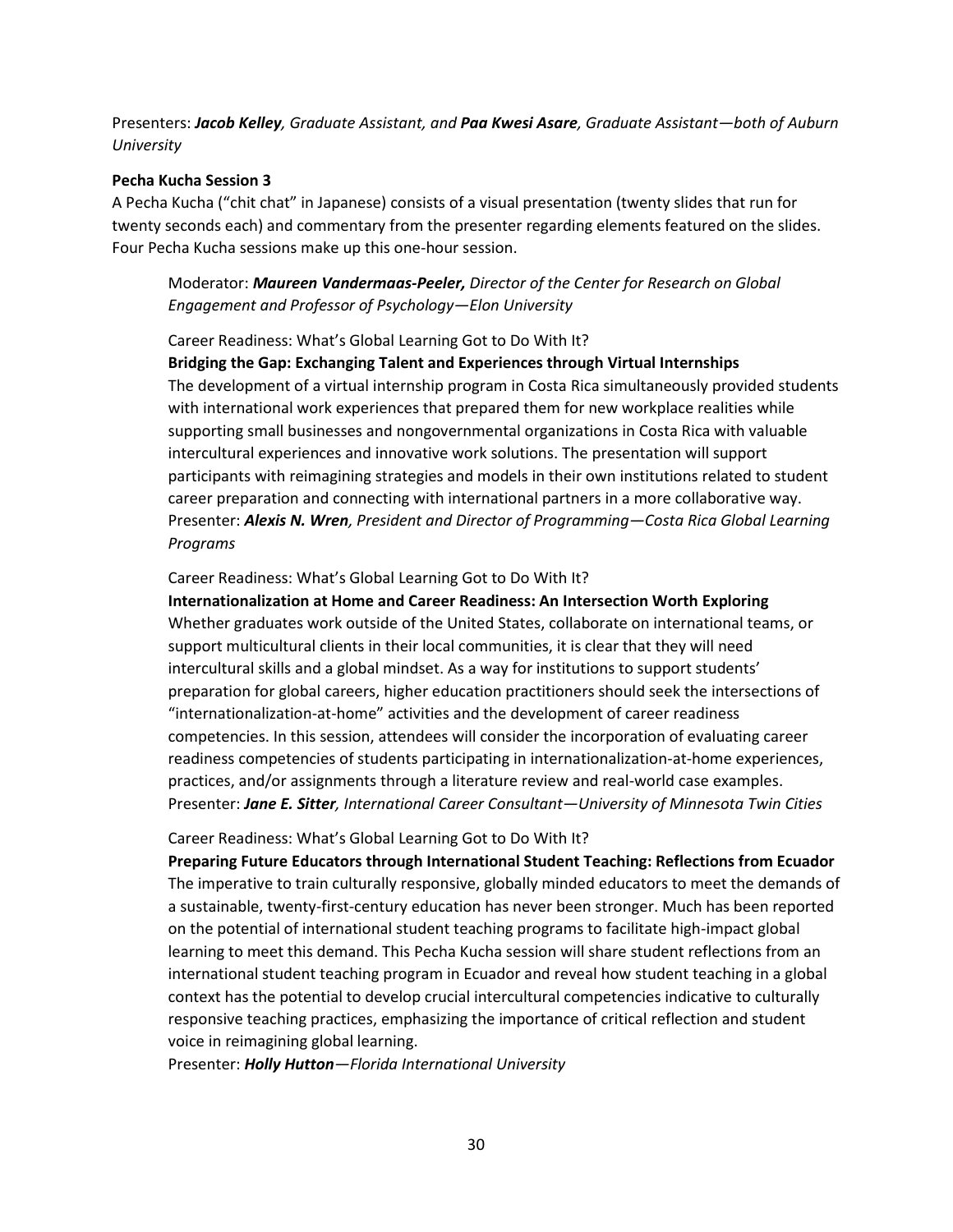Presenters: ***Jacob Kelley****, Graduate Assistant, and* ***Paa Kwesi Asare****, Graduate Assistant—both of Auburn University*

**Pecha Kucha Session 3**

A Pecha Kucha ("chit chat" in Japanese) consists of a visual presentation (twenty slides that run for twenty seconds each) and commentary from the presenter regarding elements featured on the slides. Four Pecha Kucha sessions make up this one-hour session.

> Moderator: ***Maureen Vandermaas-Peeler,*** *Director of the Center for Research on Global Engagement and Professor of Psychology—Elon University*
>
> Career Readiness: What's Global Learning Got to Do With It?
> **Bridging the Gap: Exchanging Talent and Experiences through Virtual Internships**
> The development of a virtual internship program in Costa Rica simultaneously provided students with international work experiences that prepared them for new workplace realities while supporting small businesses and nongovernmental organizations in Costa Rica with valuable intercultural experiences and innovative work solutions. The presentation will support participants with reimagining strategies and models in their own institutions related to student career preparation and connecting with international partners in a more collaborative way.
> Presenter: ***Alexis N. Wren****, President and Director of Programming—Costa Rica Global Learning Programs*
>
> Career Readiness: What's Global Learning Got to Do With It?
> **Internationalization at Home and Career Readiness: An Intersection Worth Exploring**
> Whether graduates work outside of the United States, collaborate on international teams, or support multicultural clients in their local communities, it is clear that they will need intercultural skills and a global mindset. As a way for institutions to support students' preparation for global careers, higher education practitioners should seek the intersections of "internationalization-at-home" activities and the development of career readiness competencies. In this session, attendees will consider the incorporation of evaluating career readiness competencies of students participating in internationalization-at-home experiences, practices, and/or assignments through a literature review and real-world case examples.
> Presenter: ***Jane E. Sitter****, International Career Consultant—University of Minnesota Twin Cities*
>
> Career Readiness: What's Global Learning Got to Do With It?
> **Preparing Future Educators through International Student Teaching: Reflections from Ecuador**
> The imperative to train culturally responsive, globally minded educators to meet the demands of a sustainable, twenty-first-century education has never been stronger. Much has been reported on the potential of international student teaching programs to facilitate high-impact global learning to meet this demand. This Pecha Kucha session will share student reflections from an international student teaching program in Ecuador and reveal how student teaching in a global context has the potential to develop crucial intercultural competencies indicative to culturally responsive teaching practices, emphasizing the importance of critical reflection and student voice in reimagining global learning.
> Presenter: ***Holly Hutton****—Florida International University*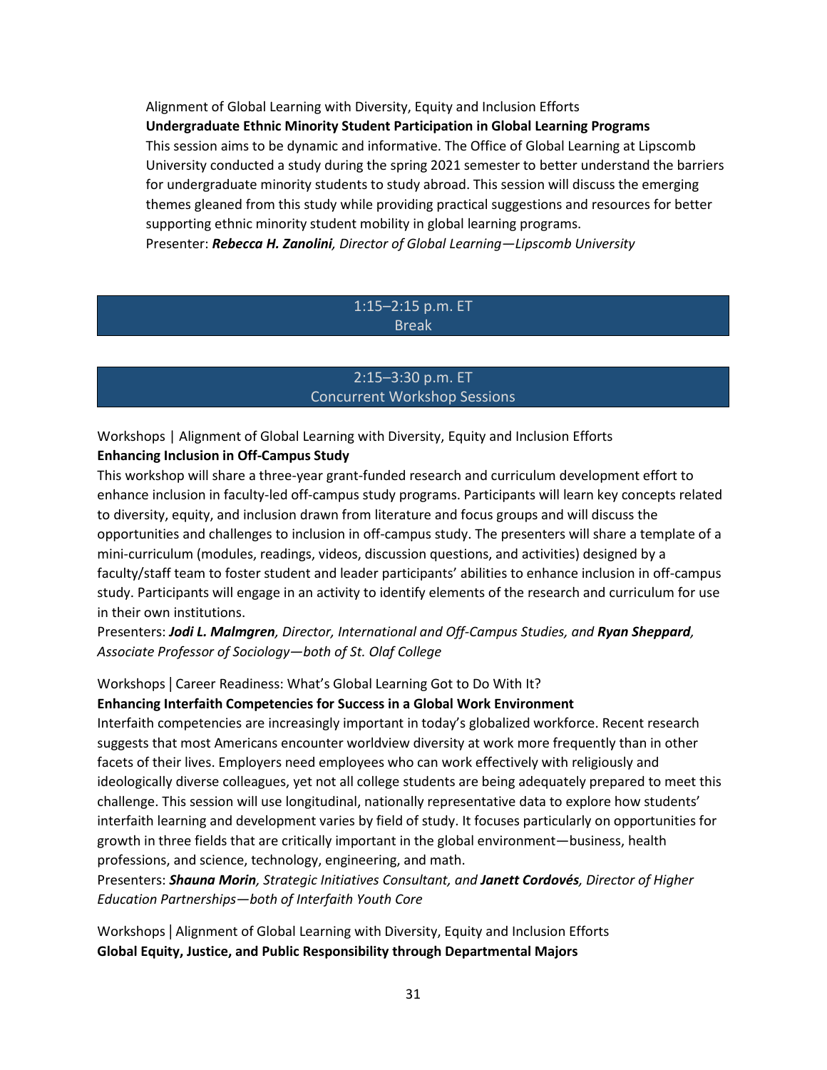Alignment of Global Learning with Diversity, Equity and Inclusion Efforts

**Undergraduate Ethnic Minority Student Participation in Global Learning Programs**

This session aims to be dynamic and informative. The Office of Global Learning at Lipscomb University conducted a study during the spring 2021 semester to better understand the barriers for undergraduate minority students to study abroad. This session will discuss the emerging themes gleaned from this study while providing practical suggestions and resources for better supporting ethnic minority student mobility in global learning programs.

Presenter: ***Rebecca H. Zanolini****, Director of Global Learning—Lipscomb University*

## 1:15–2:15 p.m. ET
## Break

## 2:15–3:30 p.m. ET
## Concurrent Workshop Sessions

Workshops | Alignment of Global Learning with Diversity, Equity and Inclusion Efforts

**Enhancing Inclusion in Off-Campus Study**

This workshop will share a three-year grant-funded research and curriculum development effort to enhance inclusion in faculty-led off-campus study programs. Participants will learn key concepts related to diversity, equity, and inclusion drawn from literature and focus groups and will discuss the opportunities and challenges to inclusion in off-campus study. The presenters will share a template of a mini-curriculum (modules, readings, videos, discussion questions, and activities) designed by a faculty/staff team to foster student and leader participants' abilities to enhance inclusion in off-campus study. Participants will engage in an activity to identify elements of the research and curriculum for use in their own institutions.

Presenters: ***Jodi L. Malmgren****, Director, International and Off-Campus Studies, and* ***Ryan Sheppard****, Associate Professor of Sociology—both of St. Olaf College*

Workshops | Career Readiness: What's Global Learning Got to Do With It?

**Enhancing Interfaith Competencies for Success in a Global Work Environment**

Interfaith competencies are increasingly important in today's globalized workforce. Recent research suggests that most Americans encounter worldview diversity at work more frequently than in other facets of their lives. Employers need employees who can work effectively with religiously and ideologically diverse colleagues, yet not all college students are being adequately prepared to meet this challenge. This session will use longitudinal, nationally representative data to explore how students' interfaith learning and development varies by field of study. It focuses particularly on opportunities for growth in three fields that are critically important in the global environment—business, health professions, and science, technology, engineering, and math.

Presenters: ***Shauna Morin****, Strategic Initiatives Consultant, and* ***Janett Cordovés****, Director of Higher Education Partnerships—both of Interfaith Youth Core*

Workshops | Alignment of Global Learning with Diversity, Equity and Inclusion Efforts

**Global Equity, Justice, and Public Responsibility through Departmental Majors**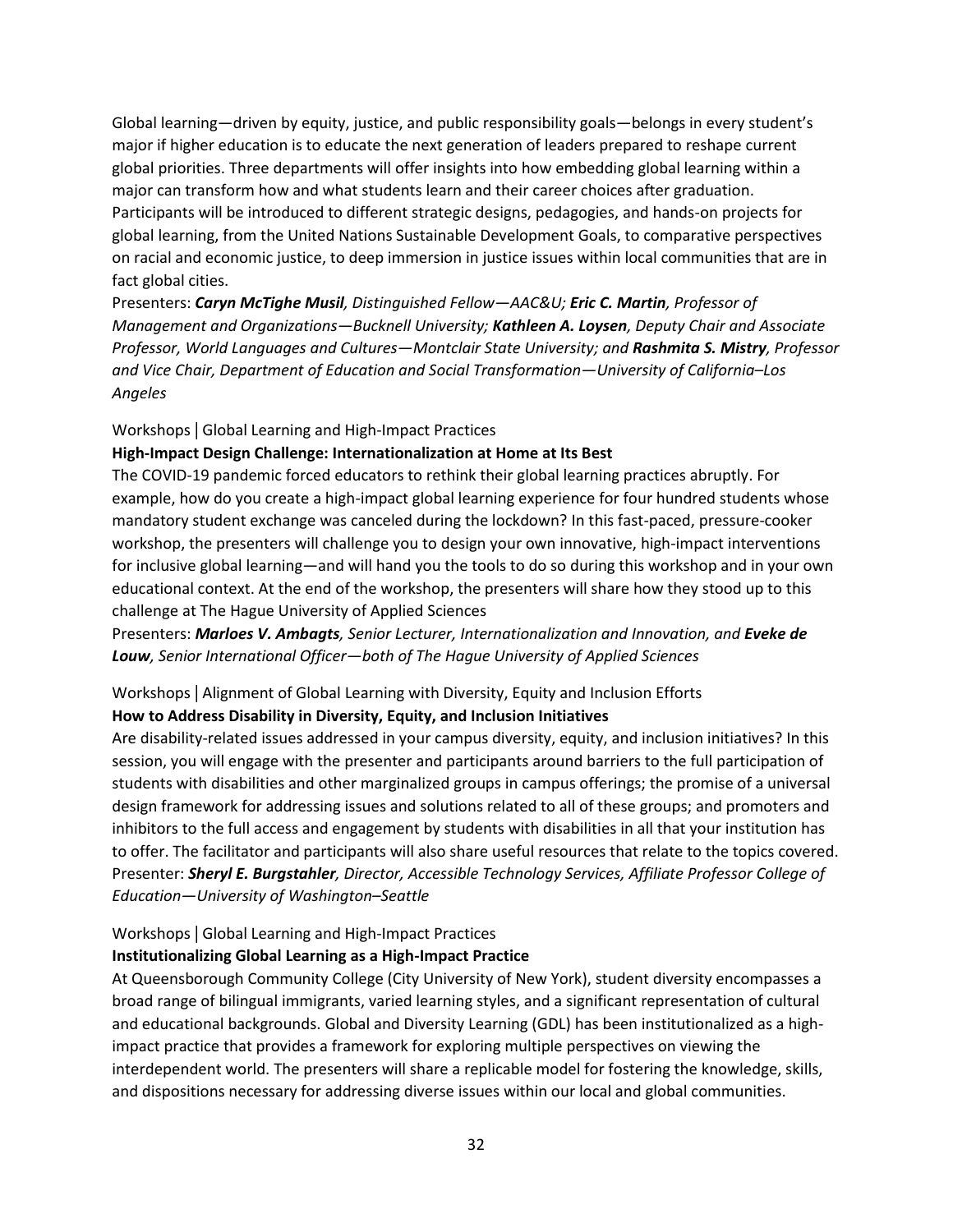Global learning—driven by equity, justice, and public responsibility goals—belongs in every student's major if higher education is to educate the next generation of leaders prepared to reshape current global priorities. Three departments will offer insights into how embedding global learning within a major can transform how and what students learn and their career choices after graduation. Participants will be introduced to different strategic designs, pedagogies, and hands-on projects for global learning, from the United Nations Sustainable Development Goals, to comparative perspectives on racial and economic justice, to deep immersion in justice issues within local communities that are in fact global cities.

Presenters: ***Caryn McTighe Musil****, Distinguished Fellow—AAC&U;* ***Eric C. Martin****, Professor of Management and Organizations—Bucknell University;* ***Kathleen A. Loysen****, Deputy Chair and Associate Professor, World Languages and Cultures—Montclair State University; and* ***Rashmita S. Mistry****, Professor and Vice Chair, Department of Education and Social Transformation—University of California–Los Angeles*

Workshops | Global Learning and High-Impact Practices

**High-Impact Design Challenge: Internationalization at Home at Its Best**

The COVID-19 pandemic forced educators to rethink their global learning practices abruptly. For example, how do you create a high-impact global learning experience for four hundred students whose mandatory student exchange was canceled during the lockdown? In this fast-paced, pressure-cooker workshop, the presenters will challenge you to design your own innovative, high-impact interventions for inclusive global learning—and will hand you the tools to do so during this workshop and in your own educational context. At the end of the workshop, the presenters will share how they stood up to this challenge at The Hague University of Applied Sciences

Presenters: ***Marloes V. Ambagts****, Senior Lecturer, Internationalization and Innovation, and* ***Eveke de Louw****, Senior International Officer—both of The Hague University of Applied Sciences*

Workshops | Alignment of Global Learning with Diversity, Equity and Inclusion Efforts

**How to Address Disability in Diversity, Equity, and Inclusion Initiatives**

Are disability-related issues addressed in your campus diversity, equity, and inclusion initiatives? In this session, you will engage with the presenter and participants around barriers to the full participation of students with disabilities and other marginalized groups in campus offerings; the promise of a universal design framework for addressing issues and solutions related to all of these groups; and promoters and inhibitors to the full access and engagement by students with disabilities in all that your institution has to offer. The facilitator and participants will also share useful resources that relate to the topics covered.

Presenter: ***Sheryl E. Burgstahler****, Director, Accessible Technology Services, Affiliate Professor College of Education—University of Washington–Seattle*

Workshops | Global Learning and High-Impact Practices

**Institutionalizing Global Learning as a High-Impact Practice**

At Queensborough Community College (City University of New York), student diversity encompasses a broad range of bilingual immigrants, varied learning styles, and a significant representation of cultural and educational backgrounds. Global and Diversity Learning (GDL) has been institutionalized as a high-impact practice that provides a framework for exploring multiple perspectives on viewing the interdependent world. The presenters will share a replicable model for fostering the knowledge, skills, and dispositions necessary for addressing diverse issues within our local and global communities.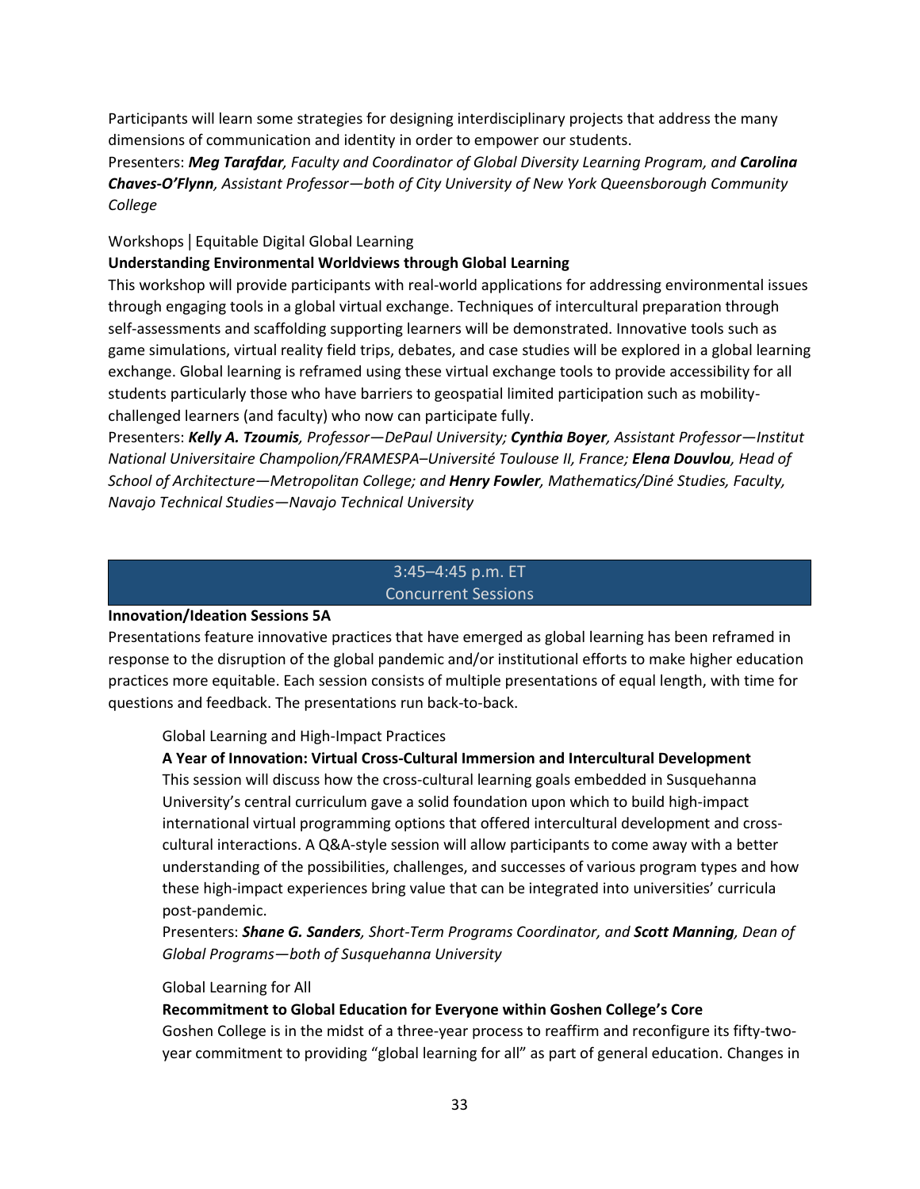Participants will learn some strategies for designing interdisciplinary projects that address the many dimensions of communication and identity in order to empower our students.
Presenters: ***Meg Tarafdar**, Faculty and Coordinator of Global Diversity Learning Program, and **Carolina Chaves-O'Flynn**, Assistant Professor—both of City University of New York Queensborough Community College*

Workshops | Equitable Digital Global Learning

**Understanding Environmental Worldviews through Global Learning**

This workshop will provide participants with real-world applications for addressing environmental issues through engaging tools in a global virtual exchange. Techniques of intercultural preparation through self-assessments and scaffolding supporting learners will be demonstrated. Innovative tools such as game simulations, virtual reality field trips, debates, and case studies will be explored in a global learning exchange. Global learning is reframed using these virtual exchange tools to provide accessibility for all students particularly those who have barriers to geospatial limited participation such as mobility-challenged learners (and faculty) who now can participate fully.
Presenters: ***Kelly A. Tzoumis**, Professor—DePaul University; **Cynthia Boyer**, Assistant Professor—Institut National Universitaire Champolion/FRAMESPA–Université Toulouse II, France; **Elena Douvlou**, Head of School of Architecture—Metropolitan College; and **Henry Fowler**, Mathematics/Diné Studies, Faculty, Navajo Technical Studies—Navajo Technical University*

## 3:45–4:45 p.m. ET
## Concurrent Sessions

**Innovation/Ideation Sessions 5A**

Presentations feature innovative practices that have emerged as global learning has been reframed in response to the disruption of the global pandemic and/or institutional efforts to make higher education practices more equitable. Each session consists of multiple presentations of equal length, with time for questions and feedback. The presentations run back-to-back.

Global Learning and High-Impact Practices

**A Year of Innovation: Virtual Cross-Cultural Immersion and Intercultural Development**

This session will discuss how the cross-cultural learning goals embedded in Susquehanna University's central curriculum gave a solid foundation upon which to build high-impact international virtual programming options that offered intercultural development and cross-cultural interactions. A Q&A-style session will allow participants to come away with a better understanding of the possibilities, challenges, and successes of various program types and how these high-impact experiences bring value that can be integrated into universities' curricula post-pandemic.
Presenters: ***Shane G. Sanders**, Short-Term Programs Coordinator, and **Scott Manning**, Dean of Global Programs—both of Susquehanna University*

Global Learning for All

**Recommitment to Global Education for Everyone within Goshen College's Core**

Goshen College is in the midst of a three-year process to reaffirm and reconfigure its fifty-two-year commitment to providing "global learning for all" as part of general education. Changes in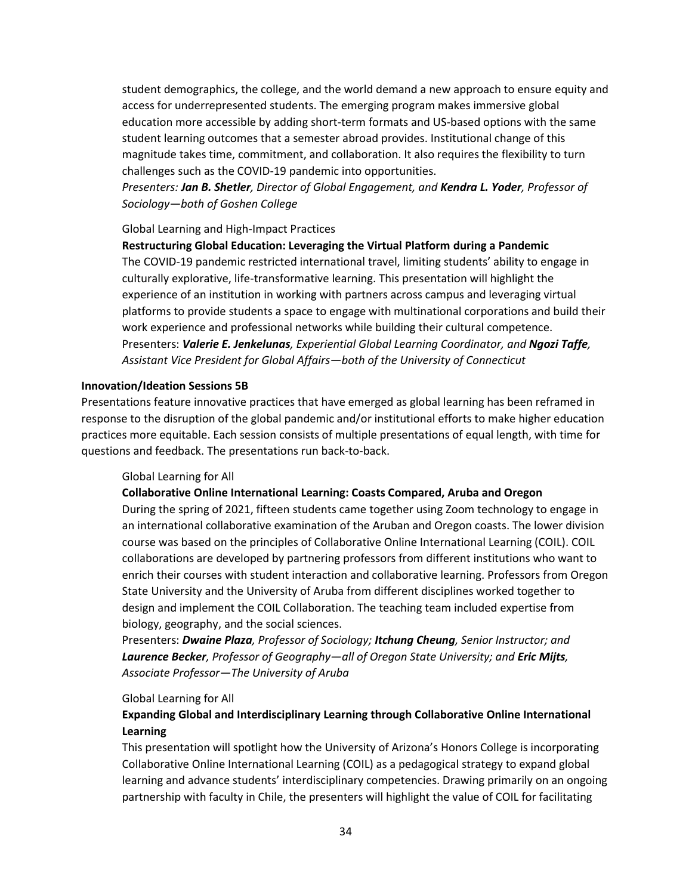student demographics, the college, and the world demand a new approach to ensure equity and access for underrepresented students. The emerging program makes immersive global education more accessible by adding short-term formats and US-based options with the same student learning outcomes that a semester abroad provides. Institutional change of this magnitude takes time, commitment, and collaboration. It also requires the flexibility to turn challenges such as the COVID-19 pandemic into opportunities.
*Presenters: **Jan B. Shetler**, Director of Global Engagement, and **Kendra L. Yoder**, Professor of Sociology—both of Goshen College*

Global Learning and High-Impact Practices

**Restructuring Global Education: Leveraging the Virtual Platform during a Pandemic**
The COVID-19 pandemic restricted international travel, limiting students' ability to engage in culturally explorative, life-transformative learning. This presentation will highlight the experience of an institution in working with partners across campus and leveraging virtual platforms to provide students a space to engage with multinational corporations and build their work experience and professional networks while building their cultural competence.
Presenters: ***Valerie E. Jenkelunas**, Experiential Global Learning Coordinator, and **Ngozi Taffe**, Assistant Vice President for Global Affairs—both of the University of Connecticut*

**Innovation/Ideation Sessions 5B**

Presentations feature innovative practices that have emerged as global learning has been reframed in response to the disruption of the global pandemic and/or institutional efforts to make higher education practices more equitable. Each session consists of multiple presentations of equal length, with time for questions and feedback. The presentations run back-to-back.

Global Learning for All

**Collaborative Online International Learning: Coasts Compared, Aruba and Oregon**
During the spring of 2021, fifteen students came together using Zoom technology to engage in an international collaborative examination of the Aruban and Oregon coasts. The lower division course was based on the principles of Collaborative Online International Learning (COIL). COIL collaborations are developed by partnering professors from different institutions who want to enrich their courses with student interaction and collaborative learning. Professors from Oregon State University and the University of Aruba from different disciplines worked together to design and implement the COIL Collaboration. The teaching team included expertise from biology, geography, and the social sciences.
Presenters: ***Dwaine Plaza**, Professor of Sociology; **Itchung Cheung**, Senior Instructor; and **Laurence Becker**, Professor of Geography—all of Oregon State University; and **Eric Mijts**, Associate Professor—The University of Aruba*

Global Learning for All

**Expanding Global and Interdisciplinary Learning through Collaborative Online International Learning**
This presentation will spotlight how the University of Arizona's Honors College is incorporating Collaborative Online International Learning (COIL) as a pedagogical strategy to expand global learning and advance students' interdisciplinary competencies. Drawing primarily on an ongoing partnership with faculty in Chile, the presenters will highlight the value of COIL for facilitating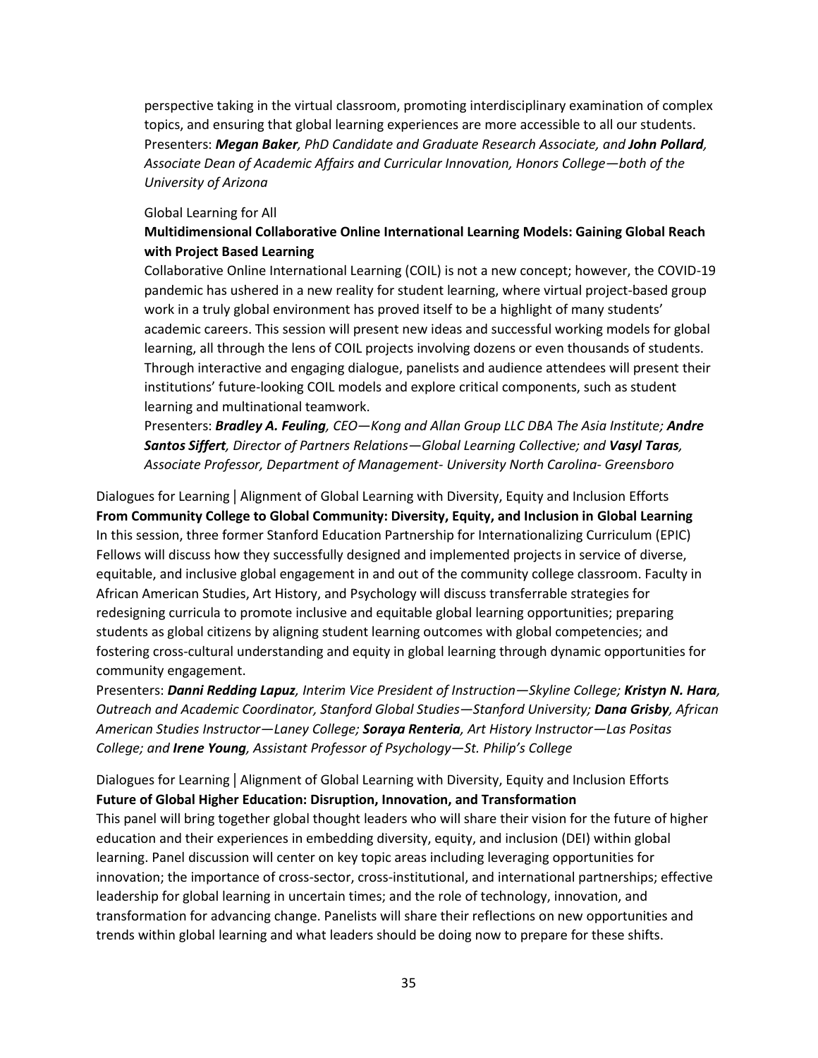perspective taking in the virtual classroom, promoting interdisciplinary examination of complex topics, and ensuring that global learning experiences are more accessible to all our students.
Presenters: ***Megan Baker****, PhD Candidate and Graduate Research Associate, and* ***John Pollard****, Associate Dean of Academic Affairs and Curricular Innovation, Honors College—both of the University of Arizona*

Global Learning for All

**Multidimensional Collaborative Online International Learning Models: Gaining Global Reach with Project Based Learning**

Collaborative Online International Learning (COIL) is not a new concept; however, the COVID-19 pandemic has ushered in a new reality for student learning, where virtual project-based group work in a truly global environment has proved itself to be a highlight of many students' academic careers. This session will present new ideas and successful working models for global learning, all through the lens of COIL projects involving dozens or even thousands of students. Through interactive and engaging dialogue, panelists and audience attendees will present their institutions' future-looking COIL models and explore critical components, such as student learning and multinational teamwork.
Presenters: ***Bradley A. Feuling****, CEO—Kong and Allan Group LLC DBA The Asia Institute;* ***Andre Santos Siffert****, Director of Partners Relations—Global Learning Collective; and* ***Vasyl Taras****, Associate Professor, Department of Management- University North Carolina- Greensboro*

Dialogues for Learning | Alignment of Global Learning with Diversity, Equity and Inclusion Efforts

**From Community College to Global Community: Diversity, Equity, and Inclusion in Global Learning**

In this session, three former Stanford Education Partnership for Internationalizing Curriculum (EPIC) Fellows will discuss how they successfully designed and implemented projects in service of diverse, equitable, and inclusive global engagement in and out of the community college classroom. Faculty in African American Studies, Art History, and Psychology will discuss transferrable strategies for redesigning curricula to promote inclusive and equitable global learning opportunities; preparing students as global citizens by aligning student learning outcomes with global competencies; and fostering cross-cultural understanding and equity in global learning through dynamic opportunities for community engagement.
Presenters: ***Danni Redding Lapuz****, Interim Vice President of Instruction—Skyline College;* ***Kristyn N. Hara****, Outreach and Academic Coordinator, Stanford Global Studies—Stanford University;* ***Dana Grisby****, African American Studies Instructor—Laney College;* ***Soraya Renteria****, Art History Instructor—Las Positas College; and* ***Irene Young****, Assistant Professor of Psychology—St. Philip's College*

Dialogues for Learning | Alignment of Global Learning with Diversity, Equity and Inclusion Efforts

**Future of Global Higher Education: Disruption, Innovation, and Transformation**

This panel will bring together global thought leaders who will share their vision for the future of higher education and their experiences in embedding diversity, equity, and inclusion (DEI) within global learning. Panel discussion will center on key topic areas including leveraging opportunities for innovation; the importance of cross-sector, cross-institutional, and international partnerships; effective leadership for global learning in uncertain times; and the role of technology, innovation, and transformation for advancing change. Panelists will share their reflections on new opportunities and trends within global learning and what leaders should be doing now to prepare for these shifts.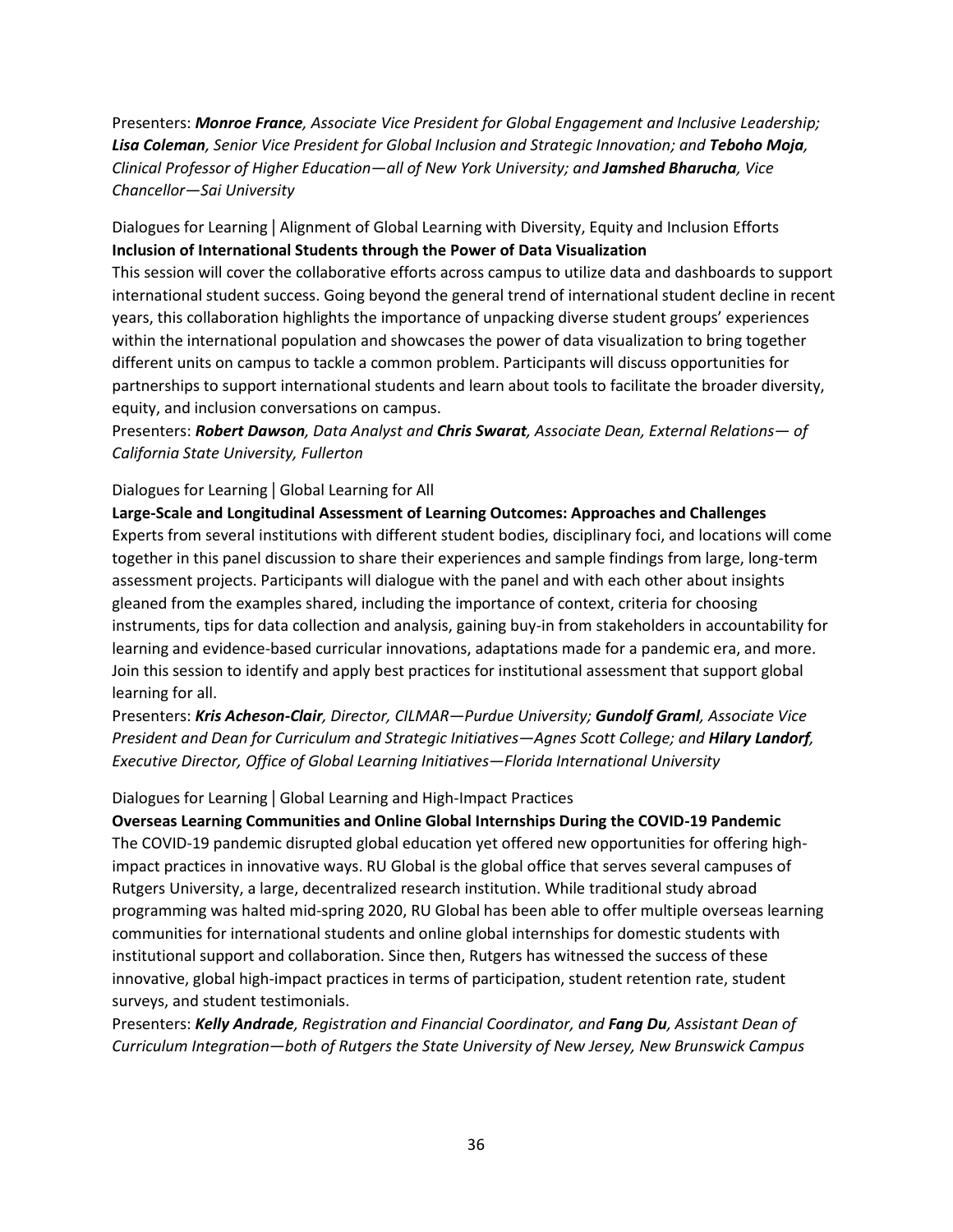Presenters: ***Monroe France****, Associate Vice President for Global Engagement and Inclusive Leadership;* ***Lisa Coleman****, Senior Vice President for Global Inclusion and Strategic Innovation; and* ***Teboho Moja****, Clinical Professor of Higher Education—all of New York University; and* ***Jamshed Bharucha****, Vice Chancellor—Sai University*

Dialogues for Learning | Alignment of Global Learning with Diversity, Equity and Inclusion Efforts

**Inclusion of International Students through the Power of Data Visualization**

This session will cover the collaborative efforts across campus to utilize data and dashboards to support international student success. Going beyond the general trend of international student decline in recent years, this collaboration highlights the importance of unpacking diverse student groups' experiences within the international population and showcases the power of data visualization to bring together different units on campus to tackle a common problem. Participants will discuss opportunities for partnerships to support international students and learn about tools to facilitate the broader diversity, equity, and inclusion conversations on campus.

Presenters: ***Robert Dawson****, Data Analyst and* ***Chris Swarat****, Associate Dean, External Relations— of California State University, Fullerton*

Dialogues for Learning | Global Learning for All

**Large-Scale and Longitudinal Assessment of Learning Outcomes: Approaches and Challenges**

Experts from several institutions with different student bodies, disciplinary foci, and locations will come together in this panel discussion to share their experiences and sample findings from large, long-term assessment projects. Participants will dialogue with the panel and with each other about insights gleaned from the examples shared, including the importance of context, criteria for choosing instruments, tips for data collection and analysis, gaining buy-in from stakeholders in accountability for learning and evidence-based curricular innovations, adaptations made for a pandemic era, and more. Join this session to identify and apply best practices for institutional assessment that support global learning for all.

Presenters: ***Kris Acheson-Clair****, Director, CILMAR—Purdue University;* ***Gundolf Graml****, Associate Vice President and Dean for Curriculum and Strategic Initiatives—Agnes Scott College; and* ***Hilary Landorf****, Executive Director, Office of Global Learning Initiatives—Florida International University*

Dialogues for Learning | Global Learning and High-Impact Practices

**Overseas Learning Communities and Online Global Internships During the COVID-19 Pandemic**

The COVID-19 pandemic disrupted global education yet offered new opportunities for offering high-impact practices in innovative ways. RU Global is the global office that serves several campuses of Rutgers University, a large, decentralized research institution. While traditional study abroad programming was halted mid-spring 2020, RU Global has been able to offer multiple overseas learning communities for international students and online global internships for domestic students with institutional support and collaboration. Since then, Rutgers has witnessed the success of these innovative, global high-impact practices in terms of participation, student retention rate, student surveys, and student testimonials.

Presenters: ***Kelly Andrade****, Registration and Financial Coordinator, and* ***Fang Du****, Assistant Dean of Curriculum Integration—both of Rutgers the State University of New Jersey, New Brunswick Campus*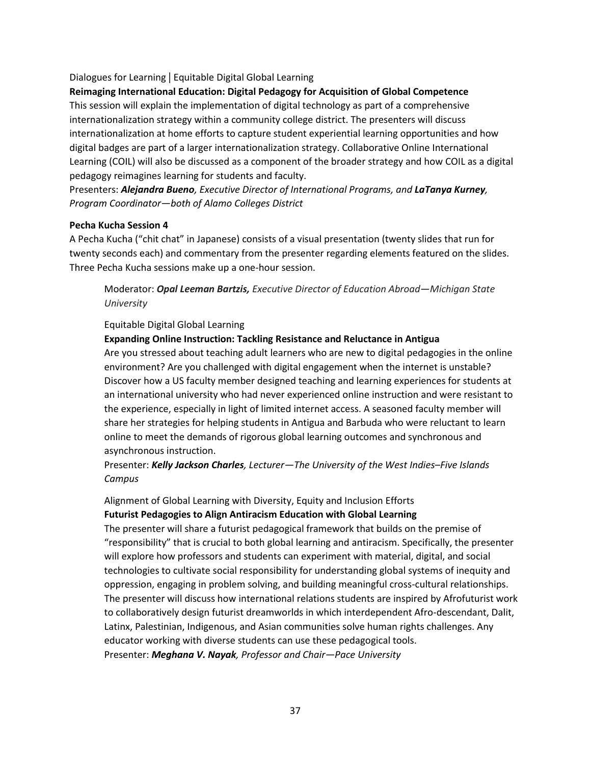Dialogues for Learning | Equitable Digital Global Learning

**Reimaging International Education: Digital Pedagogy for Acquisition of Global Competence**

This session will explain the implementation of digital technology as part of a comprehensive internationalization strategy within a community college district. The presenters will discuss internationalization at home efforts to capture student experiential learning opportunities and how digital badges are part of a larger internationalization strategy. Collaborative Online International Learning (COIL) will also be discussed as a component of the broader strategy and how COIL as a digital pedagogy reimagines learning for students and faculty.

Presenters: ***Alejandra Bueno****, Executive Director of International Programs, and* ***LaTanya Kurney****, Program Coordinator—both of Alamo Colleges District*

**Pecha Kucha Session 4**

A Pecha Kucha ("chit chat" in Japanese) consists of a visual presentation (twenty slides that run for twenty seconds each) and commentary from the presenter regarding elements featured on the slides. Three Pecha Kucha sessions make up a one-hour session.

> Moderator: ***Opal Leeman Bartzis,*** *Executive Director of Education Abroad—Michigan State University*
>
> Equitable Digital Global Learning
>
> **Expanding Online Instruction: Tackling Resistance and Reluctance in Antigua**
>
> Are you stressed about teaching adult learners who are new to digital pedagogies in the online environment? Are you challenged with digital engagement when the internet is unstable? Discover how a US faculty member designed teaching and learning experiences for students at an international university who had never experienced online instruction and were resistant to the experience, especially in light of limited internet access. A seasoned faculty member will share her strategies for helping students in Antigua and Barbuda who were reluctant to learn online to meet the demands of rigorous global learning outcomes and synchronous and asynchronous instruction.
>
> Presenter: ***Kelly Jackson Charles****, Lecturer—The University of the West Indies–Five Islands Campus*
>
> Alignment of Global Learning with Diversity, Equity and Inclusion Efforts
>
> **Futurist Pedagogies to Align Antiracism Education with Global Learning**
>
> The presenter will share a futurist pedagogical framework that builds on the premise of "responsibility" that is crucial to both global learning and antiracism. Specifically, the presenter will explore how professors and students can experiment with material, digital, and social technologies to cultivate social responsibility for understanding global systems of inequity and oppression, engaging in problem solving, and building meaningful cross-cultural relationships. The presenter will discuss how international relations students are inspired by Afrofuturist work to collaboratively design futurist dreamworlds in which interdependent Afro-descendant, Dalit, Latinx, Palestinian, Indigenous, and Asian communities solve human rights challenges. Any educator working with diverse students can use these pedagogical tools.
>
> Presenter: ***Meghana V. Nayak****, Professor and Chair—Pace University*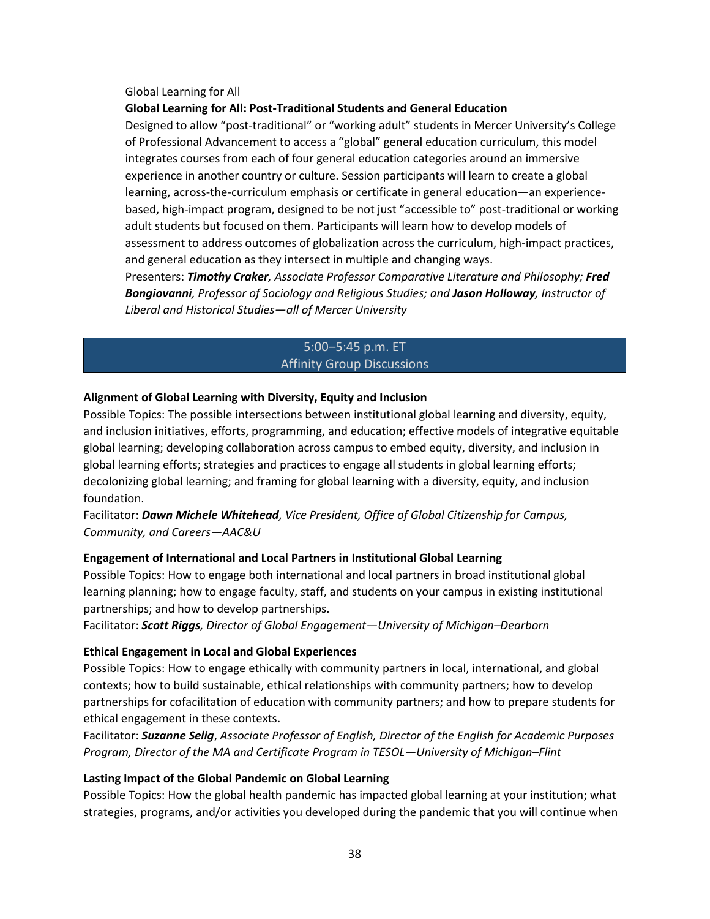Global Learning for All

**Global Learning for All: Post-Traditional Students and General Education**

Designed to allow "post-traditional" or "working adult" students in Mercer University's College of Professional Advancement to access a "global" general education curriculum, this model integrates courses from each of four general education categories around an immersive experience in another country or culture. Session participants will learn to create a global learning, across-the-curriculum emphasis or certificate in general education—an experience-based, high-impact program, designed to be not just "accessible to" post-traditional or working adult students but focused on them. Participants will learn how to develop models of assessment to address outcomes of globalization across the curriculum, high-impact practices, and general education as they intersect in multiple and changing ways.

Presenters: ***Timothy Craker****, Associate Professor Comparative Literature and Philosophy;* ***Fred Bongiovanni****, Professor of Sociology and Religious Studies; and* ***Jason Holloway****, Instructor of Liberal and Historical Studies—all of Mercer University*

## 5:00–5:45 p.m. ET
## Affinity Group Discussions

**Alignment of Global Learning with Diversity, Equity and Inclusion**

Possible Topics: The possible intersections between institutional global learning and diversity, equity, and inclusion initiatives, efforts, programming, and education; effective models of integrative equitable global learning; developing collaboration across campus to embed equity, diversity, and inclusion in global learning efforts; strategies and practices to engage all students in global learning efforts; decolonizing global learning; and framing for global learning with a diversity, equity, and inclusion foundation.

Facilitator: ***Dawn Michele Whitehead****, Vice President, Office of Global Citizenship for Campus, Community, and Careers—AAC&U*

**Engagement of International and Local Partners in Institutional Global Learning**

Possible Topics: How to engage both international and local partners in broad institutional global learning planning; how to engage faculty, staff, and students on your campus in existing institutional partnerships; and how to develop partnerships.

Facilitator: ***Scott Riggs****, Director of Global Engagement—University of Michigan–Dearborn*

**Ethical Engagement in Local and Global Experiences**

Possible Topics: How to engage ethically with community partners in local, international, and global contexts; how to build sustainable, ethical relationships with community partners; how to develop partnerships for cofacilitation of education with community partners; and how to prepare students for ethical engagement in these contexts.

Facilitator: ***Suzanne Selig****, Associate Professor of English, Director of the English for Academic Purposes Program, Director of the MA and Certificate Program in TESOL—University of Michigan–Flint*

**Lasting Impact of the Global Pandemic on Global Learning**

Possible Topics: How the global health pandemic has impacted global learning at your institution; what strategies, programs, and/or activities you developed during the pandemic that you will continue when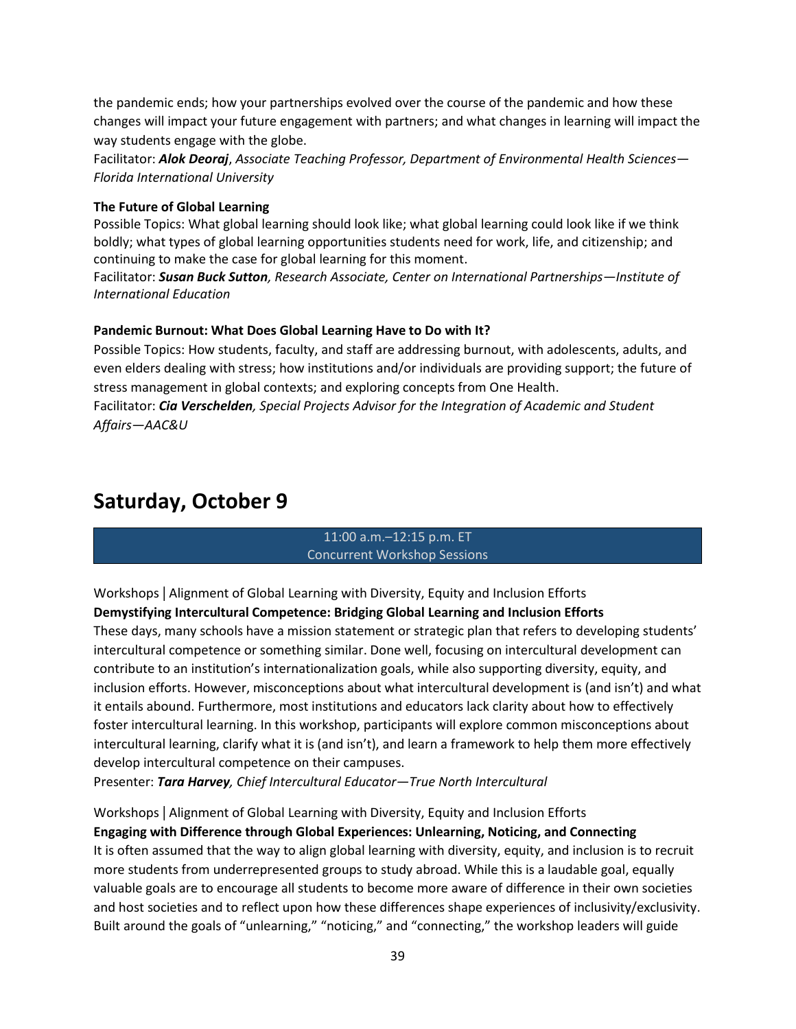the pandemic ends; how your partnerships evolved over the course of the pandemic and how these changes will impact your future engagement with partners; and what changes in learning will impact the way students engage with the globe.
Facilitator: ***Alok Deoraj***, *Associate Teaching Professor, Department of Environmental Health Sciences—Florida International University*

**The Future of Global Learning**
Possible Topics: What global learning should look like; what global learning could look like if we think boldly; what types of global learning opportunities students need for work, life, and citizenship; and continuing to make the case for global learning for this moment.
Facilitator: ***Susan Buck Sutton****, Research Associate, Center on International Partnerships—Institute of International Education*

**Pandemic Burnout: What Does Global Learning Have to Do with It?**
Possible Topics: How students, faculty, and staff are addressing burnout, with adolescents, adults, and even elders dealing with stress; how institutions and/or individuals are providing support; the future of stress management in global contexts; and exploring concepts from One Health.
Facilitator: ***Cia Verschelden****, Special Projects Advisor for the Integration of Academic and Student Affairs—AAC&U*

# Saturday, October 9

11:00 a.m.–12:15 p.m. ET
Concurrent Workshop Sessions

Workshops | Alignment of Global Learning with Diversity, Equity and Inclusion Efforts
**Demystifying Intercultural Competence: Bridging Global Learning and Inclusion Efforts**
These days, many schools have a mission statement or strategic plan that refers to developing students' intercultural competence or something similar. Done well, focusing on intercultural development can contribute to an institution's internationalization goals, while also supporting diversity, equity, and inclusion efforts. However, misconceptions about what intercultural development is (and isn't) and what it entails abound. Furthermore, most institutions and educators lack clarity about how to effectively foster intercultural learning. In this workshop, participants will explore common misconceptions about intercultural learning, clarify what it is (and isn't), and learn a framework to help them more effectively develop intercultural competence on their campuses.
Presenter: ***Tara Harvey****, Chief Intercultural Educator—True North Intercultural*

Workshops | Alignment of Global Learning with Diversity, Equity and Inclusion Efforts
**Engaging with Difference through Global Experiences: Unlearning, Noticing, and Connecting**
It is often assumed that the way to align global learning with diversity, equity, and inclusion is to recruit more students from underrepresented groups to study abroad. While this is a laudable goal, equally valuable goals are to encourage all students to become more aware of difference in their own societies and host societies and to reflect upon how these differences shape experiences of inclusivity/exclusivity. Built around the goals of "unlearning," "noticing," and "connecting," the workshop leaders will guide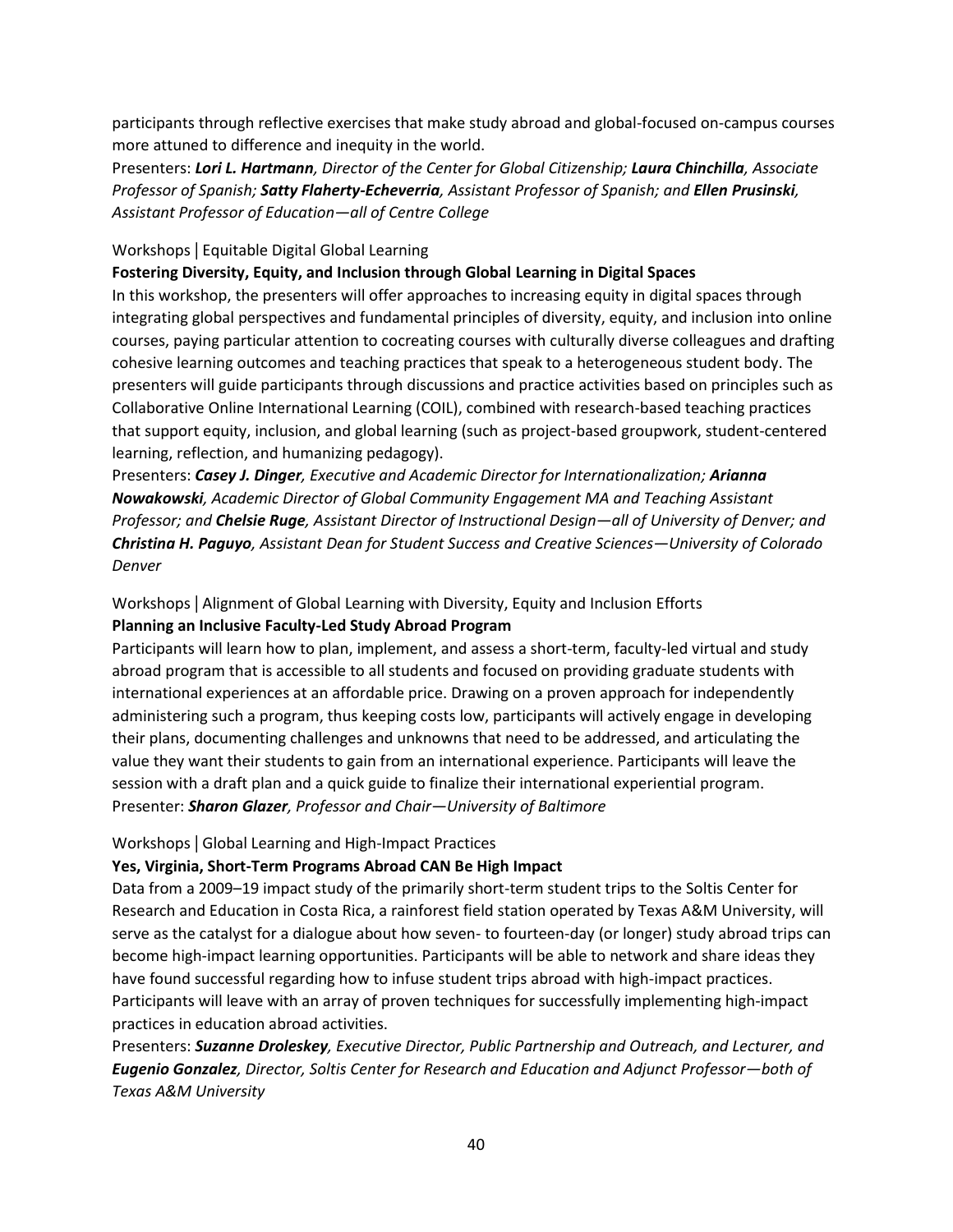participants through reflective exercises that make study abroad and global-focused on-campus courses more attuned to difference and inequity in the world.

Presenters: ***Lori L. Hartmann****, Director of the Center for Global Citizenship;* ***Laura Chinchilla****, Associate Professor of Spanish;* ***Satty Flaherty-Echeverria****, Assistant Professor of Spanish; and* ***Ellen Prusinski****, Assistant Professor of Education—all of Centre College*

Workshops | Equitable Digital Global Learning

**Fostering Diversity, Equity, and Inclusion through Global Learning in Digital Spaces**

In this workshop, the presenters will offer approaches to increasing equity in digital spaces through integrating global perspectives and fundamental principles of diversity, equity, and inclusion into online courses, paying particular attention to cocreating courses with culturally diverse colleagues and drafting cohesive learning outcomes and teaching practices that speak to a heterogeneous student body. The presenters will guide participants through discussions and practice activities based on principles such as Collaborative Online International Learning (COIL), combined with research-based teaching practices that support equity, inclusion, and global learning (such as project-based groupwork, student-centered learning, reflection, and humanizing pedagogy).

Presenters: ***Casey J. Dinger****, Executive and Academic Director for Internationalization;* ***Arianna Nowakowski****, Academic Director of Global Community Engagement MA and Teaching Assistant Professor; and* ***Chelsie Ruge****, Assistant Director of Instructional Design—all of University of Denver; and* ***Christina H. Paguyo****, Assistant Dean for Student Success and Creative Sciences—University of Colorado Denver*

Workshops | Alignment of Global Learning with Diversity, Equity and Inclusion Efforts

**Planning an Inclusive Faculty-Led Study Abroad Program**

Participants will learn how to plan, implement, and assess a short-term, faculty-led virtual and study abroad program that is accessible to all students and focused on providing graduate students with international experiences at an affordable price. Drawing on a proven approach for independently administering such a program, thus keeping costs low, participants will actively engage in developing their plans, documenting challenges and unknowns that need to be addressed, and articulating the value they want their students to gain from an international experience. Participants will leave the session with a draft plan and a quick guide to finalize their international experiential program.

Presenter: ***Sharon Glazer****, Professor and Chair—University of Baltimore*

Workshops | Global Learning and High-Impact Practices

**Yes, Virginia, Short-Term Programs Abroad CAN Be High Impact**

Data from a 2009–19 impact study of the primarily short-term student trips to the Soltis Center for Research and Education in Costa Rica, a rainforest field station operated by Texas A&M University, will serve as the catalyst for a dialogue about how seven- to fourteen-day (or longer) study abroad trips can become high-impact learning opportunities. Participants will be able to network and share ideas they have found successful regarding how to infuse student trips abroad with high-impact practices. Participants will leave with an array of proven techniques for successfully implementing high-impact practices in education abroad activities.

Presenters: ***Suzanne Droleskey****, Executive Director, Public Partnership and Outreach, and Lecturer, and* ***Eugenio Gonzalez****, Director, Soltis Center for Research and Education and Adjunct Professor—both of Texas A&M University*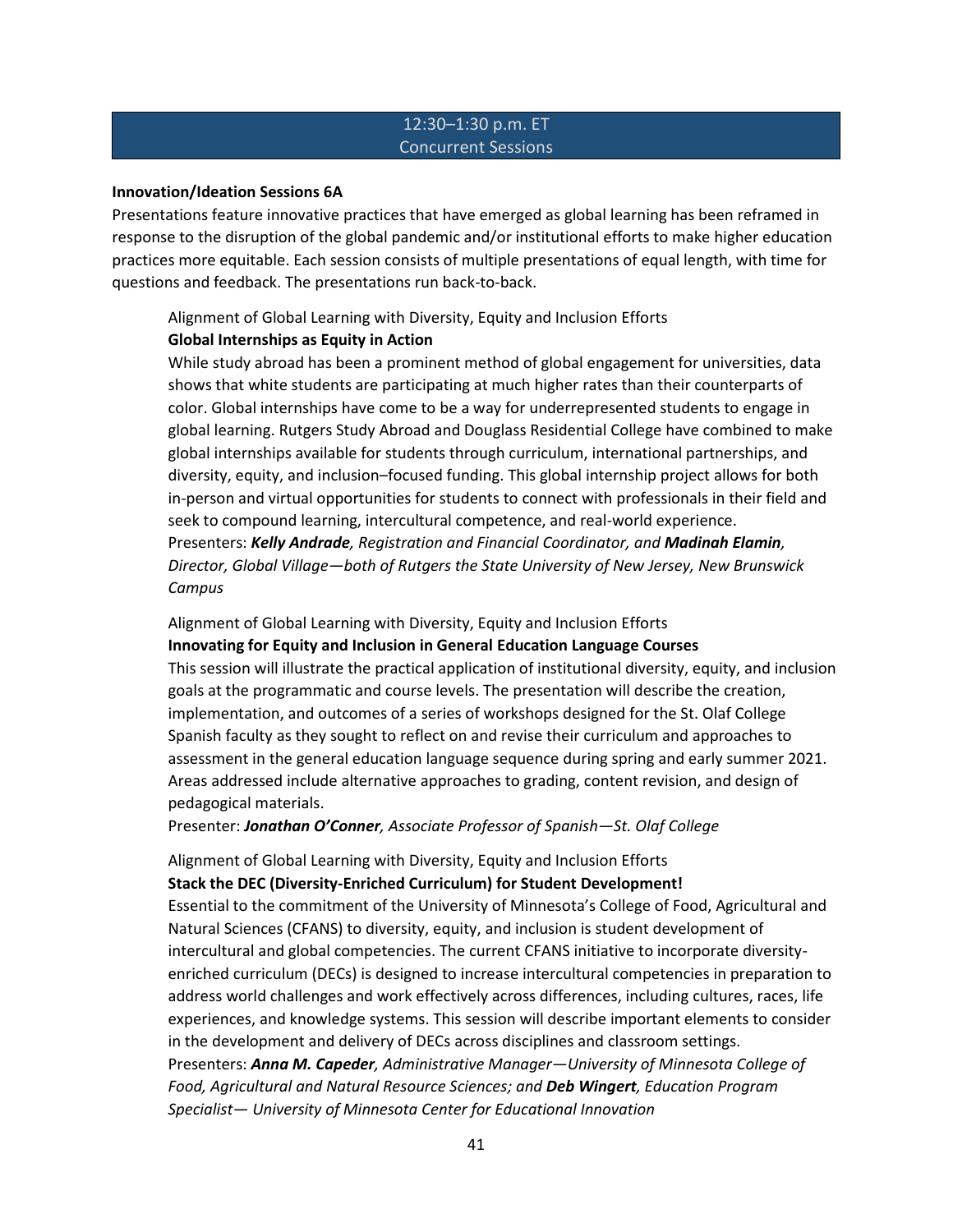## 12:30–1:30 p.m. ET
## Concurrent Sessions

**Innovation/Ideation Sessions 6A**

Presentations feature innovative practices that have emerged as global learning has been reframed in response to the disruption of the global pandemic and/or institutional efforts to make higher education practices more equitable. Each session consists of multiple presentations of equal length, with time for questions and feedback. The presentations run back-to-back.

Alignment of Global Learning with Diversity, Equity and Inclusion Efforts

**Global Internships as Equity in Action**

While study abroad has been a prominent method of global engagement for universities, data shows that white students are participating at much higher rates than their counterparts of color. Global internships have come to be a way for underrepresented students to engage in global learning. Rutgers Study Abroad and Douglass Residential College have combined to make global internships available for students through curriculum, international partnerships, and diversity, equity, and inclusion–focused funding. This global internship project allows for both in-person and virtual opportunities for students to connect with professionals in their field and seek to compound learning, intercultural competence, and real-world experience.

Presenters: ***Kelly Andrade****, Registration and Financial Coordinator, and* ***Madinah Elamin****, Director, Global Village—both of Rutgers the State University of New Jersey, New Brunswick Campus*

Alignment of Global Learning with Diversity, Equity and Inclusion Efforts

**Innovating for Equity and Inclusion in General Education Language Courses**

This session will illustrate the practical application of institutional diversity, equity, and inclusion goals at the programmatic and course levels. The presentation will describe the creation, implementation, and outcomes of a series of workshops designed for the St. Olaf College Spanish faculty as they sought to reflect on and revise their curriculum and approaches to assessment in the general education language sequence during spring and early summer 2021. Areas addressed include alternative approaches to grading, content revision, and design of pedagogical materials.

Presenter: ***Jonathan O'Conner****, Associate Professor of Spanish—St. Olaf College*

Alignment of Global Learning with Diversity, Equity and Inclusion Efforts

**Stack the DEC (Diversity-Enriched Curriculum) for Student Development!**

Essential to the commitment of the University of Minnesota's College of Food, Agricultural and Natural Sciences (CFANS) to diversity, equity, and inclusion is student development of intercultural and global competencies. The current CFANS initiative to incorporate diversity-enriched curriculum (DECs) is designed to increase intercultural competencies in preparation to address world challenges and work effectively across differences, including cultures, races, life experiences, and knowledge systems. This session will describe important elements to consider in the development and delivery of DECs across disciplines and classroom settings.

Presenters: ***Anna M. Capeder****, Administrative Manager—University of Minnesota College of Food, Agricultural and Natural Resource Sciences; and* ***Deb Wingert****, Education Program Specialist— University of Minnesota Center for Educational Innovation*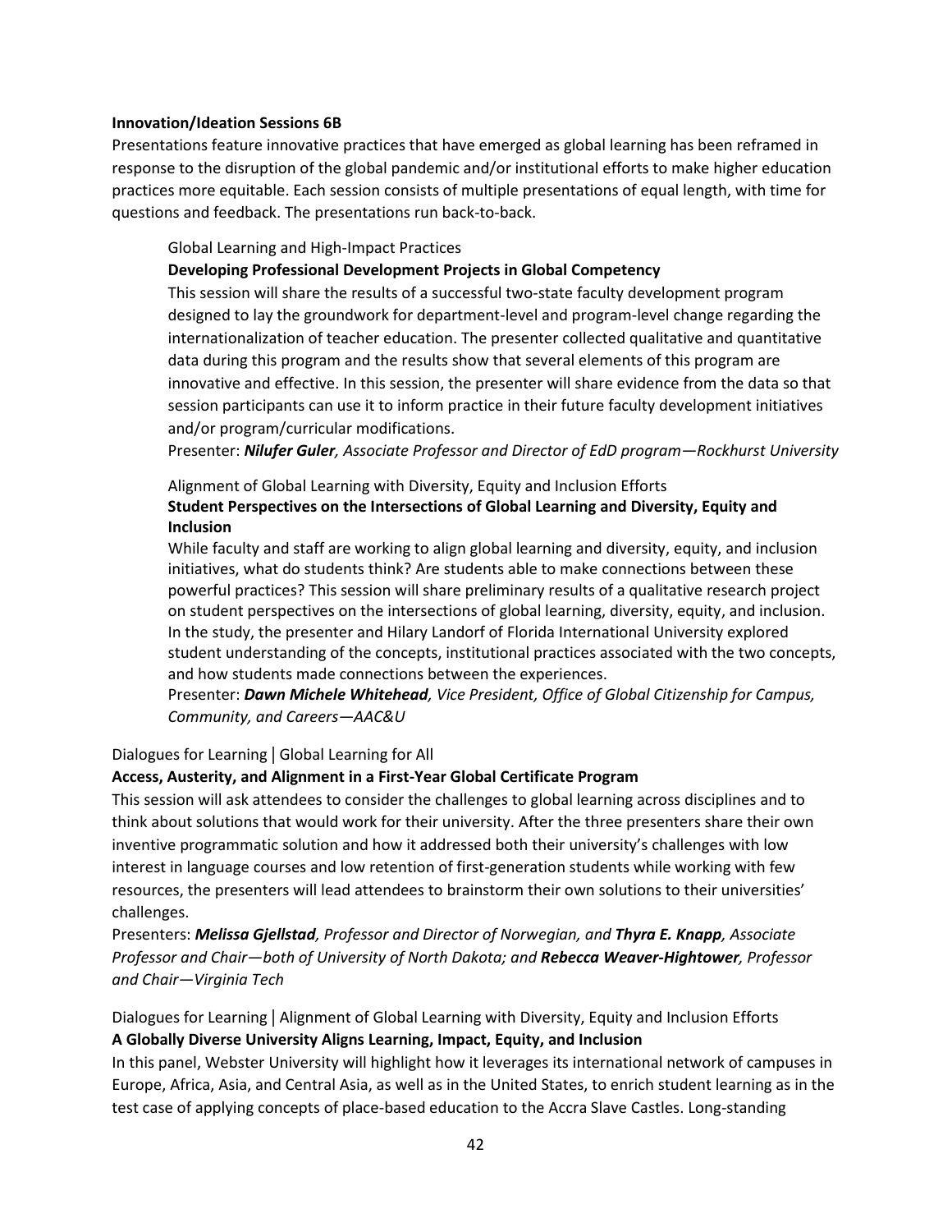**Innovation/Ideation Sessions 6B**

Presentations feature innovative practices that have emerged as global learning has been reframed in response to the disruption of the global pandemic and/or institutional efforts to make higher education practices more equitable. Each session consists of multiple presentations of equal length, with time for questions and feedback. The presentations run back-to-back.

Global Learning and High-Impact Practices

**Developing Professional Development Projects in Global Competency**

This session will share the results of a successful two-state faculty development program designed to lay the groundwork for department-level and program-level change regarding the internationalization of teacher education. The presenter collected qualitative and quantitative data during this program and the results show that several elements of this program are innovative and effective. In this session, the presenter will share evidence from the data so that session participants can use it to inform practice in their future faculty development initiatives and/or program/curricular modifications.

Presenter: ***Nilufer Guler****, Associate Professor and Director of EdD program—Rockhurst University*

Alignment of Global Learning with Diversity, Equity and Inclusion Efforts

**Student Perspectives on the Intersections of Global Learning and Diversity, Equity and Inclusion**

While faculty and staff are working to align global learning and diversity, equity, and inclusion initiatives, what do students think? Are students able to make connections between these powerful practices? This session will share preliminary results of a qualitative research project on student perspectives on the intersections of global learning, diversity, equity, and inclusion. In the study, the presenter and Hilary Landorf of Florida International University explored student understanding of the concepts, institutional practices associated with the two concepts, and how students made connections between the experiences.

Presenter: ***Dawn Michele Whitehead****, Vice President, Office of Global Citizenship for Campus, Community, and Careers—AAC&U*

Dialogues for Learning | Global Learning for All

**Access, Austerity, and Alignment in a First-Year Global Certificate Program**

This session will ask attendees to consider the challenges to global learning across disciplines and to think about solutions that would work for their university. After the three presenters share their own inventive programmatic solution and how it addressed both their university's challenges with low interest in language courses and low retention of first-generation students while working with few resources, the presenters will lead attendees to brainstorm their own solutions to their universities' challenges.

Presenters: ***Melissa Gjellstad****, Professor and Director of Norwegian, and* ***Thyra E. Knapp****, Associate Professor and Chair—both of University of North Dakota; and* ***Rebecca Weaver-Hightower****, Professor and Chair—Virginia Tech*

Dialogues for Learning | Alignment of Global Learning with Diversity, Equity and Inclusion Efforts

**A Globally Diverse University Aligns Learning, Impact, Equity, and Inclusion**

In this panel, Webster University will highlight how it leverages its international network of campuses in Europe, Africa, Asia, and Central Asia, as well as in the United States, to enrich student learning as in the test case of applying concepts of place-based education to the Accra Slave Castles. Long-standing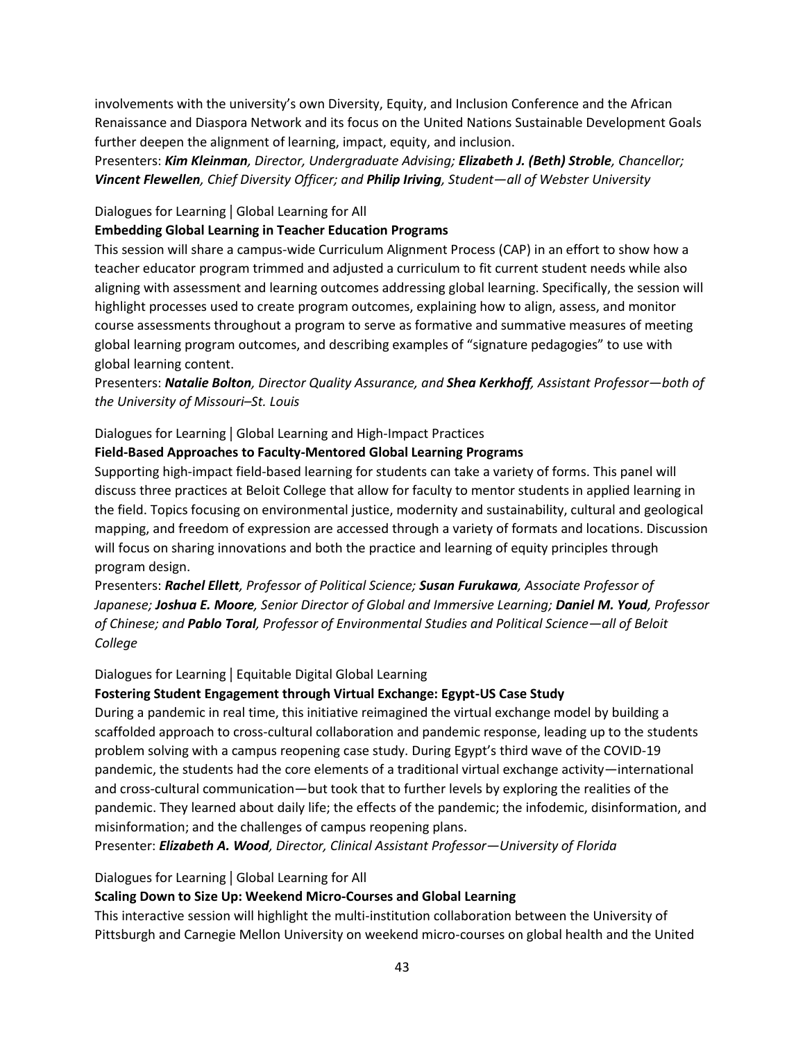involvements with the university's own Diversity, Equity, and Inclusion Conference and the African Renaissance and Diaspora Network and its focus on the United Nations Sustainable Development Goals further deepen the alignment of learning, impact, equity, and inclusion.

Presenters: ***Kim Kleinman**, Director, Undergraduate Advising; **Elizabeth J. (Beth) Stroble**, Chancellor; **Vincent Flewellen**, Chief Diversity Officer; and **Philip Iriving**, Student—all of Webster University*

Dialogues for Learning | Global Learning for All

**Embedding Global Learning in Teacher Education Programs**

This session will share a campus-wide Curriculum Alignment Process (CAP) in an effort to show how a teacher educator program trimmed and adjusted a curriculum to fit current student needs while also aligning with assessment and learning outcomes addressing global learning. Specifically, the session will highlight processes used to create program outcomes, explaining how to align, assess, and monitor course assessments throughout a program to serve as formative and summative measures of meeting global learning program outcomes, and describing examples of "signature pedagogies" to use with global learning content.

Presenters: ***Natalie Bolton**, Director Quality Assurance, and **Shea Kerkhoff**, Assistant Professor—both of the University of Missouri–St. Louis*

Dialogues for Learning | Global Learning and High-Impact Practices

**Field-Based Approaches to Faculty-Mentored Global Learning Programs**

Supporting high-impact field-based learning for students can take a variety of forms. This panel will discuss three practices at Beloit College that allow for faculty to mentor students in applied learning in the field. Topics focusing on environmental justice, modernity and sustainability, cultural and geological mapping, and freedom of expression are accessed through a variety of formats and locations. Discussion will focus on sharing innovations and both the practice and learning of equity principles through program design.

Presenters: ***Rachel Ellett**, Professor of Political Science; **Susan Furukawa**, Associate Professor of Japanese; **Joshua E. Moore**, Senior Director of Global and Immersive Learning; **Daniel M. Youd**, Professor of Chinese; and **Pablo Toral**, Professor of Environmental Studies and Political Science—all of Beloit College*

Dialogues for Learning | Equitable Digital Global Learning

**Fostering Student Engagement through Virtual Exchange: Egypt-US Case Study**

During a pandemic in real time, this initiative reimagined the virtual exchange model by building a scaffolded approach to cross-cultural collaboration and pandemic response, leading up to the students problem solving with a campus reopening case study. During Egypt's third wave of the COVID-19 pandemic, the students had the core elements of a traditional virtual exchange activity—international and cross-cultural communication—but took that to further levels by exploring the realities of the pandemic. They learned about daily life; the effects of the pandemic; the infodemic, disinformation, and misinformation; and the challenges of campus reopening plans.

Presenter: ***Elizabeth A. Wood**, Director, Clinical Assistant Professor—University of Florida*

Dialogues for Learning | Global Learning for All

**Scaling Down to Size Up: Weekend Micro-Courses and Global Learning**

This interactive session will highlight the multi-institution collaboration between the University of Pittsburgh and Carnegie Mellon University on weekend micro-courses on global health and the United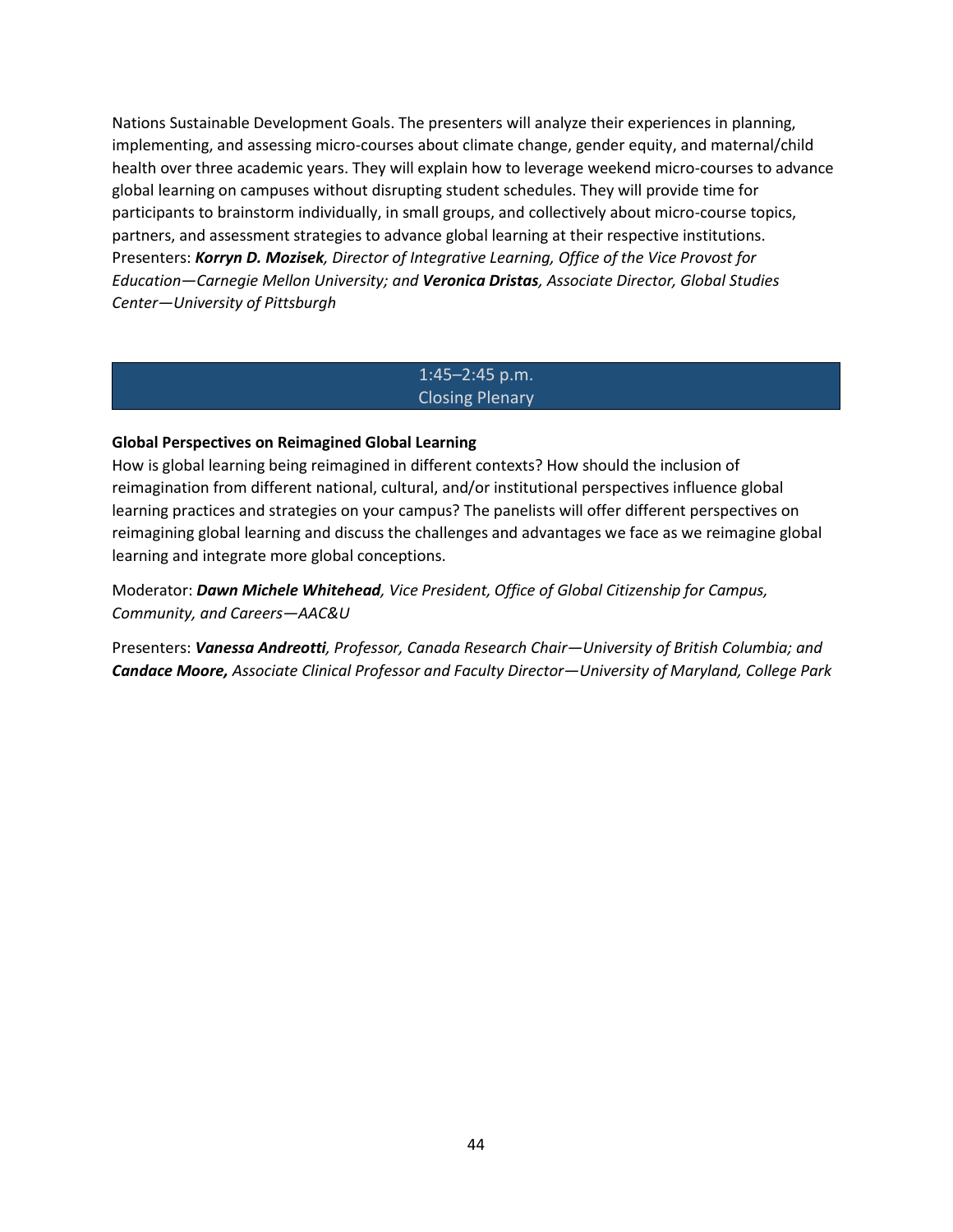Nations Sustainable Development Goals. The presenters will analyze their experiences in planning, implementing, and assessing micro-courses about climate change, gender equity, and maternal/child health over three academic years. They will explain how to leverage weekend micro-courses to advance global learning on campuses without disrupting student schedules. They will provide time for participants to brainstorm individually, in small groups, and collectively about micro-course topics, partners, and assessment strategies to advance global learning at their respective institutions. Presenters: ***Korryn D. Mozisek****, Director of Integrative Learning, Office of the Vice Provost for Education—Carnegie Mellon University; and* ***Veronica Dristas****, Associate Director, Global Studies Center—University of Pittsburgh*

## 1:45–2:45 p.m.
## Closing Plenary

**Global Perspectives on Reimagined Global Learning**

How is global learning being reimagined in different contexts? How should the inclusion of reimagination from different national, cultural, and/or institutional perspectives influence global learning practices and strategies on your campus? The panelists will offer different perspectives on reimagining global learning and discuss the challenges and advantages we face as we reimagine global learning and integrate more global conceptions.

Moderator: ***Dawn Michele Whitehead****, Vice President, Office of Global Citizenship for Campus, Community, and Careers—AAC&U*

Presenters: ***Vanessa Andreotti****, Professor, Canada Research Chair—University of British Columbia; and* ***Candace Moore,*** *Associate Clinical Professor and Faculty Director—University of Maryland, College Park*